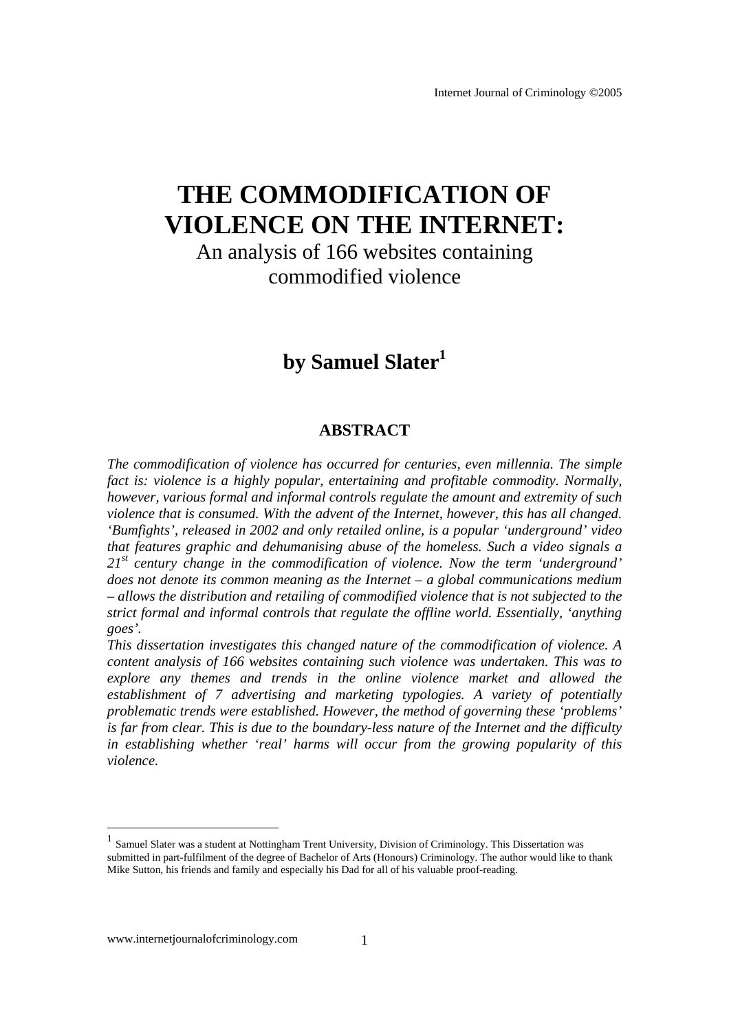# THE COMMODIFICATION OF VIOLENCE ON THE INTERNET:

An analysis of 166 websites containing commodified violence

## by Samuel Slater[1]

### ABSTRACT

*The commodification of violence has occurred for centuries, even millennia. The simple fact is: violence is a highly popular, entertaining and profitable commodity. Normally, however, various formal and informal controls regulate the amount and extremity of such violence that is consumed. With the advent of the Internet, however, this has all changed. 'Bumfights', released in 2002 and only retailed online, is a popular 'underground' video that features graphic and dehumanising abuse of the homeless. Such a video signals a 21st century change in the commodification of violence. Now the term 'underground' does not denote its common meaning as the Internet – a global communications medium – allows the distribution and retailing of commodified violence that is not subjected to the strict formal and informal controls that regulate the offline world. Essentially, 'anything goes'.*

*This dissertation investigates this changed nature of the commodification of violence. A content analysis of 166 websites containing such violence was undertaken. This was to explore any themes and trends in the online violence market and allowed the establishment of 7 advertising and marketing typologies. A variety of potentially problematic trends were established. However, the method of governing these 'problems' is far from clear. This is due to the boundary-less nature of the Internet and the difficulty in establishing whether 'real' harms will occur from the growing popularity of this violence.*

---

[1] Samuel Slater was a student at Nottingham Trent University, Division of Criminology. This Dissertation was submitted in part-fulfilment of the degree of Bachelor of Arts (Honours) Criminology. The author would like to thank Mike Sutton, his friends and family and especially his Dad for all of his valuable proof-reading.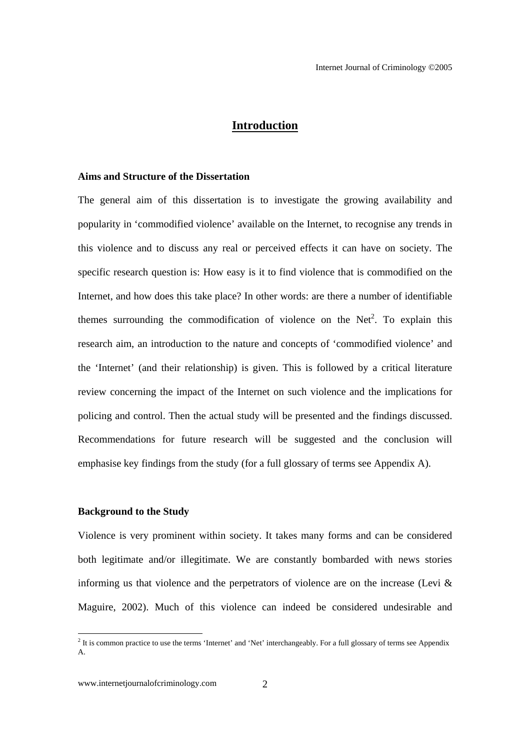# Introduction

### Aims and Structure of the Dissertation

The general aim of this dissertation is to investigate the growing availability and popularity in 'commodified violence' available on the Internet, to recognise any trends in this violence and to discuss any real or perceived effects it can have on society. The specific research question is: How easy is it to find violence that is commodified on the Internet, and how does this take place? In other words: are there a number of identifiable themes surrounding the commodification of violence on the Net[2]. To explain this research aim, an introduction to the nature and concepts of 'commodified violence' and the 'Internet' (and their relationship) is given. This is followed by a critical literature review concerning the impact of the Internet on such violence and the implications for policing and control. Then the actual study will be presented and the findings discussed. Recommendations for future research will be suggested and the conclusion will emphasise key findings from the study (for a full glossary of terms see Appendix A).

### Background to the Study

Violence is very prominent within society. It takes many forms and can be considered both legitimate and/or illegitimate. We are constantly bombarded with news stories informing us that violence and the perpetrators of violence are on the increase (Levi & Maguire, 2002). Much of this violence can indeed be considered undesirable and

[2] It is common practice to use the terms 'Internet' and 'Net' interchangeably. For a full glossary of terms see Appendix A.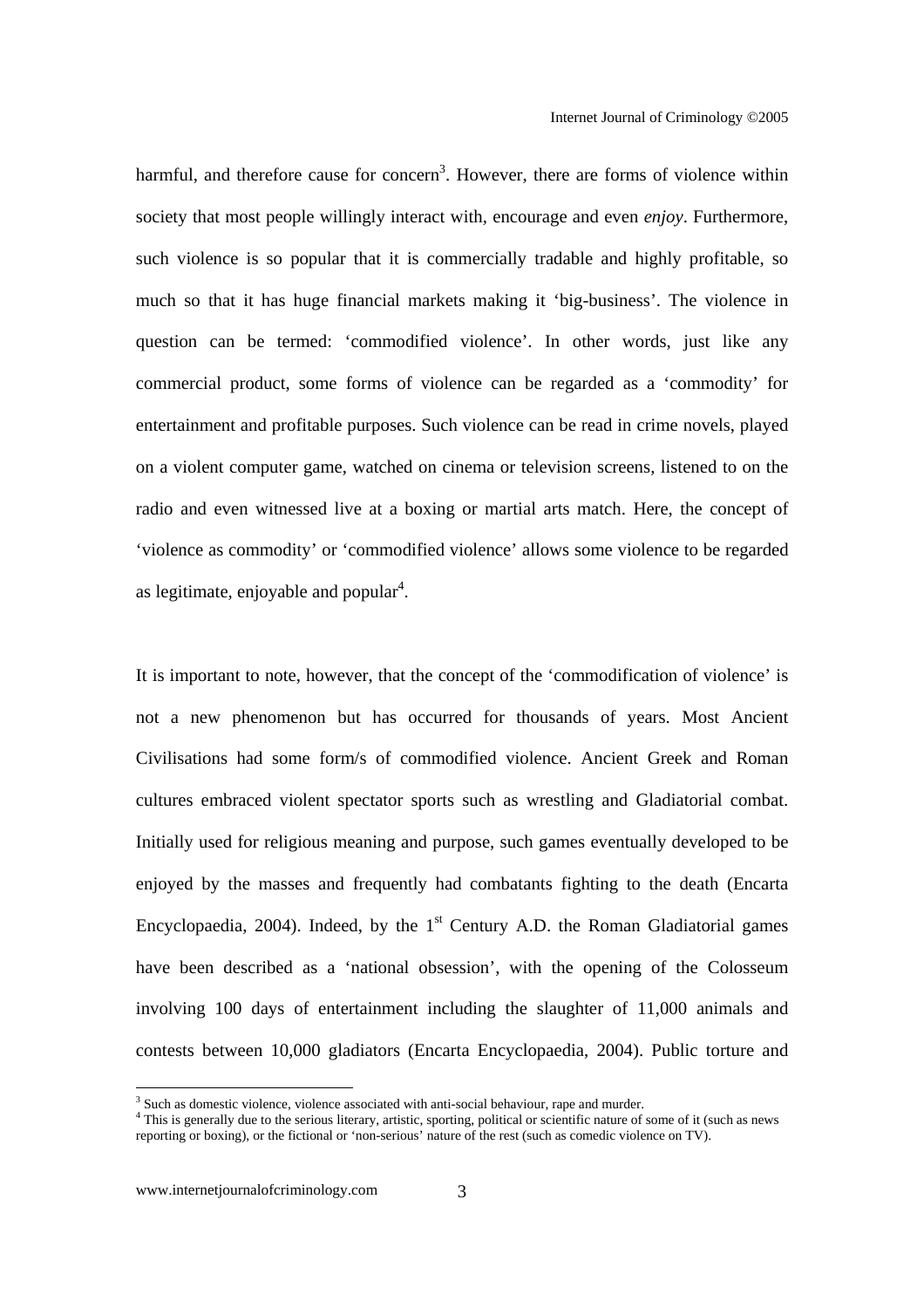harmful, and therefore cause for concern[3]. However, there are forms of violence within society that most people willingly interact with, encourage and even *enjoy*. Furthermore, such violence is so popular that it is commercially tradable and highly profitable, so much so that it has huge financial markets making it 'big-business'. The violence in question can be termed: 'commodified violence'. In other words, just like any commercial product, some forms of violence can be regarded as a 'commodity' for entertainment and profitable purposes. Such violence can be read in crime novels, played on a violent computer game, watched on cinema or television screens, listened to on the radio and even witnessed live at a boxing or martial arts match. Here, the concept of 'violence as commodity' or 'commodified violence' allows some violence to be regarded as legitimate, enjoyable and popular[4].

It is important to note, however, that the concept of the 'commodification of violence' is not a new phenomenon but has occurred for thousands of years. Most Ancient Civilisations had some form/s of commodified violence. Ancient Greek and Roman cultures embraced violent spectator sports such as wrestling and Gladiatorial combat. Initially used for religious meaning and purpose, such games eventually developed to be enjoyed by the masses and frequently had combatants fighting to the death (Encarta Encyclopaedia, 2004). Indeed, by the 1st Century A.D. the Roman Gladiatorial games have been described as a 'national obsession', with the opening of the Colosseum involving 100 days of entertainment including the slaughter of 11,000 animals and contests between 10,000 gladiators (Encarta Encyclopaedia, 2004). Public torture and

---

[3] Such as domestic violence, violence associated with anti-social behaviour, rape and murder.

[4] This is generally due to the serious literary, artistic, sporting, political or scientific nature of some of it (such as news reporting or boxing), or the fictional or 'non-serious' nature of the rest (such as comedic violence on TV).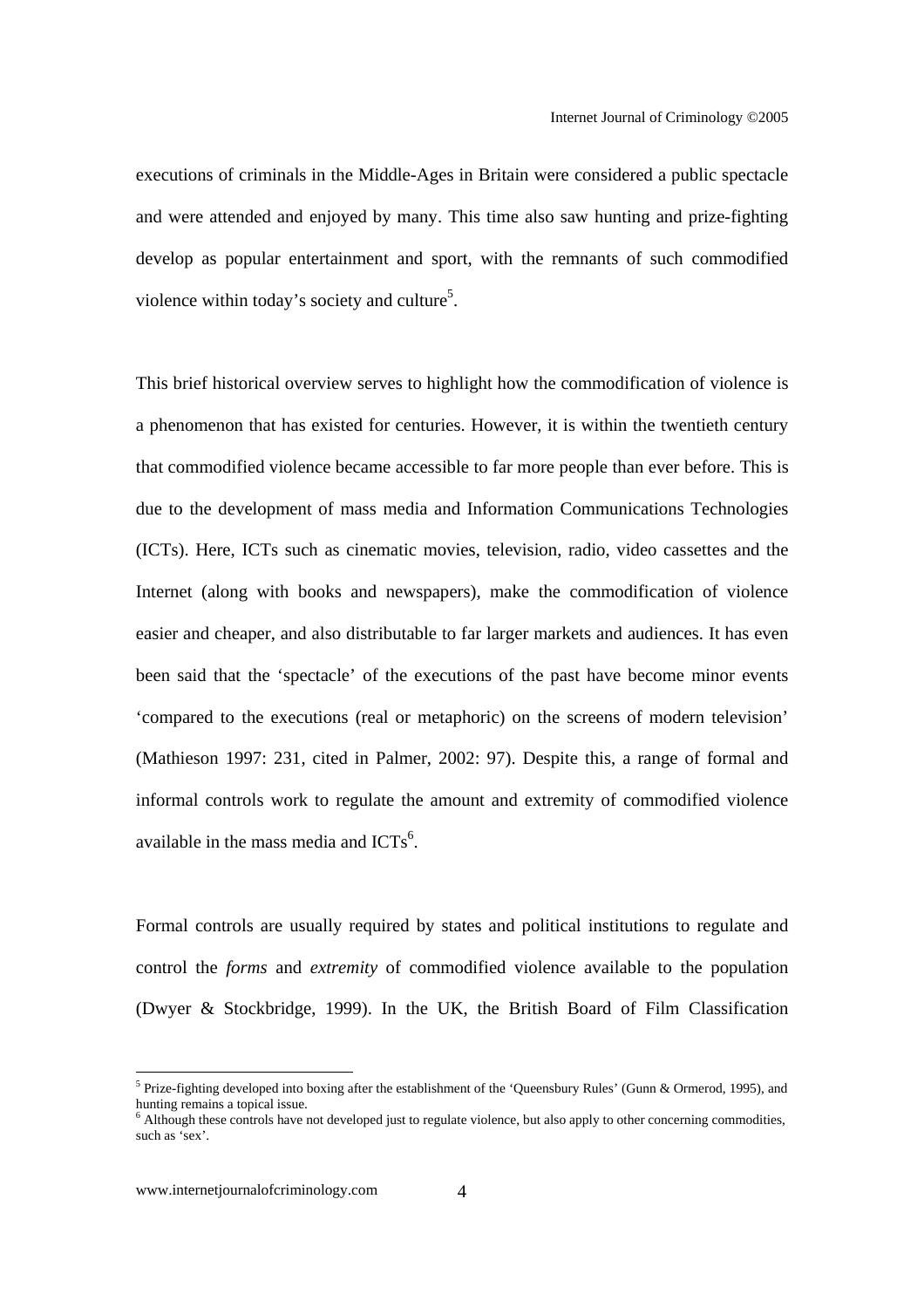executions of criminals in the Middle-Ages in Britain were considered a public spectacle and were attended and enjoyed by many. This time also saw hunting and prize-fighting develop as popular entertainment and sport, with the remnants of such commodified violence within today's society and culture[5].

This brief historical overview serves to highlight how the commodification of violence is a phenomenon that has existed for centuries. However, it is within the twentieth century that commodified violence became accessible to far more people than ever before. This is due to the development of mass media and Information Communications Technologies (ICTs). Here, ICTs such as cinematic movies, television, radio, video cassettes and the Internet (along with books and newspapers), make the commodification of violence easier and cheaper, and also distributable to far larger markets and audiences. It has even been said that the 'spectacle' of the executions of the past have become minor events 'compared to the executions (real or metaphoric) on the screens of modern television' (Mathieson 1997: 231, cited in Palmer, 2002: 97). Despite this, a range of formal and informal controls work to regulate the amount and extremity of commodified violence available in the mass media and ICTs[6].

Formal controls are usually required by states and political institutions to regulate and control the *forms* and *extremity* of commodified violence available to the population (Dwyer & Stockbridge, 1999). In the UK, the British Board of Film Classification

---

[5] Prize-fighting developed into boxing after the establishment of the 'Queensbury Rules' (Gunn & Ormerod, 1995), and hunting remains a topical issue.

[6] Although these controls have not developed just to regulate violence, but also apply to other concerning commodities, such as 'sex'.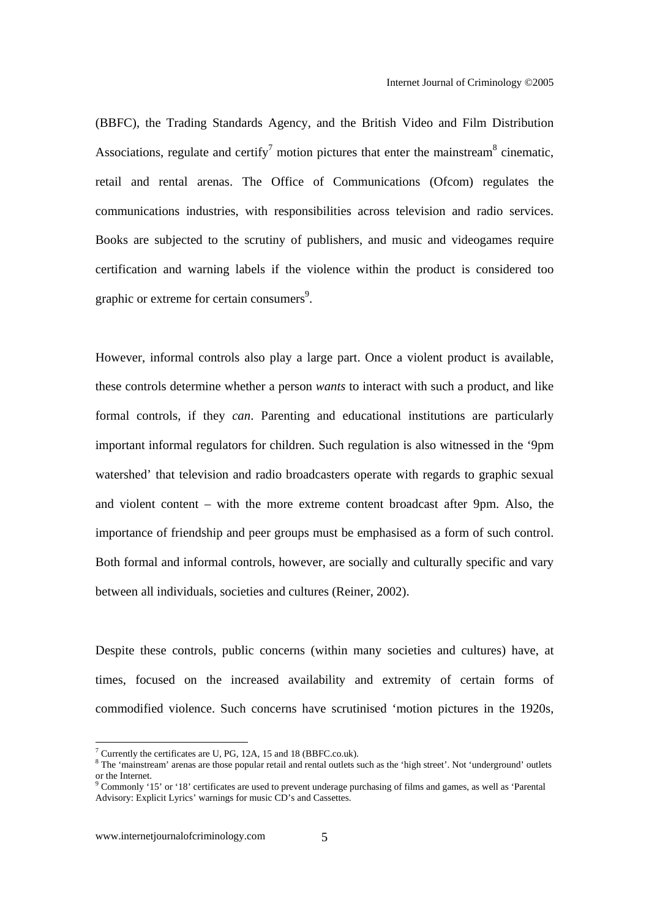(BBFC), the Trading Standards Agency, and the British Video and Film Distribution Associations, regulate and certify[7] motion pictures that enter the mainstream[8] cinematic, retail and rental arenas. The Office of Communications (Ofcom) regulates the communications industries, with responsibilities across television and radio services. Books are subjected to the scrutiny of publishers, and music and videogames require certification and warning labels if the violence within the product is considered too graphic or extreme for certain consumers[9].

However, informal controls also play a large part. Once a violent product is available, these controls determine whether a person *wants* to interact with such a product, and like formal controls, if they *can*. Parenting and educational institutions are particularly important informal regulators for children. Such regulation is also witnessed in the '9pm watershed' that television and radio broadcasters operate with regards to graphic sexual and violent content – with the more extreme content broadcast after 9pm. Also, the importance of friendship and peer groups must be emphasised as a form of such control. Both formal and informal controls, however, are socially and culturally specific and vary between all individuals, societies and cultures (Reiner, 2002).

Despite these controls, public concerns (within many societies and cultures) have, at times, focused on the increased availability and extremity of certain forms of commodified violence. Such concerns have scrutinised 'motion pictures in the 1920s,

---

[7] Currently the certificates are U, PG, 12A, 15 and 18 (BBFC.co.uk).

[8] The 'mainstream' arenas are those popular retail and rental outlets such as the 'high street'. Not 'underground' outlets or the Internet.

[9] Commonly '15' or '18' certificates are used to prevent underage purchasing of films and games, as well as 'Parental Advisory: Explicit Lyrics' warnings for music CD's and Cassettes.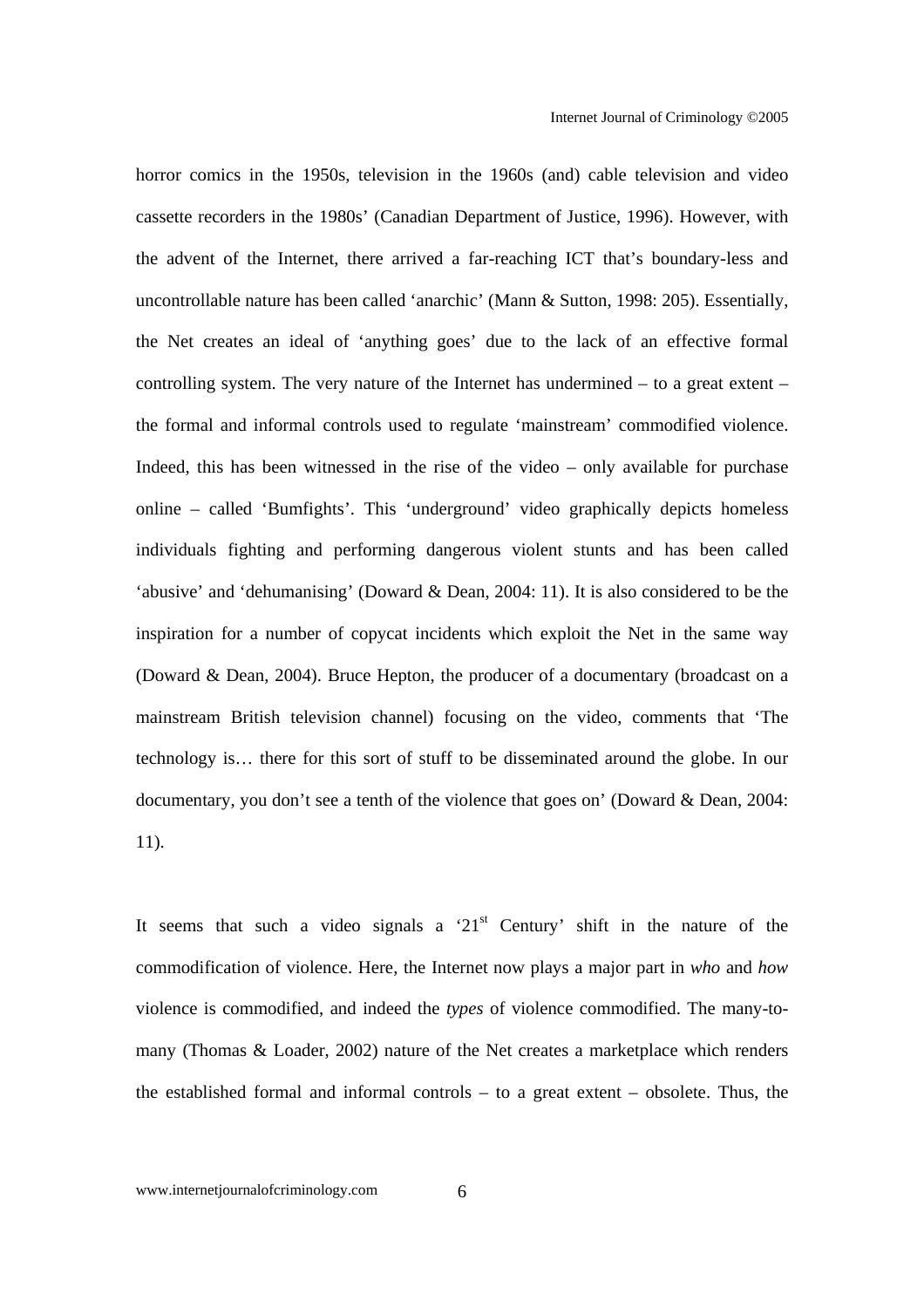horror comics in the 1950s, television in the 1960s (and) cable television and video cassette recorders in the 1980s' (Canadian Department of Justice, 1996). However, with the advent of the Internet, there arrived a far-reaching ICT that's boundary-less and uncontrollable nature has been called 'anarchic' (Mann & Sutton, 1998: 205). Essentially, the Net creates an ideal of 'anything goes' due to the lack of an effective formal controlling system. The very nature of the Internet has undermined – to a great extent – the formal and informal controls used to regulate 'mainstream' commodified violence. Indeed, this has been witnessed in the rise of the video – only available for purchase online – called 'Bumfights'. This 'underground' video graphically depicts homeless individuals fighting and performing dangerous violent stunts and has been called 'abusive' and 'dehumanising' (Doward & Dean, 2004: 11). It is also considered to be the inspiration for a number of copycat incidents which exploit the Net in the same way (Doward & Dean, 2004). Bruce Hepton, the producer of a documentary (broadcast on a mainstream British television channel) focusing on the video, comments that 'The technology is… there for this sort of stuff to be disseminated around the globe. In our documentary, you don't see a tenth of the violence that goes on' (Doward & Dean, 2004: 11).

It seems that such a video signals a '21st Century' shift in the nature of the commodification of violence. Here, the Internet now plays a major part in *who* and *how* violence is commodified, and indeed the *types* of violence commodified. The many-to-many (Thomas & Loader, 2002) nature of the Net creates a marketplace which renders the established formal and informal controls – to a great extent – obsolete. Thus, the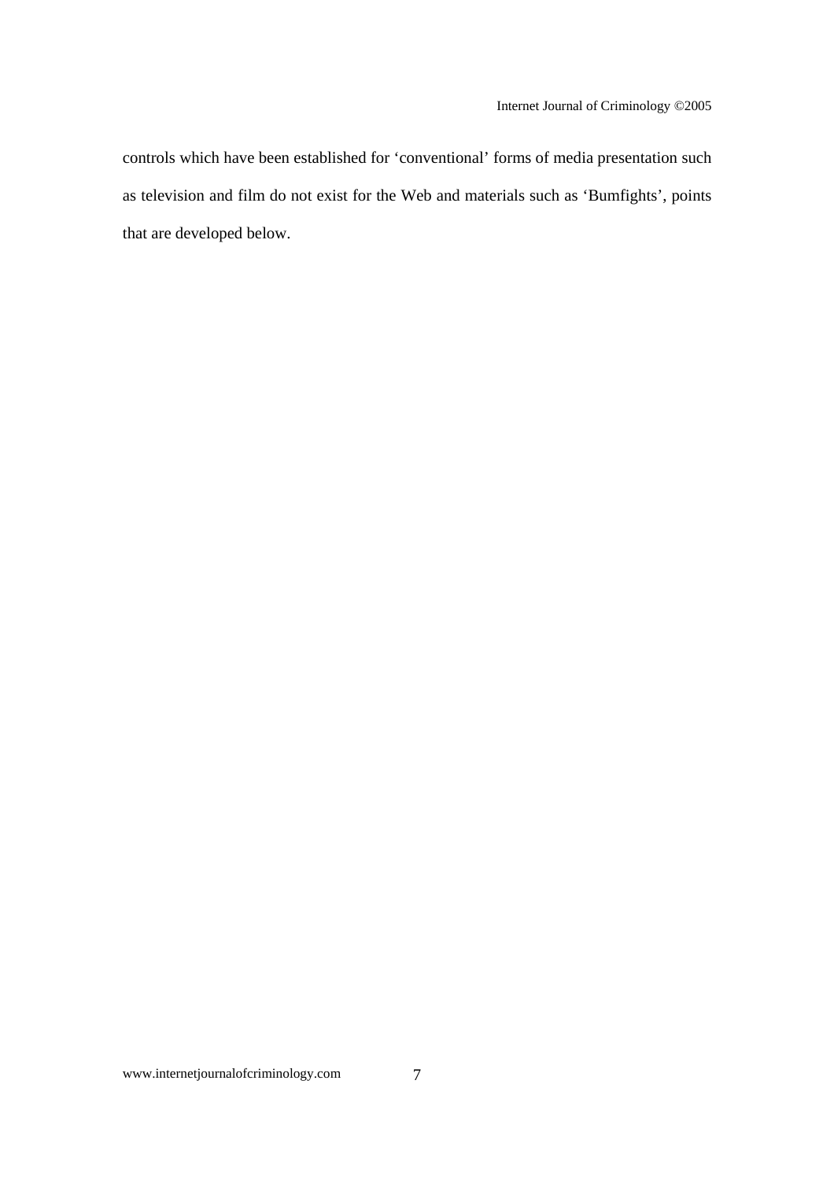controls which have been established for 'conventional' forms of media presentation such as television and film do not exist for the Web and materials such as 'Bumfights', points that are developed below.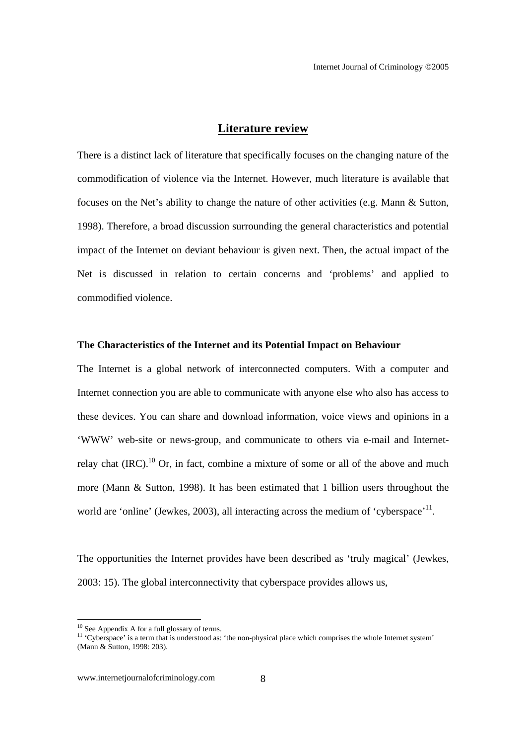## Literature review

There is a distinct lack of literature that specifically focuses on the changing nature of the commodification of violence via the Internet. However, much literature is available that focuses on the Net's ability to change the nature of other activities (e.g. Mann & Sutton, 1998). Therefore, a broad discussion surrounding the general characteristics and potential impact of the Internet on deviant behaviour is given next. Then, the actual impact of the Net is discussed in relation to certain concerns and 'problems' and applied to commodified violence.

### The Characteristics of the Internet and its Potential Impact on Behaviour

The Internet is a global network of interconnected computers. With a computer and Internet connection you are able to communicate with anyone else who also has access to these devices. You can share and download information, voice views and opinions in a 'WWW' web-site or news-group, and communicate to others via e-mail and Internet-relay chat (IRC).[10] Or, in fact, combine a mixture of some or all of the above and much more (Mann & Sutton, 1998). It has been estimated that 1 billion users throughout the world are 'online' (Jewkes, 2003), all interacting across the medium of 'cyberspace'[11].

The opportunities the Internet provides have been described as 'truly magical' (Jewkes, 2003: 15). The global interconnectivity that cyberspace provides allows us,

---

[10] See Appendix A for a full glossary of terms.

[11] 'Cyberspace' is a term that is understood as: 'the non-physical place which comprises the whole Internet system' (Mann & Sutton, 1998: 203).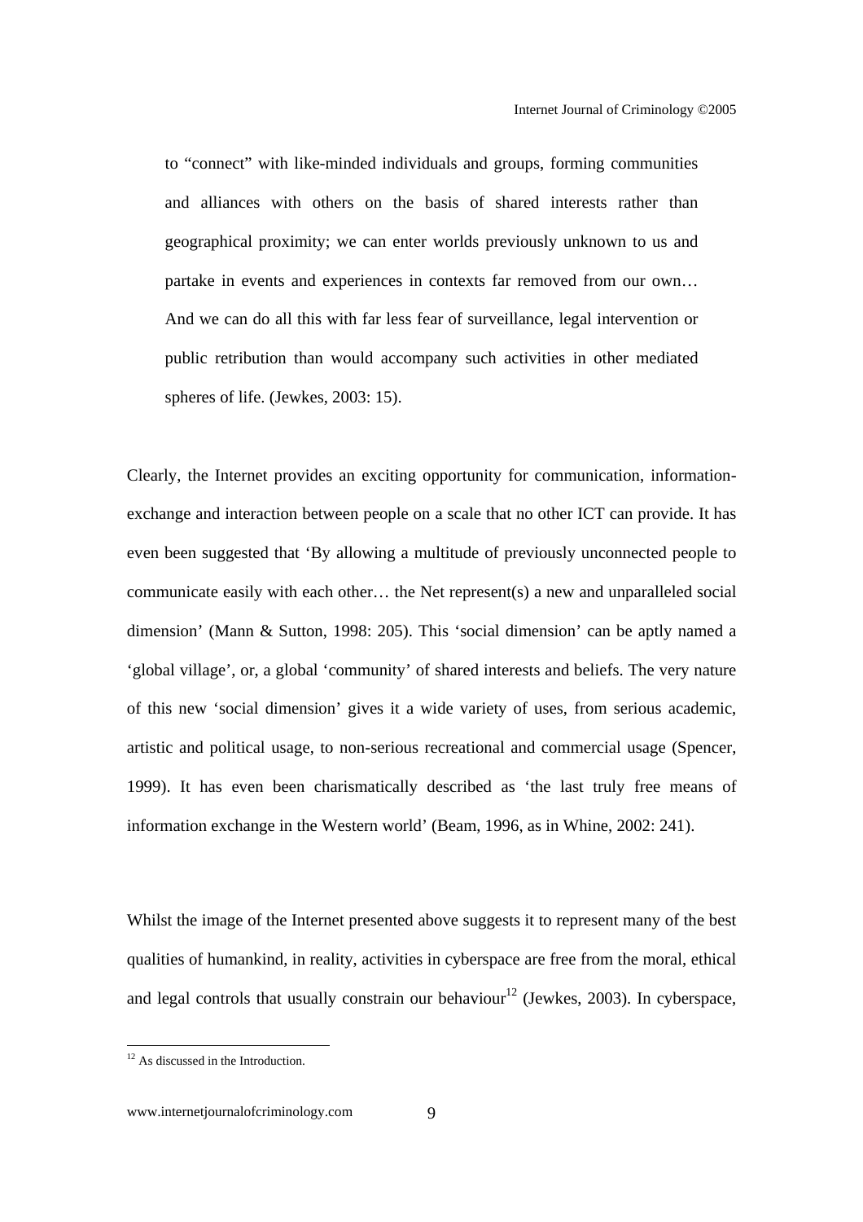> to "connect" with like-minded individuals and groups, forming communities and alliances with others on the basis of shared interests rather than geographical proximity; we can enter worlds previously unknown to us and partake in events and experiences in contexts far removed from our own… And we can do all this with far less fear of surveillance, legal intervention or public retribution than would accompany such activities in other mediated spheres of life. (Jewkes, 2003: 15).

Clearly, the Internet provides an exciting opportunity for communication, information-exchange and interaction between people on a scale that no other ICT can provide. It has even been suggested that 'By allowing a multitude of previously unconnected people to communicate easily with each other… the Net represent(s) a new and unparalleled social dimension' (Mann & Sutton, 1998: 205). This 'social dimension' can be aptly named a 'global village', or, a global 'community' of shared interests and beliefs. The very nature of this new 'social dimension' gives it a wide variety of uses, from serious academic, artistic and political usage, to non-serious recreational and commercial usage (Spencer, 1999). It has even been charismatically described as 'the last truly free means of information exchange in the Western world' (Beam, 1996, as in Whine, 2002: 241).

Whilst the image of the Internet presented above suggests it to represent many of the best qualities of humankind, in reality, activities in cyberspace are free from the moral, ethical and legal controls that usually constrain our behaviour[12] (Jewkes, 2003). In cyberspace,

[12] As discussed in the Introduction.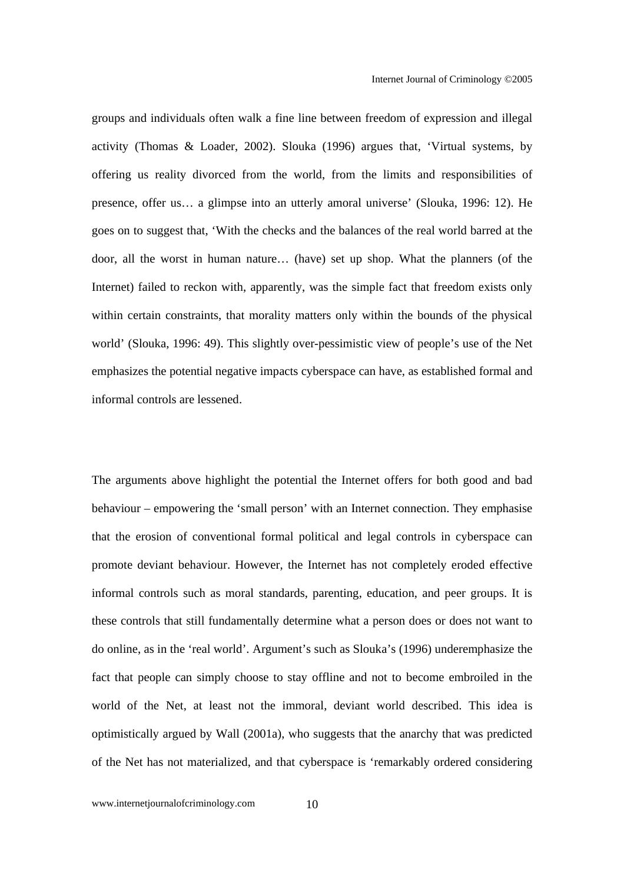groups and individuals often walk a fine line between freedom of expression and illegal activity (Thomas & Loader, 2002). Slouka (1996) argues that, 'Virtual systems, by offering us reality divorced from the world, from the limits and responsibilities of presence, offer us… a glimpse into an utterly amoral universe' (Slouka, 1996: 12). He goes on to suggest that, 'With the checks and the balances of the real world barred at the door, all the worst in human nature… (have) set up shop. What the planners (of the Internet) failed to reckon with, apparently, was the simple fact that freedom exists only within certain constraints, that morality matters only within the bounds of the physical world' (Slouka, 1996: 49). This slightly over-pessimistic view of people's use of the Net emphasizes the potential negative impacts cyberspace can have, as established formal and informal controls are lessened.

The arguments above highlight the potential the Internet offers for both good and bad behaviour – empowering the 'small person' with an Internet connection. They emphasise that the erosion of conventional formal political and legal controls in cyberspace can promote deviant behaviour. However, the Internet has not completely eroded effective informal controls such as moral standards, parenting, education, and peer groups. It is these controls that still fundamentally determine what a person does or does not want to do online, as in the 'real world'. Argument's such as Slouka's (1996) underemphasize the fact that people can simply choose to stay offline and not to become embroiled in the world of the Net, at least not the immoral, deviant world described. This idea is optimistically argued by Wall (2001a), who suggests that the anarchy that was predicted of the Net has not materialized, and that cyberspace is 'remarkably ordered considering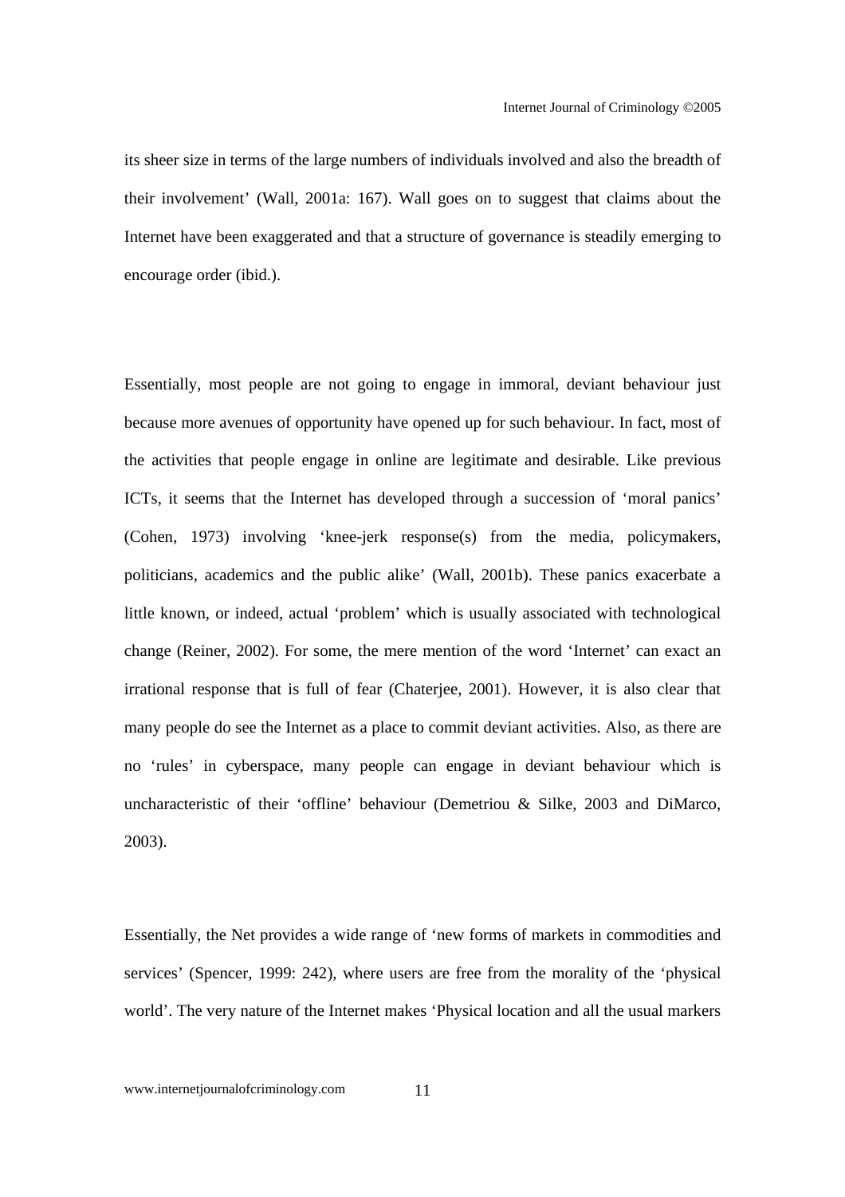its sheer size in terms of the large numbers of individuals involved and also the breadth of their involvement' (Wall, 2001a: 167). Wall goes on to suggest that claims about the Internet have been exaggerated and that a structure of governance is steadily emerging to encourage order (ibid.).

Essentially, most people are not going to engage in immoral, deviant behaviour just because more avenues of opportunity have opened up for such behaviour. In fact, most of the activities that people engage in online are legitimate and desirable. Like previous ICTs, it seems that the Internet has developed through a succession of 'moral panics' (Cohen, 1973) involving 'knee-jerk response(s) from the media, policymakers, politicians, academics and the public alike' (Wall, 2001b). These panics exacerbate a little known, or indeed, actual 'problem' which is usually associated with technological change (Reiner, 2002). For some, the mere mention of the word 'Internet' can exact an irrational response that is full of fear (Chaterjee, 2001). However, it is also clear that many people do see the Internet as a place to commit deviant activities. Also, as there are no 'rules' in cyberspace, many people can engage in deviant behaviour which is uncharacteristic of their 'offline' behaviour (Demetriou & Silke, 2003 and DiMarco, 2003).

Essentially, the Net provides a wide range of 'new forms of markets in commodities and services' (Spencer, 1999: 242), where users are free from the morality of the 'physical world'. The very nature of the Internet makes 'Physical location and all the usual markers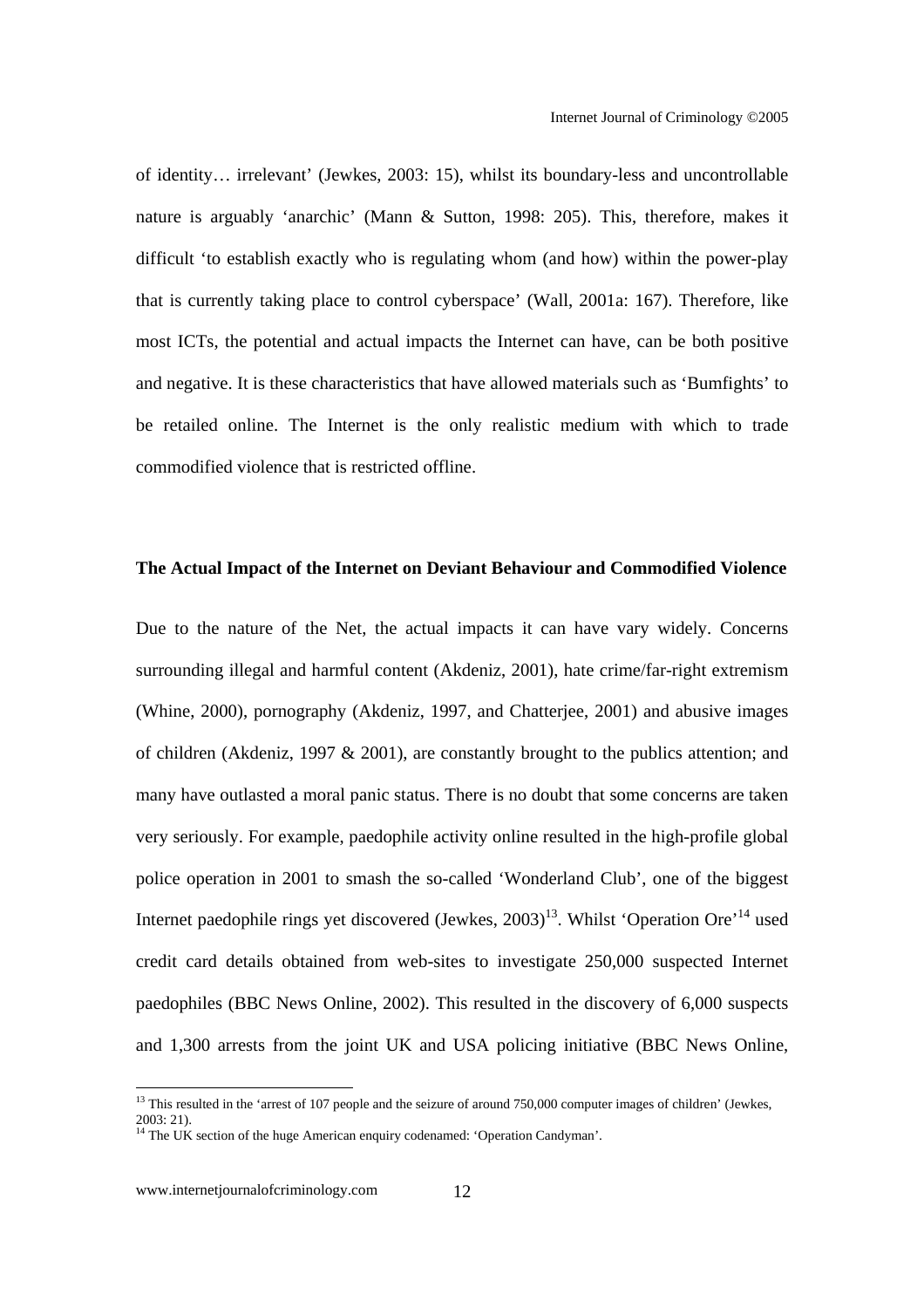of identity… irrelevant' (Jewkes, 2003: 15), whilst its boundary-less and uncontrollable nature is arguably 'anarchic' (Mann & Sutton, 1998: 205). This, therefore, makes it difficult 'to establish exactly who is regulating whom (and how) within the power-play that is currently taking place to control cyberspace' (Wall, 2001a: 167). Therefore, like most ICTs, the potential and actual impacts the Internet can have, can be both positive and negative. It is these characteristics that have allowed materials such as 'Bumfights' to be retailed online. The Internet is the only realistic medium with which to trade commodified violence that is restricted offline.

**The Actual Impact of the Internet on Deviant Behaviour and Commodified Violence**

Due to the nature of the Net, the actual impacts it can have vary widely. Concerns surrounding illegal and harmful content (Akdeniz, 2001), hate crime/far-right extremism (Whine, 2000), pornography (Akdeniz, 1997, and Chatterjee, 2001) and abusive images of children (Akdeniz, 1997 & 2001), are constantly brought to the publics attention; and many have outlasted a moral panic status. There is no doubt that some concerns are taken very seriously. For example, paedophile activity online resulted in the high-profile global police operation in 2001 to smash the so-called 'Wonderland Club', one of the biggest Internet paedophile rings yet discovered (Jewkes, 2003)[13]. Whilst 'Operation Ore'[14] used credit card details obtained from web-sites to investigate 250,000 suspected Internet paedophiles (BBC News Online, 2002). This resulted in the discovery of 6,000 suspects and 1,300 arrests from the joint UK and USA policing initiative (BBC News Online,

[13] This resulted in the 'arrest of 107 people and the seizure of around 750,000 computer images of children' (Jewkes, 2003: 21).

[14] The UK section of the huge American enquiry codenamed: 'Operation Candyman'.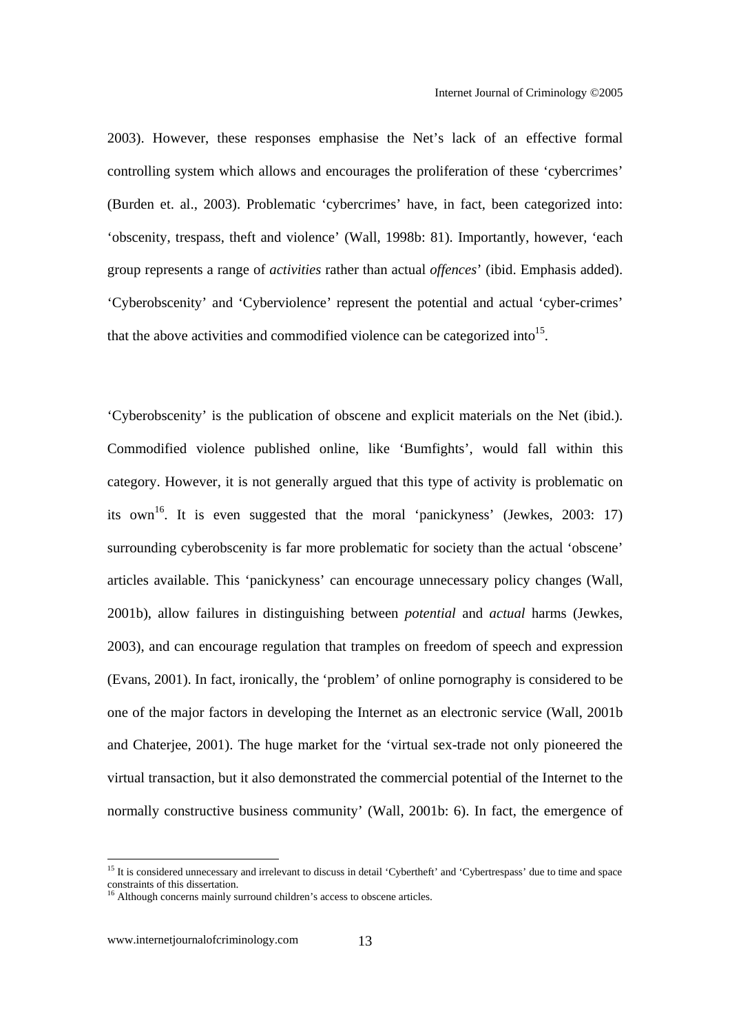2003). However, these responses emphasise the Net's lack of an effective formal controlling system which allows and encourages the proliferation of these 'cybercrimes' (Burden et. al., 2003). Problematic 'cybercrimes' have, in fact, been categorized into: 'obscenity, trespass, theft and violence' (Wall, 1998b: 81). Importantly, however, 'each group represents a range of *activities* rather than actual *offences*' (ibid. Emphasis added). 'Cyberobscenity' and 'Cyberviolence' represent the potential and actual 'cyber-crimes' that the above activities and commodified violence can be categorized into[15].

'Cyberobscenity' is the publication of obscene and explicit materials on the Net (ibid.). Commodified violence published online, like 'Bumfights', would fall within this category. However, it is not generally argued that this type of activity is problematic on its own[16]. It is even suggested that the moral 'panickyness' (Jewkes, 2003: 17) surrounding cyberobscenity is far more problematic for society than the actual 'obscene' articles available. This 'panickyness' can encourage unnecessary policy changes (Wall, 2001b), allow failures in distinguishing between *potential* and *actual* harms (Jewkes, 2003), and can encourage regulation that tramples on freedom of speech and expression (Evans, 2001). In fact, ironically, the 'problem' of online pornography is considered to be one of the major factors in developing the Internet as an electronic service (Wall, 2001b and Chaterjee, 2001). The huge market for the 'virtual sex-trade not only pioneered the virtual transaction, but it also demonstrated the commercial potential of the Internet to the normally constructive business community' (Wall, 2001b: 6). In fact, the emergence of

---

[15] It is considered unnecessary and irrelevant to discuss in detail 'Cybertheft' and 'Cybertrespass' due to time and space constraints of this dissertation.

[16] Although concerns mainly surround children's access to obscene articles.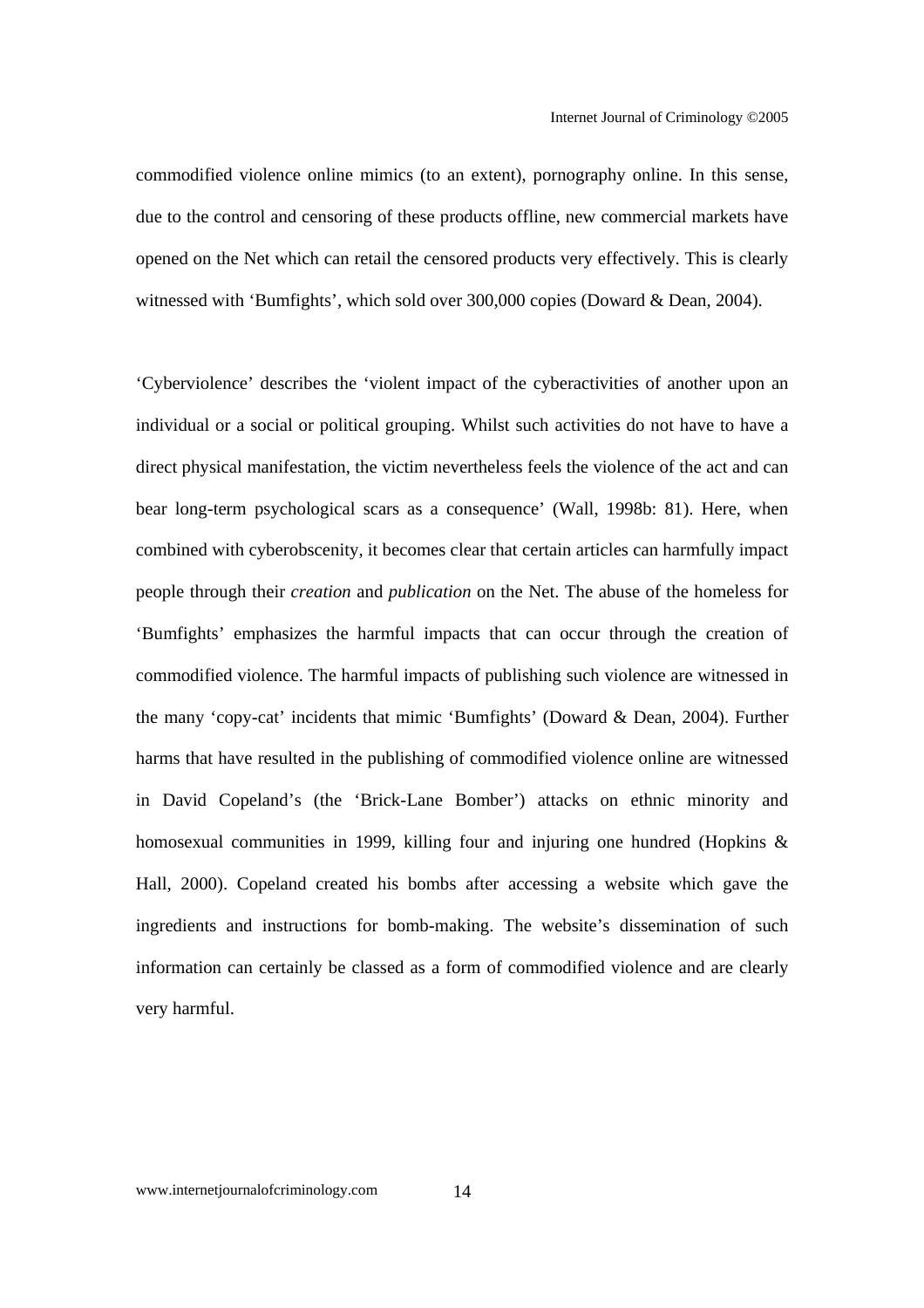commodified violence online mimics (to an extent), pornography online. In this sense, due to the control and censoring of these products offline, new commercial markets have opened on the Net which can retail the censored products very effectively. This is clearly witnessed with 'Bumfights', which sold over 300,000 copies (Doward & Dean, 2004).

'Cyberviolence' describes the 'violent impact of the cyberactivities of another upon an individual or a social or political grouping. Whilst such activities do not have to have a direct physical manifestation, the victim nevertheless feels the violence of the act and can bear long-term psychological scars as a consequence' (Wall, 1998b: 81). Here, when combined with cyberobscenity, it becomes clear that certain articles can harmfully impact people through their *creation* and *publication* on the Net. The abuse of the homeless for 'Bumfights' emphasizes the harmful impacts that can occur through the creation of commodified violence. The harmful impacts of publishing such violence are witnessed in the many 'copy-cat' incidents that mimic 'Bumfights' (Doward & Dean, 2004). Further harms that have resulted in the publishing of commodified violence online are witnessed in David Copeland's (the 'Brick-Lane Bomber') attacks on ethnic minority and homosexual communities in 1999, killing four and injuring one hundred (Hopkins & Hall, 2000). Copeland created his bombs after accessing a website which gave the ingredients and instructions for bomb-making. The website's dissemination of such information can certainly be classed as a form of commodified violence and are clearly very harmful.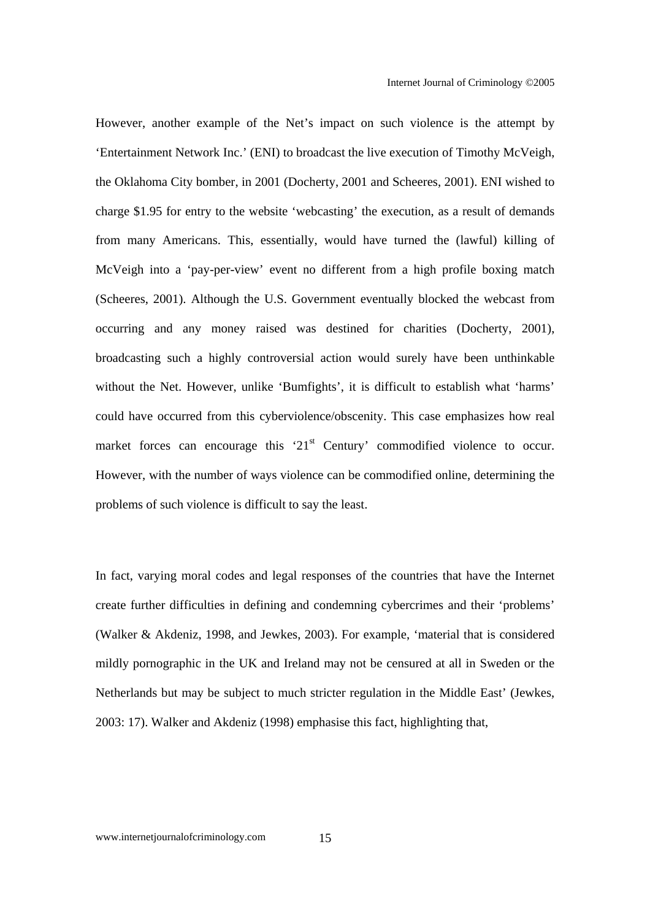However, another example of the Net's impact on such violence is the attempt by 'Entertainment Network Inc.' (ENI) to broadcast the live execution of Timothy McVeigh, the Oklahoma City bomber, in 2001 (Docherty, 2001 and Scheeres, 2001). ENI wished to charge $1.95 for entry to the website 'webcasting' the execution, as a result of demands from many Americans. This, essentially, would have turned the (lawful) killing of McVeigh into a 'pay-per-view' event no different from a high profile boxing match (Scheeres, 2001). Although the U.S. Government eventually blocked the webcast from occurring and any money raised was destined for charities (Docherty, 2001), broadcasting such a highly controversial action would surely have been unthinkable without the Net. However, unlike 'Bumfights', it is difficult to establish what 'harms' could have occurred from this cyberviolence/obscenity. This case emphasizes how real market forces can encourage this '21st Century' commodified violence to occur. However, with the number of ways violence can be commodified online, determining the problems of such violence is difficult to say the least.

In fact, varying moral codes and legal responses of the countries that have the Internet create further difficulties in defining and condemning cybercrimes and their 'problems' (Walker & Akdeniz, 1998, and Jewkes, 2003). For example, 'material that is considered mildly pornographic in the UK and Ireland may not be censured at all in Sweden or the Netherlands but may be subject to much stricter regulation in the Middle East' (Jewkes, 2003: 17). Walker and Akdeniz (1998) emphasise this fact, highlighting that,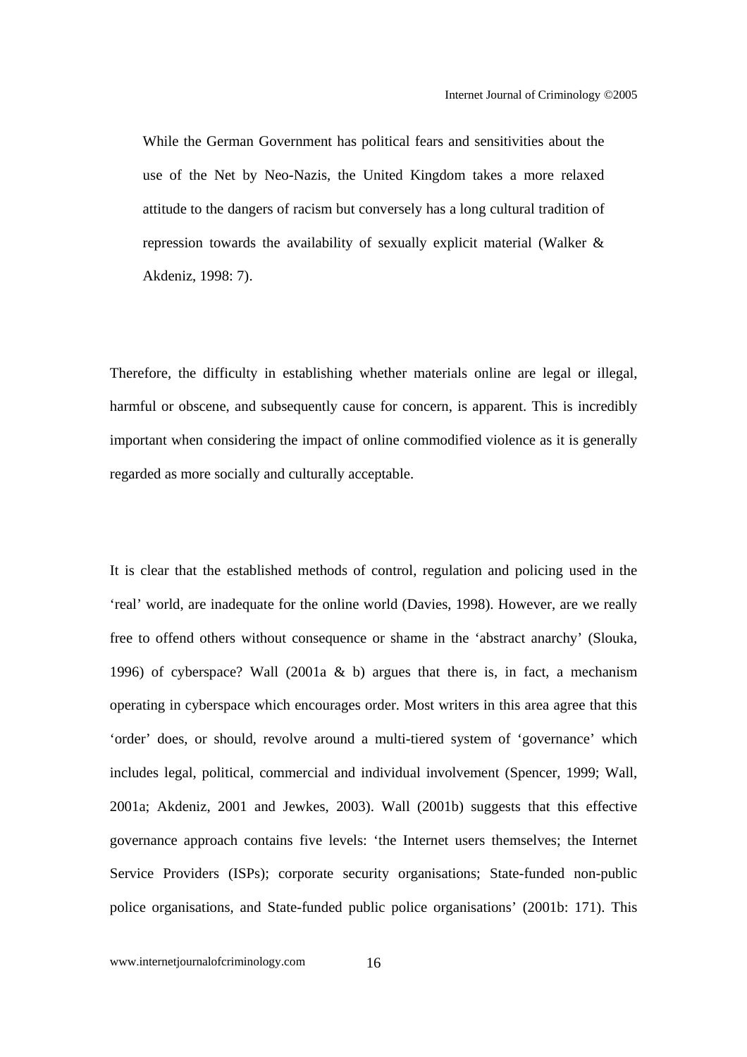> While the German Government has political fears and sensitivities about the use of the Net by Neo-Nazis, the United Kingdom takes a more relaxed attitude to the dangers of racism but conversely has a long cultural tradition of repression towards the availability of sexually explicit material (Walker & Akdeniz, 1998: 7).

Therefore, the difficulty in establishing whether materials online are legal or illegal, harmful or obscene, and subsequently cause for concern, is apparent. This is incredibly important when considering the impact of online commodified violence as it is generally regarded as more socially and culturally acceptable.

It is clear that the established methods of control, regulation and policing used in the 'real' world, are inadequate for the online world (Davies, 1998). However, are we really free to offend others without consequence or shame in the 'abstract anarchy' (Slouka, 1996) of cyberspace? Wall (2001a & b) argues that there is, in fact, a mechanism operating in cyberspace which encourages order. Most writers in this area agree that this 'order' does, or should, revolve around a multi-tiered system of 'governance' which includes legal, political, commercial and individual involvement (Spencer, 1999; Wall, 2001a; Akdeniz, 2001 and Jewkes, 2003). Wall (2001b) suggests that this effective governance approach contains five levels: 'the Internet users themselves; the Internet Service Providers (ISPs); corporate security organisations; State-funded non-public police organisations, and State-funded public police organisations' (2001b: 171). This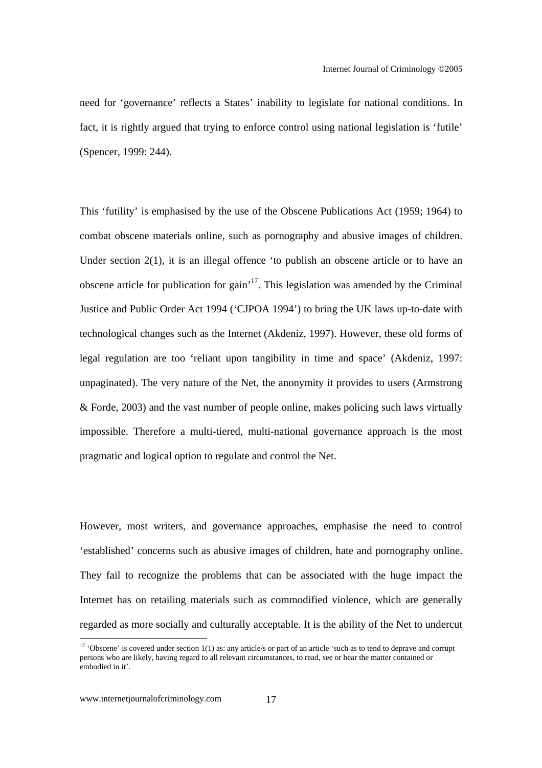need for 'governance' reflects a States' inability to legislate for national conditions. In fact, it is rightly argued that trying to enforce control using national legislation is 'futile' (Spencer, 1999: 244).

This 'futility' is emphasised by the use of the Obscene Publications Act (1959; 1964) to combat obscene materials online, such as pornography and abusive images of children. Under section 2(1), it is an illegal offence 'to publish an obscene article or to have an obscene article for publication for gain'[17]. This legislation was amended by the Criminal Justice and Public Order Act 1994 ('CJPOA 1994') to bring the UK laws up-to-date with technological changes such as the Internet (Akdeniz, 1997). However, these old forms of legal regulation are too 'reliant upon tangibility in time and space' (Akdeniz, 1997: unpaginated). The very nature of the Net, the anonymity it provides to users (Armstrong & Forde, 2003) and the vast number of people online, makes policing such laws virtually impossible. Therefore a multi-tiered, multi-national governance approach is the most pragmatic and logical option to regulate and control the Net.

However, most writers, and governance approaches, emphasise the need to control 'established' concerns such as abusive images of children, hate and pornography online. They fail to recognize the problems that can be associated with the huge impact the Internet has on retailing materials such as commodified violence, which are generally regarded as more socially and culturally acceptable. It is the ability of the Net to undercut

[17] 'Obscene' is covered under section 1(1) as: any article/s or part of an article 'such as to tend to deprave and corrupt persons who are likely, having regard to all relevant circumstances, to read, see or hear the matter contained or embodied in it'.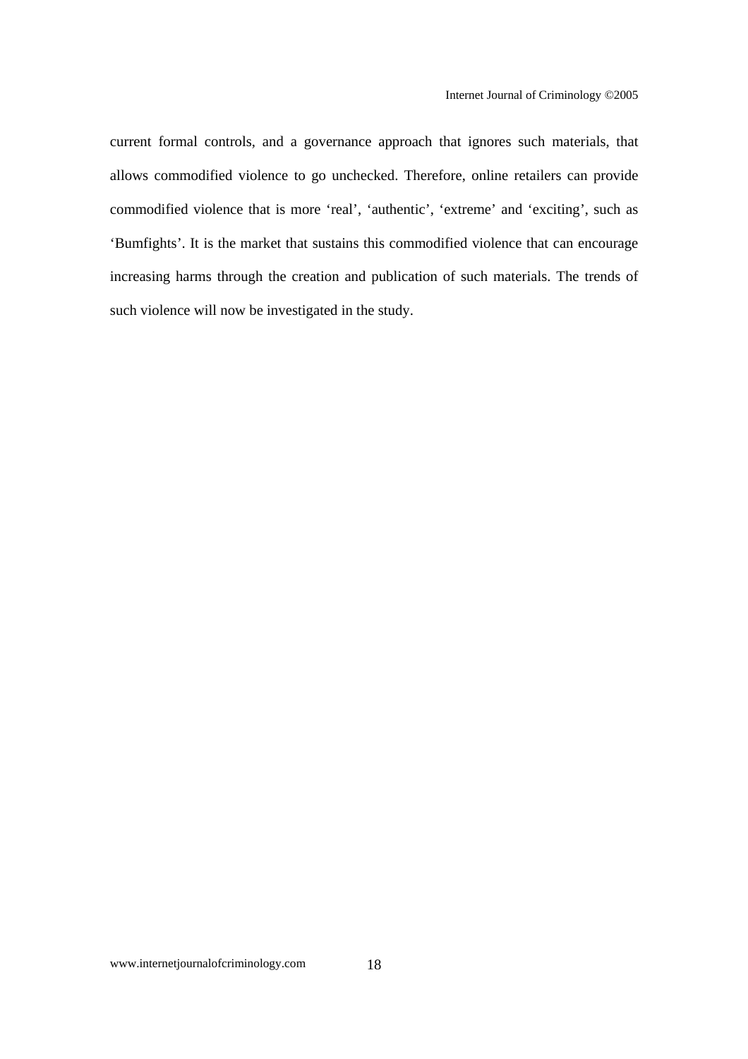current formal controls, and a governance approach that ignores such materials, that allows commodified violence to go unchecked. Therefore, online retailers can provide commodified violence that is more 'real', 'authentic', 'extreme' and 'exciting', such as 'Bumfights'. It is the market that sustains this commodified violence that can encourage increasing harms through the creation and publication of such materials. The trends of such violence will now be investigated in the study.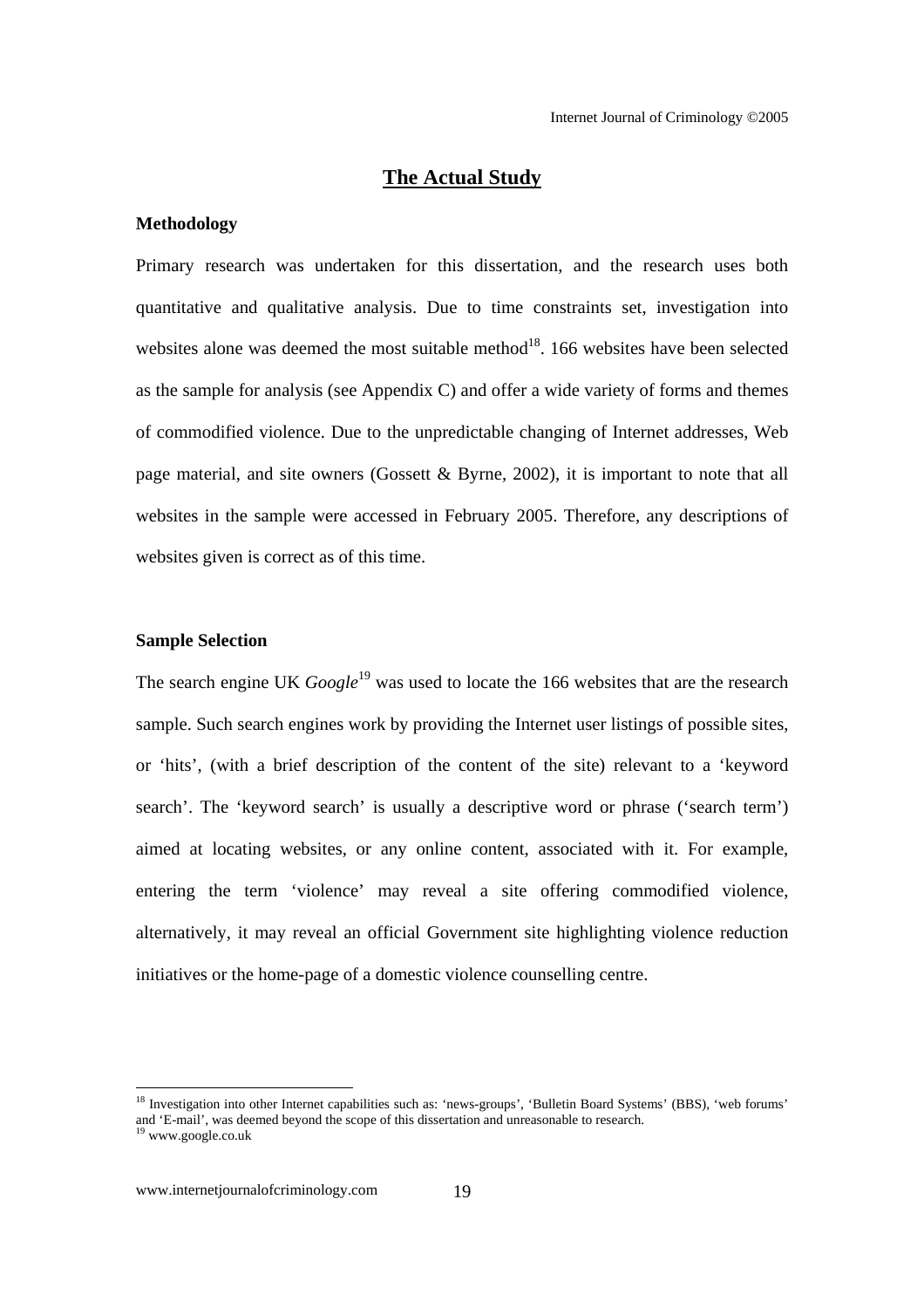## The Actual Study

### Methodology

Primary research was undertaken for this dissertation, and the research uses both quantitative and qualitative analysis. Due to time constraints set, investigation into websites alone was deemed the most suitable method[18]. 166 websites have been selected as the sample for analysis (see Appendix C) and offer a wide variety of forms and themes of commodified violence. Due to the unpredictable changing of Internet addresses, Web page material, and site owners (Gossett & Byrne, 2002), it is important to note that all websites in the sample were accessed in February 2005. Therefore, any descriptions of websites given is correct as of this time.

### Sample Selection

The search engine UK *Google*[19] was used to locate the 166 websites that are the research sample. Such search engines work by providing the Internet user listings of possible sites, or 'hits', (with a brief description of the content of the site) relevant to a 'keyword search'. The 'keyword search' is usually a descriptive word or phrase ('search term') aimed at locating websites, or any online content, associated with it. For example, entering the term 'violence' may reveal a site offering commodified violence, alternatively, it may reveal an official Government site highlighting violence reduction initiatives or the home-page of a domestic violence counselling centre.

---

[18] Investigation into other Internet capabilities such as: 'news-groups', 'Bulletin Board Systems' (BBS), 'web forums' and 'E-mail', was deemed beyond the scope of this dissertation and unreasonable to research.

[19] www.google.co.uk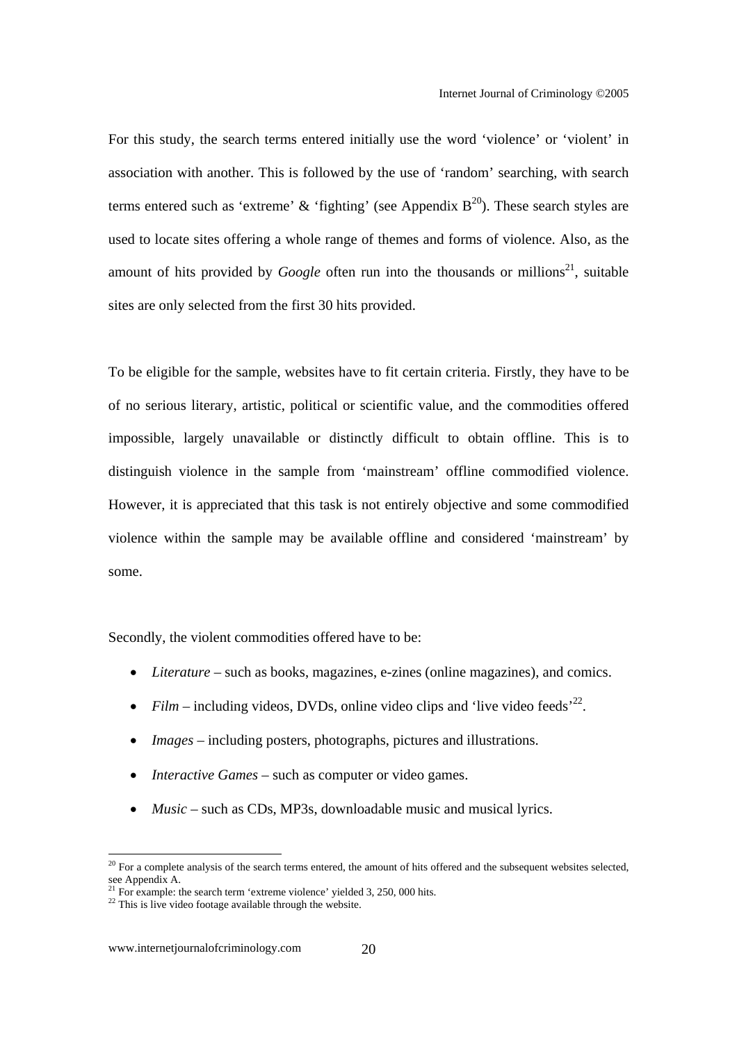For this study, the search terms entered initially use the word 'violence' or 'violent' in association with another. This is followed by the use of 'random' searching, with search terms entered such as 'extreme' & 'fighting' (see Appendix B[20]). These search styles are used to locate sites offering a whole range of themes and forms of violence. Also, as the amount of hits provided by *Google* often run into the thousands or millions[21], suitable sites are only selected from the first 30 hits provided.

To be eligible for the sample, websites have to fit certain criteria. Firstly, they have to be of no serious literary, artistic, political or scientific value, and the commodities offered impossible, largely unavailable or distinctly difficult to obtain offline. This is to distinguish violence in the sample from 'mainstream' offline commodified violence. However, it is appreciated that this task is not entirely objective and some commodified violence within the sample may be available offline and considered 'mainstream' by some.

Secondly, the violent commodities offered have to be:

- *Literature* – such as books, magazines, e-zines (online magazines), and comics.
- *Film* – including videos, DVDs, online video clips and 'live video feeds'[22].
- *Images* – including posters, photographs, pictures and illustrations.
- *Interactive Games* – such as computer or video games.
- *Music* – such as CDs, MP3s, downloadable music and musical lyrics.

---

[20] For a complete analysis of the search terms entered, the amount of hits offered and the subsequent websites selected, see Appendix A.

[21] For example: the search term 'extreme violence' yielded 3, 250, 000 hits.

[22] This is live video footage available through the website.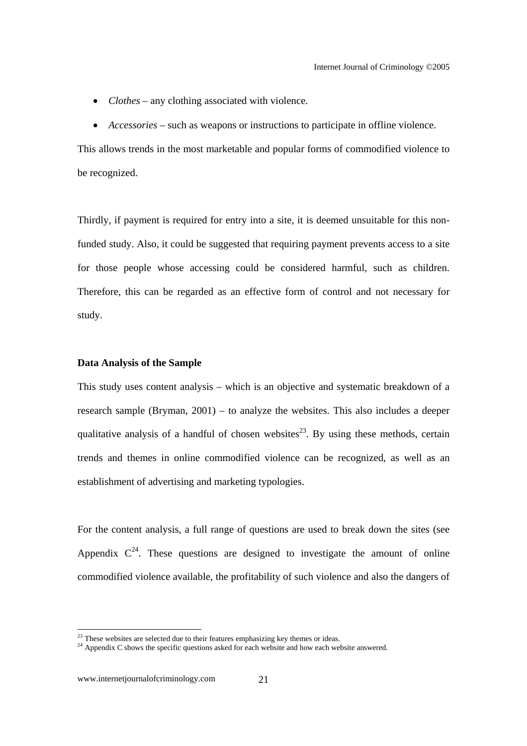- *Clothes* – any clothing associated with violence.
- *Accessories* – such as weapons or instructions to participate in offline violence.

This allows trends in the most marketable and popular forms of commodified violence to be recognized.

Thirdly, if payment is required for entry into a site, it is deemed unsuitable for this non-funded study. Also, it could be suggested that requiring payment prevents access to a site for those people whose accessing could be considered harmful, such as children. Therefore, this can be regarded as an effective form of control and not necessary for study.

**Data Analysis of the Sample**

This study uses content analysis – which is an objective and systematic breakdown of a research sample (Bryman, 2001) – to analyze the websites. This also includes a deeper qualitative analysis of a handful of chosen websites[23]. By using these methods, certain trends and themes in online commodified violence can be recognized, as well as an establishment of advertising and marketing typologies.

For the content analysis, a full range of questions are used to break down the sites (see Appendix C[24]. These questions are designed to investigate the amount of online commodified violence available, the profitability of such violence and also the dangers of

---

[23] These websites are selected due to their features emphasizing key themes or ideas.

[24] Appendix C shows the specific questions asked for each website and how each website answered.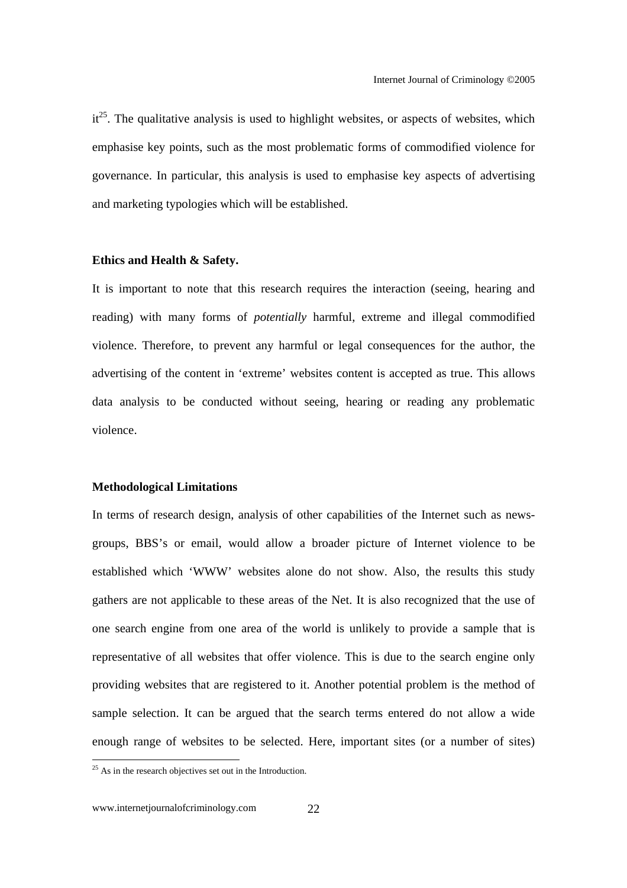it[25]. The qualitative analysis is used to highlight websites, or aspects of websites, which emphasise key points, such as the most problematic forms of commodified violence for governance. In particular, this analysis is used to emphasise key aspects of advertising and marketing typologies which will be established.

**Ethics and Health & Safety.**

It is important to note that this research requires the interaction (seeing, hearing and reading) with many forms of *potentially* harmful, extreme and illegal commodified violence. Therefore, to prevent any harmful or legal consequences for the author, the advertising of the content in 'extreme' websites content is accepted as true. This allows data analysis to be conducted without seeing, hearing or reading any problematic violence.

**Methodological Limitations**

In terms of research design, analysis of other capabilities of the Internet such as news-groups, BBS's or email, would allow a broader picture of Internet violence to be established which 'WWW' websites alone do not show. Also, the results this study gathers are not applicable to these areas of the Net. It is also recognized that the use of one search engine from one area of the world is unlikely to provide a sample that is representative of all websites that offer violence. This is due to the search engine only providing websites that are registered to it. Another potential problem is the method of sample selection. It can be argued that the search terms entered do not allow a wide enough range of websites to be selected. Here, important sites (or a number of sites)

[25] As in the research objectives set out in the Introduction.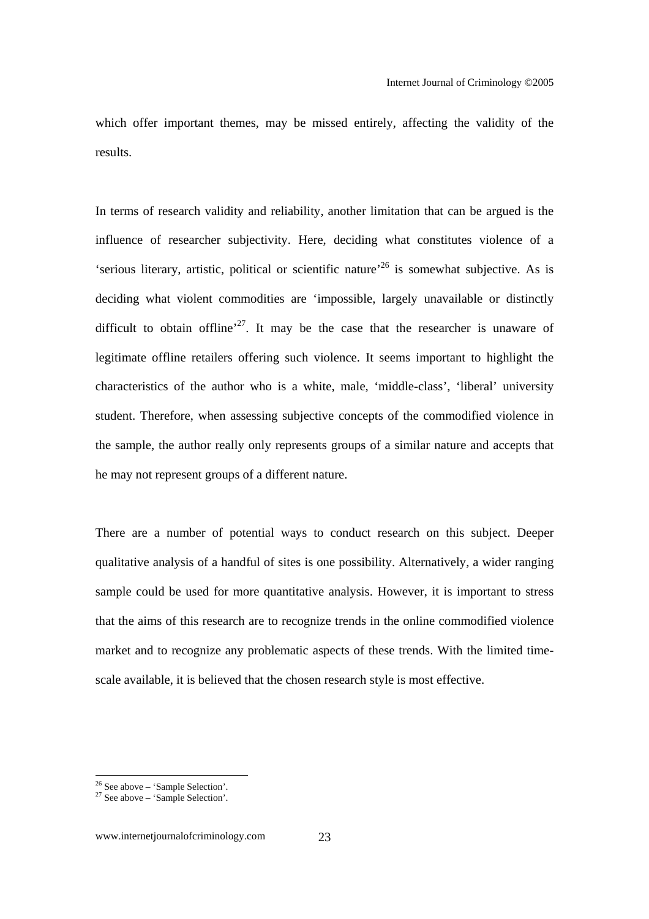which offer important themes, may be missed entirely, affecting the validity of the results.

In terms of research validity and reliability, another limitation that can be argued is the influence of researcher subjectivity. Here, deciding what constitutes violence of a 'serious literary, artistic, political or scientific nature'[26] is somewhat subjective. As is deciding what violent commodities are 'impossible, largely unavailable or distinctly difficult to obtain offline'[27]. It may be the case that the researcher is unaware of legitimate offline retailers offering such violence. It seems important to highlight the characteristics of the author who is a white, male, 'middle-class', 'liberal' university student. Therefore, when assessing subjective concepts of the commodified violence in the sample, the author really only represents groups of a similar nature and accepts that he may not represent groups of a different nature.

There are a number of potential ways to conduct research on this subject. Deeper qualitative analysis of a handful of sites is one possibility. Alternatively, a wider ranging sample could be used for more quantitative analysis. However, it is important to stress that the aims of this research are to recognize trends in the online commodified violence market and to recognize any problematic aspects of these trends. With the limited time-scale available, it is believed that the chosen research style is most effective.

---

[26] See above – 'Sample Selection'.

[27] See above – 'Sample Selection'.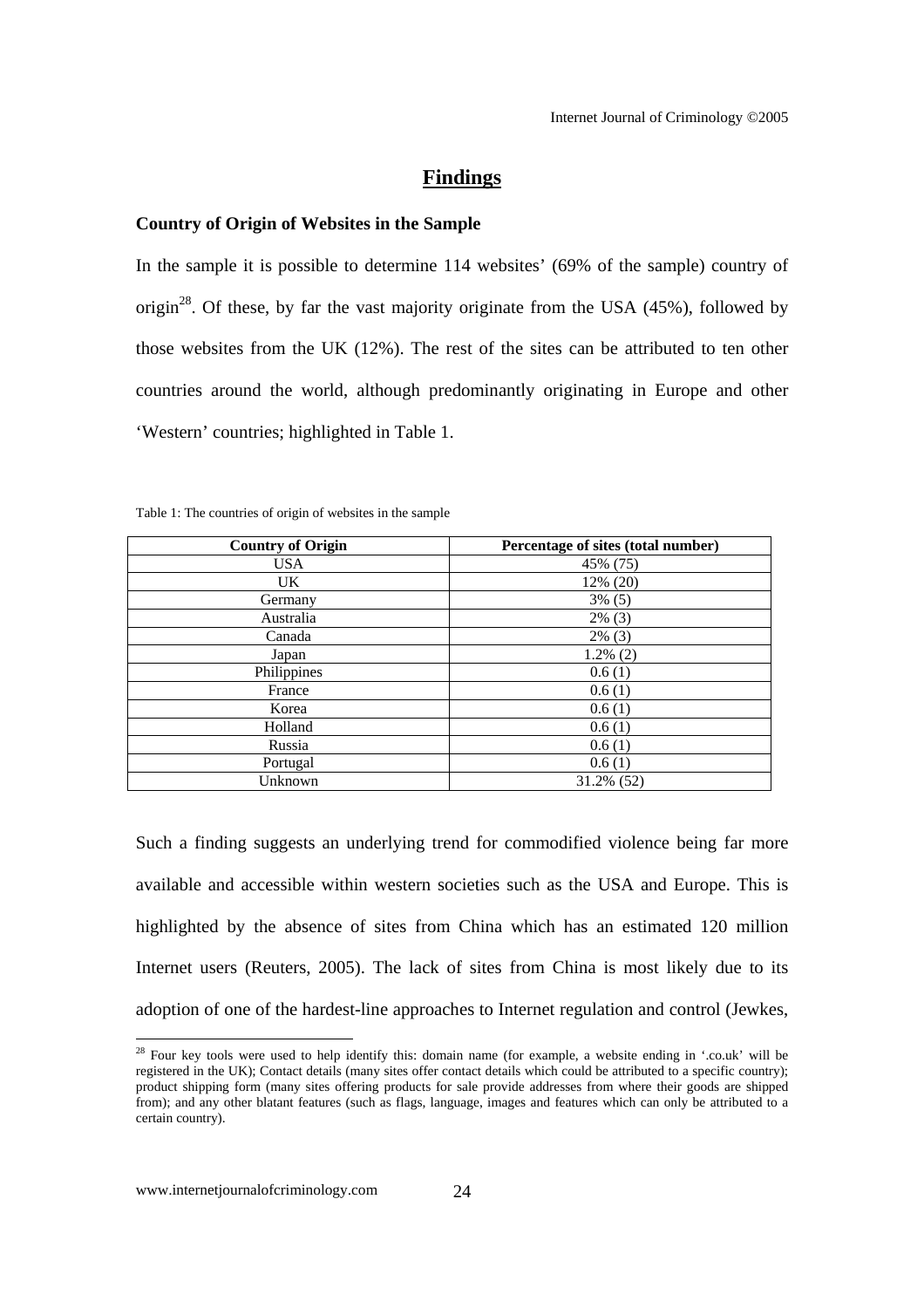## Findings

### Country of Origin of Websites in the Sample

In the sample it is possible to determine 114 websites' (69% of the sample) country of origin[28]. Of these, by far the vast majority originate from the USA (45%), followed by those websites from the UK (12%). The rest of the sites can be attributed to ten other countries around the world, although predominantly originating in Europe and other 'Western' countries; highlighted in Table 1.

Table 1: The countries of origin of websites in the sample

| Country of Origin | Percentage of sites (total number) |
|---|---|
| USA | 45% (75) |
| UK | 12% (20) |
| Germany | 3% (5) |
| Australia | 2% (3) |
| Canada | 2% (3) |
| Japan | 1.2% (2) |
| Philippines | 0.6 (1) |
| France | 0.6 (1) |
| Korea | 0.6 (1) |
| Holland | 0.6 (1) |
| Russia | 0.6 (1) |
| Portugal | 0.6 (1) |
| Unknown | 31.2% (52) |

Such a finding suggests an underlying trend for commodified violence being far more available and accessible within western societies such as the USA and Europe. This is highlighted by the absence of sites from China which has an estimated 120 million Internet users (Reuters, 2005). The lack of sites from China is most likely due to its adoption of one of the hardest-line approaches to Internet regulation and control (Jewkes,

[28] Four key tools were used to help identify this: domain name (for example, a website ending in '.co.uk' will be registered in the UK); Contact details (many sites offer contact details which could be attributed to a specific country); product shipping form (many sites offering products for sale provide addresses from where their goods are shipped from); and any other blatant features (such as flags, language, images and features which can only be attributed to a certain country).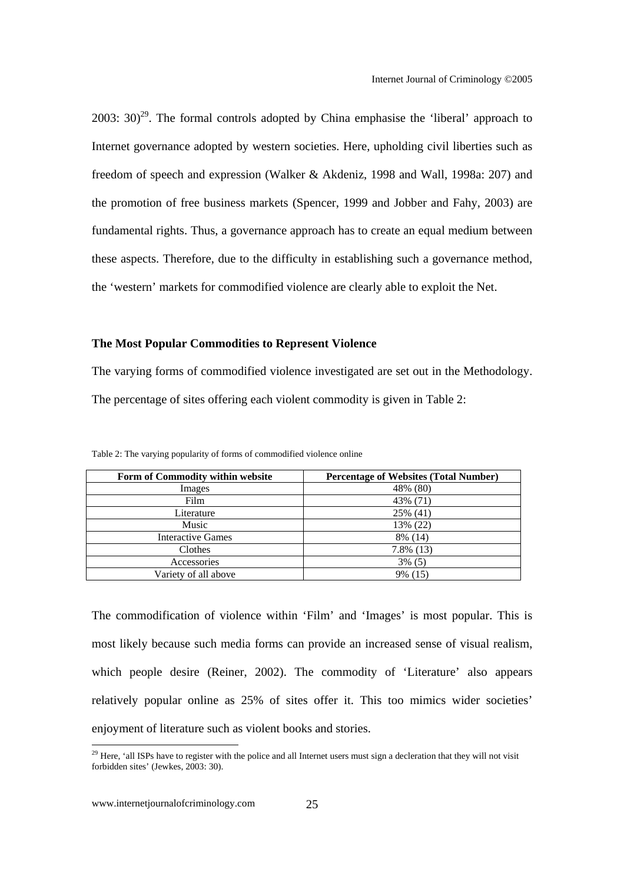2003: 30)[29]. The formal controls adopted by China emphasise the 'liberal' approach to Internet governance adopted by western societies. Here, upholding civil liberties such as freedom of speech and expression (Walker & Akdeniz, 1998 and Wall, 1998a: 207) and the promotion of free business markets (Spencer, 1999 and Jobber and Fahy, 2003) are fundamental rights. Thus, a governance approach has to create an equal medium between these aspects. Therefore, due to the difficulty in establishing such a governance method, the 'western' markets for commodified violence are clearly able to exploit the Net.

### The Most Popular Commodities to Represent Violence

The varying forms of commodified violence investigated are set out in the Methodology. The percentage of sites offering each violent commodity is given in Table 2:

Table 2: The varying popularity of forms of commodified violence online

| Form of Commodity within website | Percentage of Websites (Total Number) |
|---|---|
| Images | 48% (80) |
| Film | 43% (71) |
| Literature | 25% (41) |
| Music | 13% (22) |
| Interactive Games | 8% (14) |
| Clothes | 7.8% (13) |
| Accessories | 3% (5) |
| Variety of all above | 9% (15) |

The commodification of violence within 'Film' and 'Images' is most popular. This is most likely because such media forms can provide an increased sense of visual realism, which people desire (Reiner, 2002). The commodity of 'Literature' also appears relatively popular online as 25% of sites offer it. This too mimics wider societies' enjoyment of literature such as violent books and stories.

[29] Here, 'all ISPs have to register with the police and all Internet users must sign a decleration that they will not visit forbidden sites' (Jewkes, 2003: 30).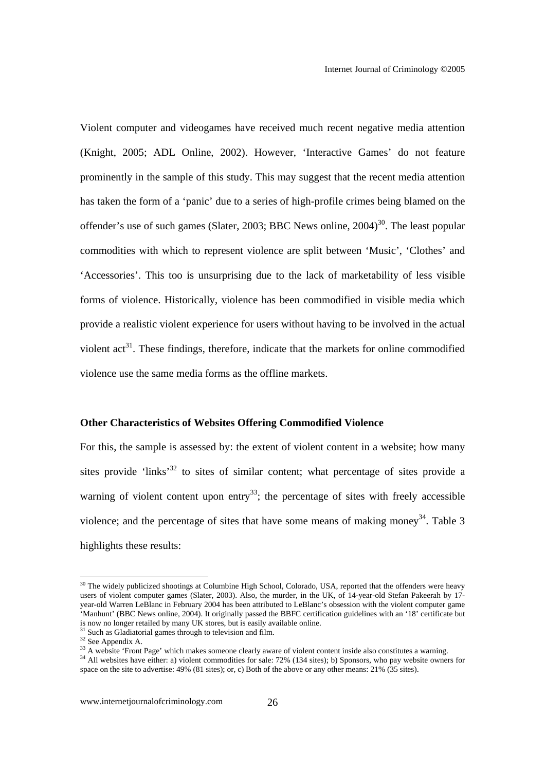Violent computer and videogames have received much recent negative media attention (Knight, 2005; ADL Online, 2002). However, 'Interactive Games' do not feature prominently in the sample of this study. This may suggest that the recent media attention has taken the form of a 'panic' due to a series of high-profile crimes being blamed on the offender's use of such games (Slater, 2003; BBC News online, 2004)[30]. The least popular commodities with which to represent violence are split between 'Music', 'Clothes' and 'Accessories'. This too is unsurprising due to the lack of marketability of less visible forms of violence. Historically, violence has been commodified in visible media which provide a realistic violent experience for users without having to be involved in the actual violent act[31]. These findings, therefore, indicate that the markets for online commodified violence use the same media forms as the offline markets.

**Other Characteristics of Websites Offering Commodified Violence**

For this, the sample is assessed by: the extent of violent content in a website; how many sites provide 'links'[32] to sites of similar content; what percentage of sites provide a warning of violent content upon entry[33]; the percentage of sites with freely accessible violence; and the percentage of sites that have some means of making money[34]. Table 3 highlights these results:

---

[30] The widely publicized shootings at Columbine High School, Colorado, USA, reported that the offenders were heavy users of violent computer games (Slater, 2003). Also, the murder, in the UK, of 14-year-old Stefan Pakeerah by 17-year-old Warren LeBlanc in February 2004 has been attributed to LeBlanc's obsession with the violent computer game 'Manhunt' (BBC News online, 2004). It originally passed the BBFC certification guidelines with an '18' certificate but is now no longer retailed by many UK stores, but is easily available online.

[31] Such as Gladiatorial games through to television and film.

[32] See Appendix A.

[33] A website 'Front Page' which makes someone clearly aware of violent content inside also constitutes a warning.

[34] All websites have either: a) violent commodities for sale: 72% (134 sites); b) Sponsors, who pay website owners for space on the site to advertise: 49% (81 sites); or, c) Both of the above or any other means: 21% (35 sites).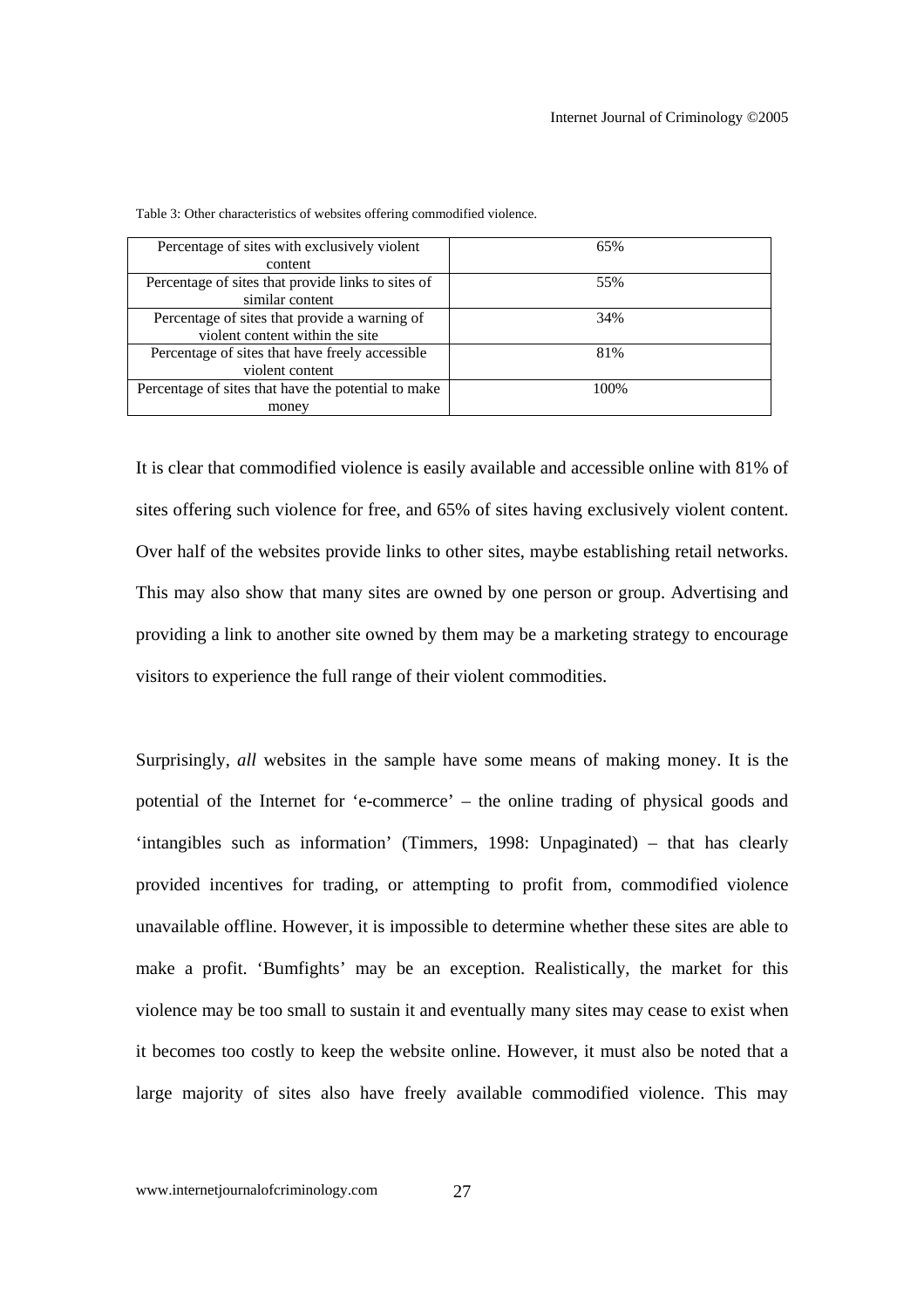Table 3: Other characteristics of websites offering commodified violence.

| | |
|---|---|
| Percentage of sites with exclusively violent content | 65% |
| Percentage of sites that provide links to sites of similar content | 55% |
| Percentage of sites that provide a warning of violent content within the site | 34% |
| Percentage of sites that have freely accessible violent content | 81% |
| Percentage of sites that have the potential to make money | 100% |

It is clear that commodified violence is easily available and accessible online with 81% of sites offering such violence for free, and 65% of sites having exclusively violent content. Over half of the websites provide links to other sites, maybe establishing retail networks. This may also show that many sites are owned by one person or group. Advertising and providing a link to another site owned by them may be a marketing strategy to encourage visitors to experience the full range of their violent commodities.

Surprisingly, *all* websites in the sample have some means of making money. It is the potential of the Internet for 'e-commerce' – the online trading of physical goods and 'intangibles such as information' (Timmers, 1998: Unpaginated) – that has clearly provided incentives for trading, or attempting to profit from, commodified violence unavailable offline. However, it is impossible to determine whether these sites are able to make a profit. 'Bumfights' may be an exception. Realistically, the market for this violence may be too small to sustain it and eventually many sites may cease to exist when it becomes too costly to keep the website online. However, it must also be noted that a large majority of sites also have freely available commodified violence. This may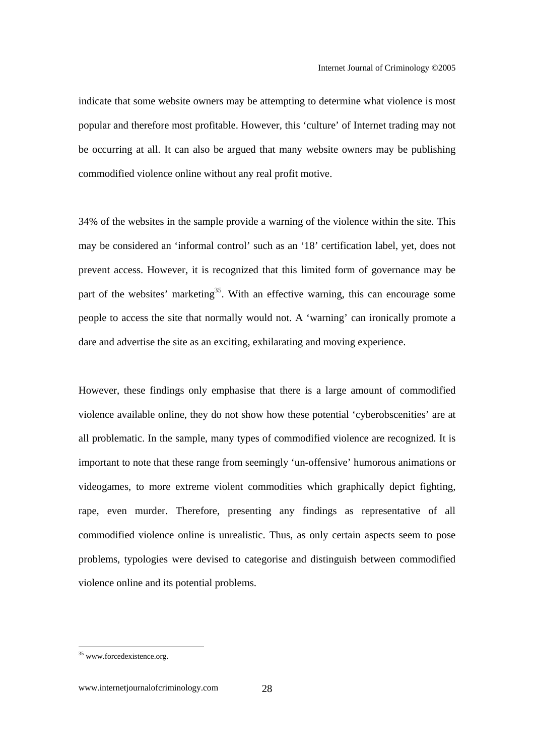indicate that some website owners may be attempting to determine what violence is most popular and therefore most profitable. However, this 'culture' of Internet trading may not be occurring at all. It can also be argued that many website owners may be publishing commodified violence online without any real profit motive.

34% of the websites in the sample provide a warning of the violence within the site. This may be considered an 'informal control' such as an '18' certification label, yet, does not prevent access. However, it is recognized that this limited form of governance may be part of the websites' marketing[35]. With an effective warning, this can encourage some people to access the site that normally would not. A 'warning' can ironically promote a dare and advertise the site as an exciting, exhilarating and moving experience.

However, these findings only emphasise that there is a large amount of commodified violence available online, they do not show how these potential 'cyberobscenities' are at all problematic. In the sample, many types of commodified violence are recognized. It is important to note that these range from seemingly 'un-offensive' humorous animations or videogames, to more extreme violent commodities which graphically depict fighting, rape, even murder. Therefore, presenting any findings as representative of all commodified violence online is unrealistic. Thus, as only certain aspects seem to pose problems, typologies were devised to categorise and distinguish between commodified violence online and its potential problems.

[35] www.forcedexistence.org.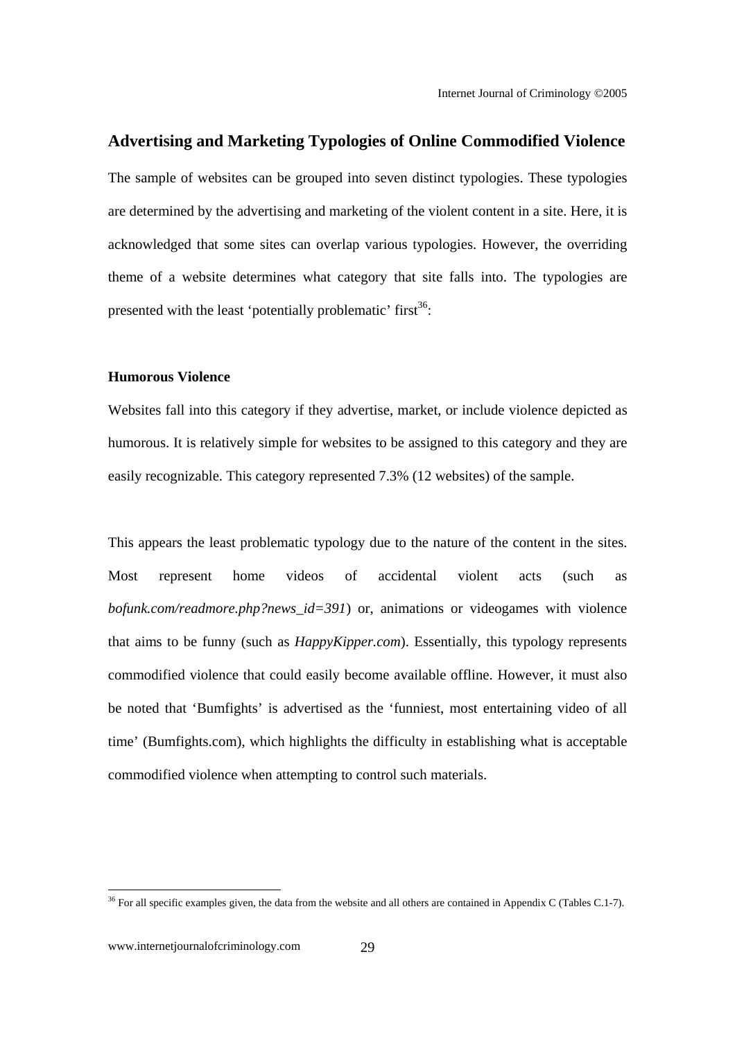## Advertising and Marketing Typologies of Online Commodified Violence

The sample of websites can be grouped into seven distinct typologies. These typologies are determined by the advertising and marketing of the violent content in a site. Here, it is acknowledged that some sites can overlap various typologies. However, the overriding theme of a website determines what category that site falls into. The typologies are presented with the least 'potentially problematic' first[36]:

### Humorous Violence

Websites fall into this category if they advertise, market, or include violence depicted as humorous. It is relatively simple for websites to be assigned to this category and they are easily recognizable. This category represented 7.3% (12 websites) of the sample.

This appears the least problematic typology due to the nature of the content in the sites. Most represent home videos of accidental violent acts (such as *bofunk.com/readmore.php?news_id=391*) or, animations or videogames with violence that aims to be funny (such as *HappyKipper.com*). Essentially, this typology represents commodified violence that could easily become available offline. However, it must also be noted that 'Bumfights' is advertised as the 'funniest, most entertaining video of all time' (Bumfights.com), which highlights the difficulty in establishing what is acceptable commodified violence when attempting to control such materials.

[36] For all specific examples given, the data from the website and all others are contained in Appendix C (Tables C.1-7).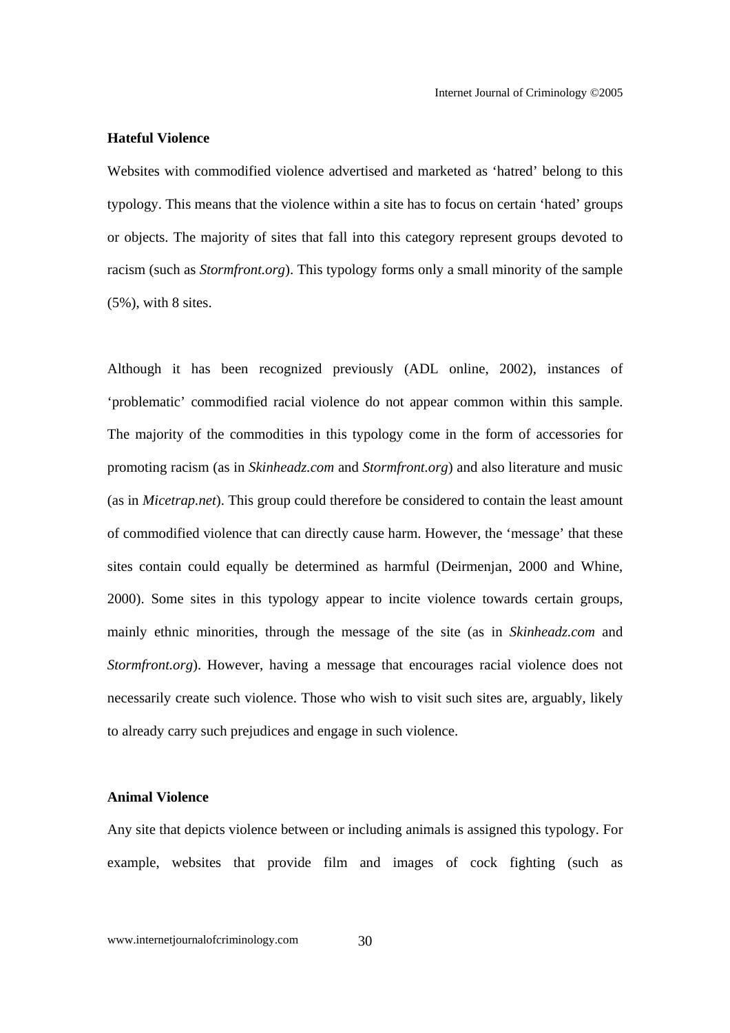**Hateful Violence**

Websites with commodified violence advertised and marketed as 'hatred' belong to this typology. This means that the violence within a site has to focus on certain 'hated' groups or objects. The majority of sites that fall into this category represent groups devoted to racism (such as *Stormfront.org*). This typology forms only a small minority of the sample (5%), with 8 sites.

Although it has been recognized previously (ADL online, 2002), instances of 'problematic' commodified racial violence do not appear common within this sample. The majority of the commodities in this typology come in the form of accessories for promoting racism (as in *Skinheadz.com* and *Stormfront.org*) and also literature and music (as in *Micetrap.net*). This group could therefore be considered to contain the least amount of commodified violence that can directly cause harm. However, the 'message' that these sites contain could equally be determined as harmful (Deirmenjan, 2000 and Whine, 2000). Some sites in this typology appear to incite violence towards certain groups, mainly ethnic minorities, through the message of the site (as in *Skinheadz.com* and *Stormfront.org*). However, having a message that encourages racial violence does not necessarily create such violence. Those who wish to visit such sites are, arguably, likely to already carry such prejudices and engage in such violence.

**Animal Violence**

Any site that depicts violence between or including animals is assigned this typology. For example, websites that provide film and images of cock fighting (such as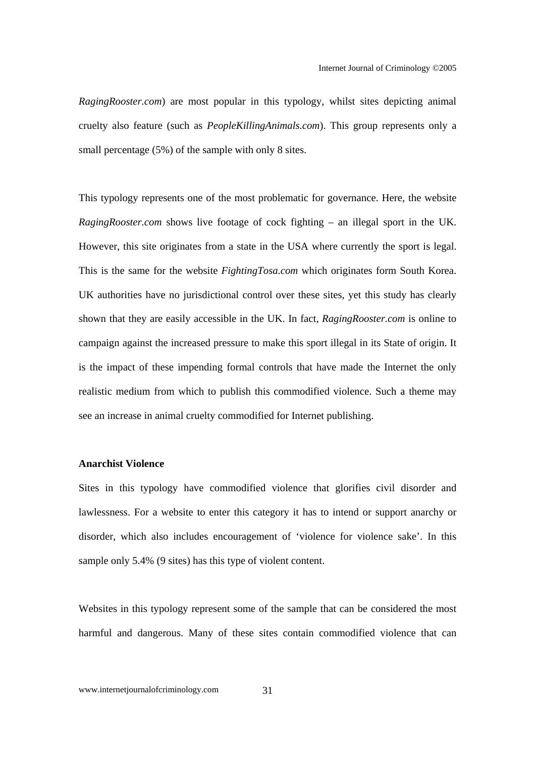*RagingRooster.com*) are most popular in this typology, whilst sites depicting animal cruelty also feature (such as *PeopleKillingAnimals.com*). This group represents only a small percentage (5%) of the sample with only 8 sites.

This typology represents one of the most problematic for governance. Here, the website *RagingRooster.com* shows live footage of cock fighting – an illegal sport in the UK. However, this site originates from a state in the USA where currently the sport is legal. This is the same for the website *FightingTosa.com* which originates form South Korea. UK authorities have no jurisdictional control over these sites, yet this study has clearly shown that they are easily accessible in the UK. In fact, *RagingRooster.com* is online to campaign against the increased pressure to make this sport illegal in its State of origin. It is the impact of these impending formal controls that have made the Internet the only realistic medium from which to publish this commodified violence. Such a theme may see an increase in animal cruelty commodified for Internet publishing.

**Anarchist Violence**

Sites in this typology have commodified violence that glorifies civil disorder and lawlessness. For a website to enter this category it has to intend or support anarchy or disorder, which also includes encouragement of 'violence for violence sake'. In this sample only 5.4% (9 sites) has this type of violent content.

Websites in this typology represent some of the sample that can be considered the most harmful and dangerous. Many of these sites contain commodified violence that can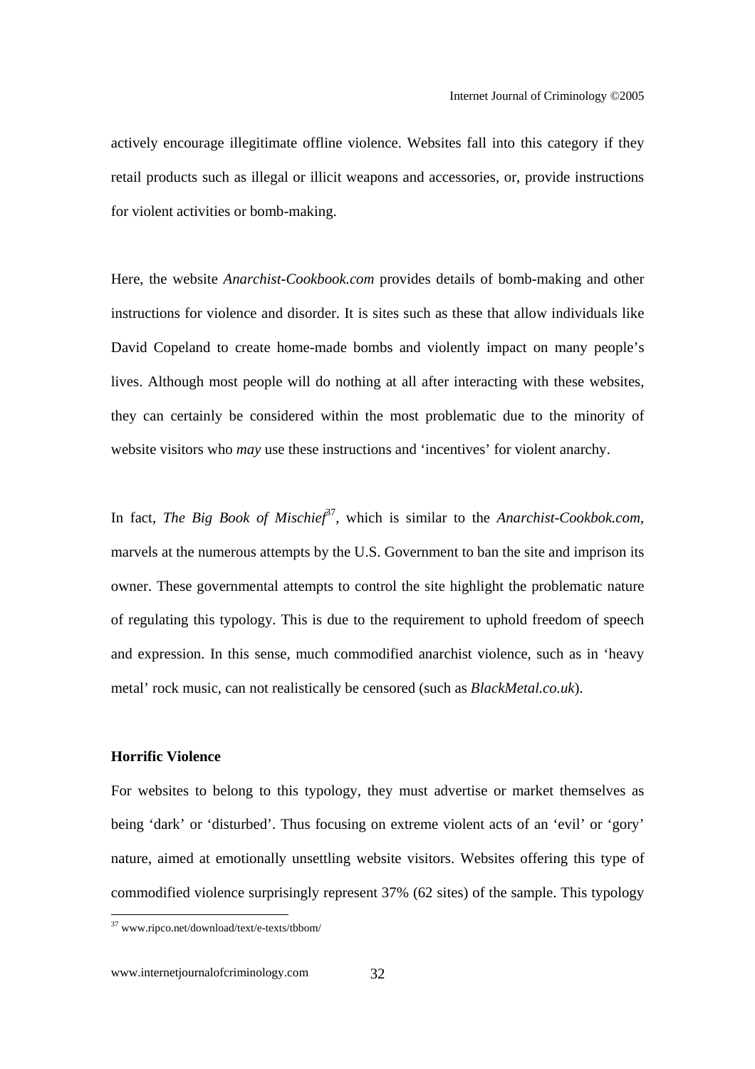actively encourage illegitimate offline violence. Websites fall into this category if they retail products such as illegal or illicit weapons and accessories, or, provide instructions for violent activities or bomb-making.

Here, the website *Anarchist-Cookbook.com* provides details of bomb-making and other instructions for violence and disorder. It is sites such as these that allow individuals like David Copeland to create home-made bombs and violently impact on many people's lives. Although most people will do nothing at all after interacting with these websites, they can certainly be considered within the most problematic due to the minority of website visitors who *may* use these instructions and 'incentives' for violent anarchy.

In fact, *The Big Book of Mischief*[37], which is similar to the *Anarchist-Cookbok.com*, marvels at the numerous attempts by the U.S. Government to ban the site and imprison its owner. These governmental attempts to control the site highlight the problematic nature of regulating this typology. This is due to the requirement to uphold freedom of speech and expression. In this sense, much commodified anarchist violence, such as in 'heavy metal' rock music, can not realistically be censored (such as *BlackMetal.co.uk*).

**Horrific Violence**

For websites to belong to this typology, they must advertise or market themselves as being 'dark' or 'disturbed'. Thus focusing on extreme violent acts of an 'evil' or 'gory' nature, aimed at emotionally unsettling website visitors. Websites offering this type of commodified violence surprisingly represent 37% (62 sites) of the sample. This typology

[37] www.ripco.net/download/text/e-texts/tbbom/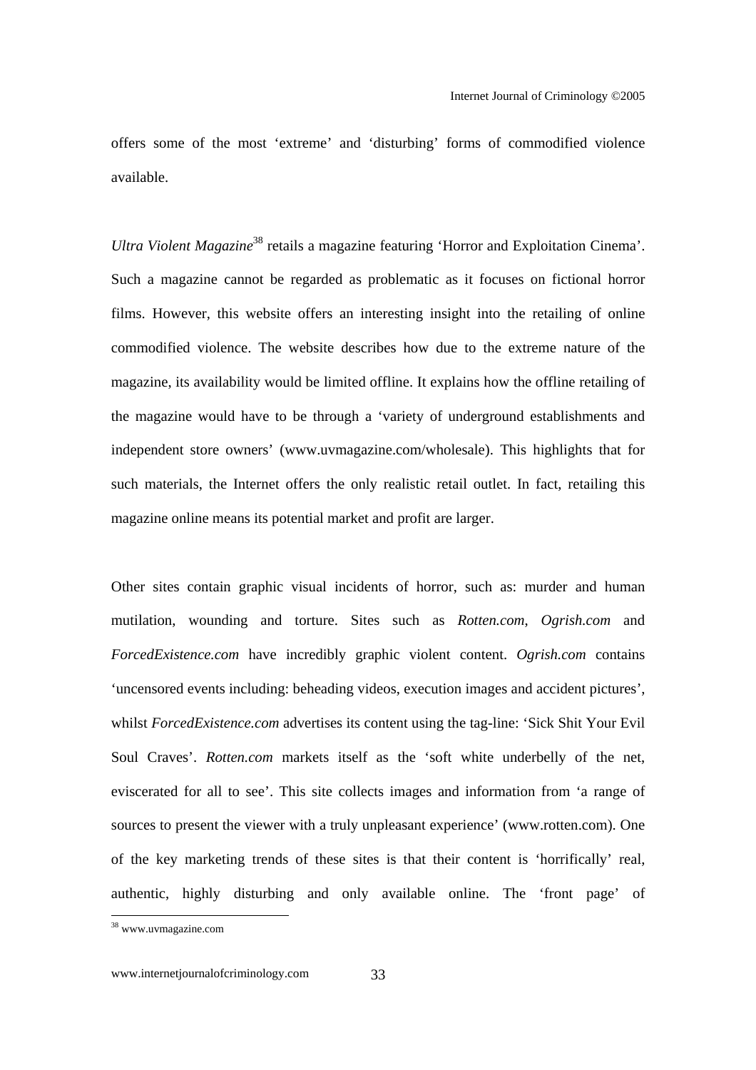offers some of the most 'extreme' and 'disturbing' forms of commodified violence available.

*Ultra Violent Magazine*[38] retails a magazine featuring 'Horror and Exploitation Cinema'. Such a magazine cannot be regarded as problematic as it focuses on fictional horror films. However, this website offers an interesting insight into the retailing of online commodified violence. The website describes how due to the extreme nature of the magazine, its availability would be limited offline. It explains how the offline retailing of the magazine would have to be through a 'variety of underground establishments and independent store owners' (www.uvmagazine.com/wholesale). This highlights that for such materials, the Internet offers the only realistic retail outlet. In fact, retailing this magazine online means its potential market and profit are larger.

Other sites contain graphic visual incidents of horror, such as: murder and human mutilation, wounding and torture. Sites such as *Rotten.com*, *Ogrish.com* and *ForcedExistence.com* have incredibly graphic violent content. *Ogrish.com* contains 'uncensored events including: beheading videos, execution images and accident pictures', whilst *ForcedExistence.com* advertises its content using the tag-line: 'Sick Shit Your Evil Soul Craves'. *Rotten.com* markets itself as the 'soft white underbelly of the net, eviscerated for all to see'. This site collects images and information from 'a range of sources to present the viewer with a truly unpleasant experience' (www.rotten.com). One of the key marketing trends of these sites is that their content is 'horrifically' real, authentic, highly disturbing and only available online. The 'front page' of

[38] www.uvmagazine.com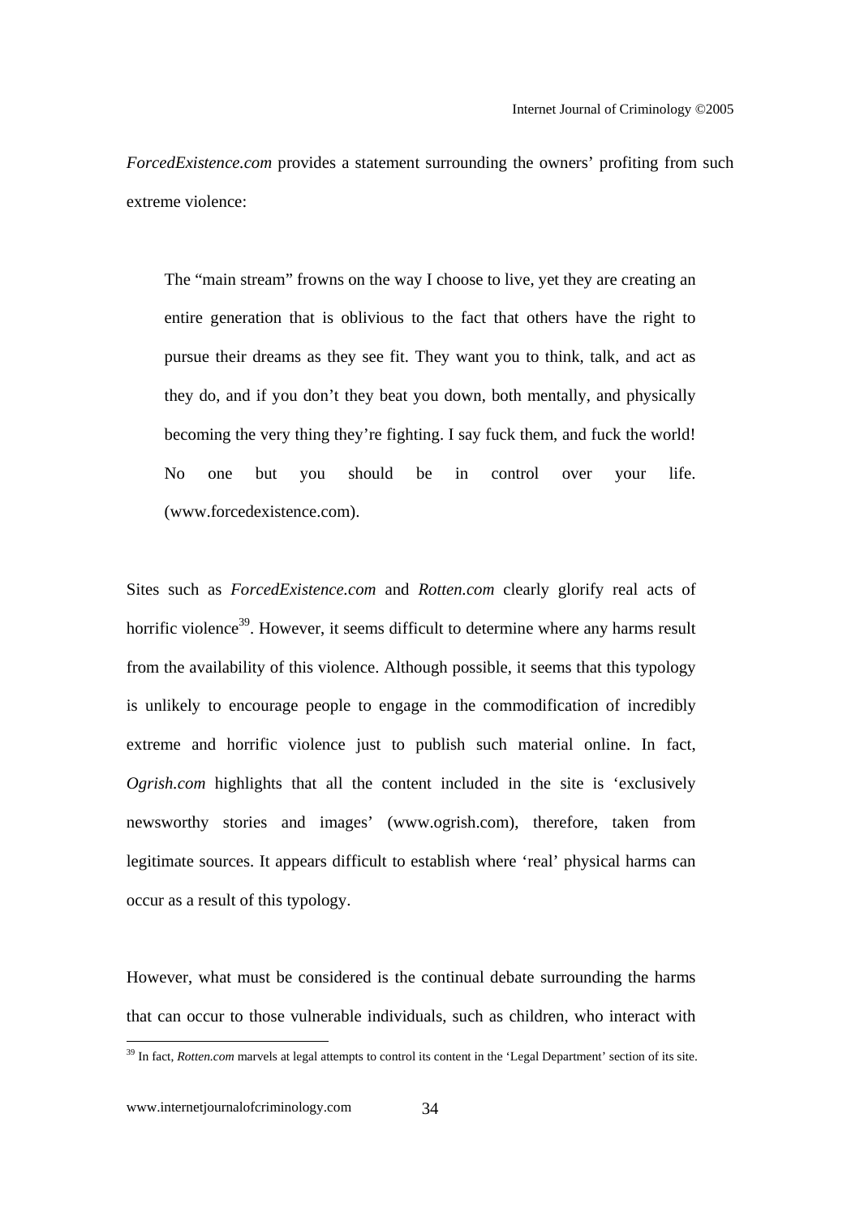*ForcedExistence.com* provides a statement surrounding the owners' profiting from such extreme violence:

> The "main stream" frowns on the way I choose to live, yet they are creating an entire generation that is oblivious to the fact that others have the right to pursue their dreams as they see fit. They want you to think, talk, and act as they do, and if you don't they beat you down, both mentally, and physically becoming the very thing they're fighting. I say fuck them, and fuck the world! No one but you should be in control over your life. (www.forcedexistence.com).

Sites such as *ForcedExistence.com* and *Rotten.com* clearly glorify real acts of horrific violence[39]. However, it seems difficult to determine where any harms result from the availability of this violence. Although possible, it seems that this typology is unlikely to encourage people to engage in the commodification of incredibly extreme and horrific violence just to publish such material online. In fact, *Ogrish.com* highlights that all the content included in the site is 'exclusively newsworthy stories and images' (www.ogrish.com), therefore, taken from legitimate sources. It appears difficult to establish where 'real' physical harms can occur as a result of this typology.

However, what must be considered is the continual debate surrounding the harms that can occur to those vulnerable individuals, such as children, who interact with

---

[39] In fact, *Rotten.com* marvels at legal attempts to control its content in the 'Legal Department' section of its site.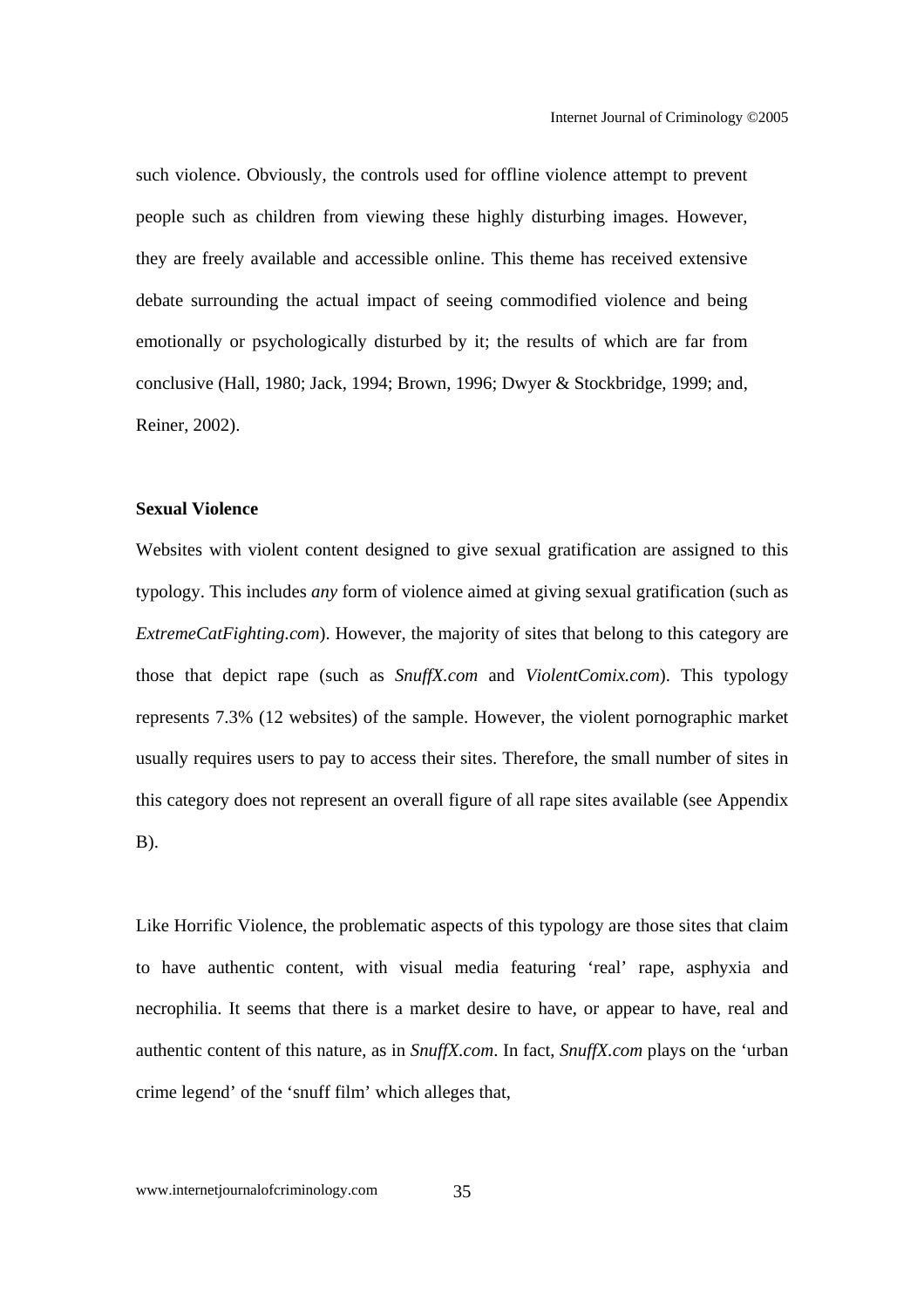such violence. Obviously, the controls used for offline violence attempt to prevent people such as children from viewing these highly disturbing images. However, they are freely available and accessible online. This theme has received extensive debate surrounding the actual impact of seeing commodified violence and being emotionally or psychologically disturbed by it; the results of which are far from conclusive (Hall, 1980; Jack, 1994; Brown, 1996; Dwyer & Stockbridge, 1999; and, Reiner, 2002).

**Sexual Violence**

Websites with violent content designed to give sexual gratification are assigned to this typology. This includes *any* form of violence aimed at giving sexual gratification (such as *ExtremeCatFighting.com*). However, the majority of sites that belong to this category are those that depict rape (such as *SnuffX.com* and *ViolentComix.com*). This typology represents 7.3% (12 websites) of the sample. However, the violent pornographic market usually requires users to pay to access their sites. Therefore, the small number of sites in this category does not represent an overall figure of all rape sites available (see Appendix B).

Like Horrific Violence, the problematic aspects of this typology are those sites that claim to have authentic content, with visual media featuring 'real' rape, asphyxia and necrophilia. It seems that there is a market desire to have, or appear to have, real and authentic content of this nature, as in *SnuffX.com*. In fact, *SnuffX.com* plays on the 'urban crime legend' of the 'snuff film' which alleges that,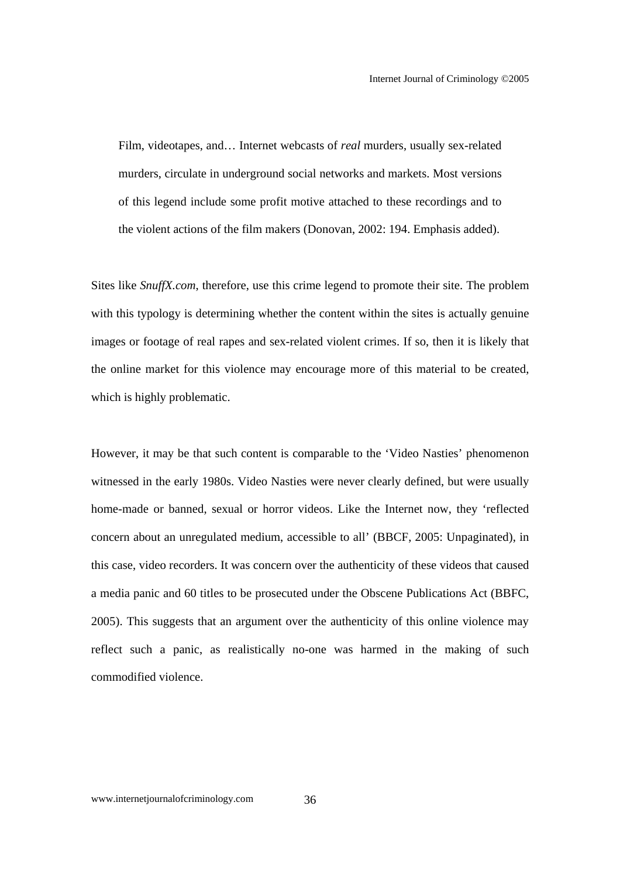> Film, videotapes, and… Internet webcasts of *real* murders, usually sex-related murders, circulate in underground social networks and markets. Most versions of this legend include some profit motive attached to these recordings and to the violent actions of the film makers (Donovan, 2002: 194. Emphasis added).

Sites like *SnuffX.com*, therefore, use this crime legend to promote their site. The problem with this typology is determining whether the content within the sites is actually genuine images or footage of real rapes and sex-related violent crimes. If so, then it is likely that the online market for this violence may encourage more of this material to be created, which is highly problematic.

However, it may be that such content is comparable to the 'Video Nasties' phenomenon witnessed in the early 1980s. Video Nasties were never clearly defined, but were usually home-made or banned, sexual or horror videos. Like the Internet now, they 'reflected concern about an unregulated medium, accessible to all' (BBCF, 2005: Unpaginated), in this case, video recorders. It was concern over the authenticity of these videos that caused a media panic and 60 titles to be prosecuted under the Obscene Publications Act (BBFC, 2005). This suggests that an argument over the authenticity of this online violence may reflect such a panic, as realistically no-one was harmed in the making of such commodified violence.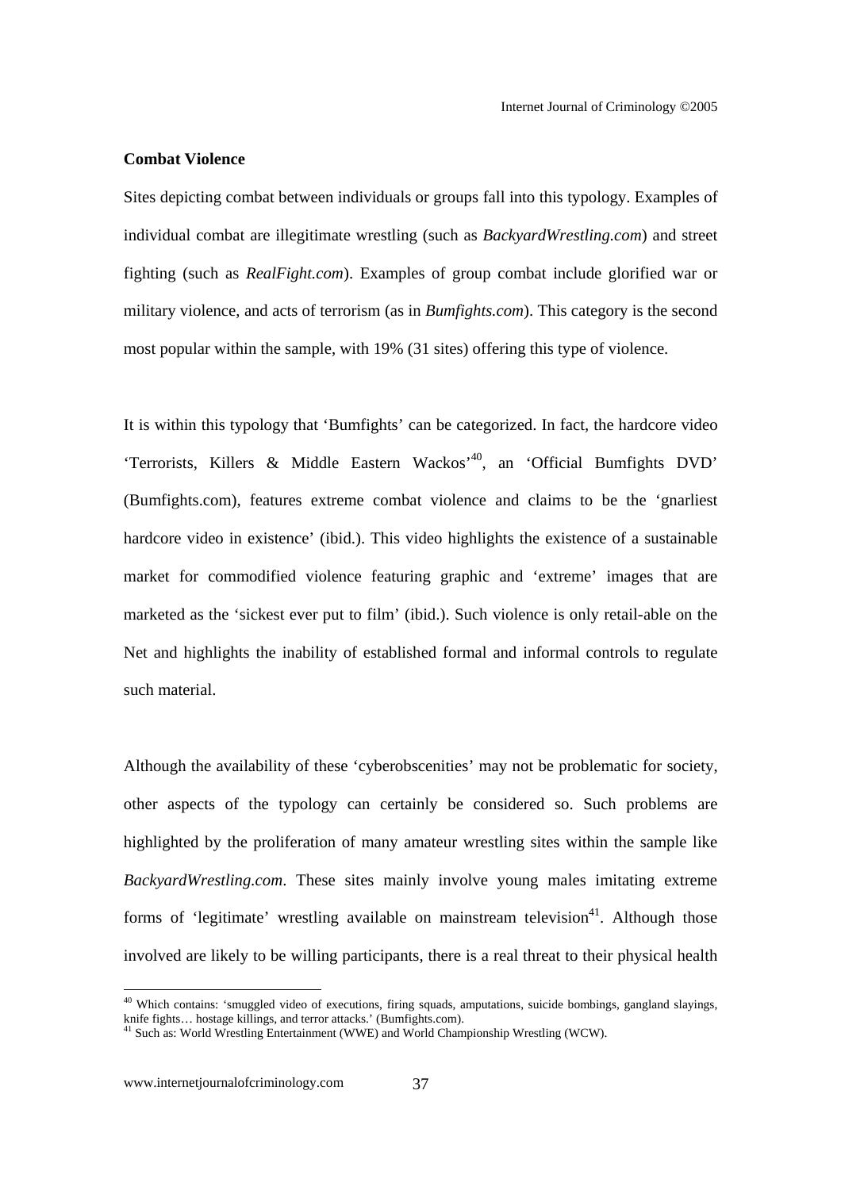**Combat Violence**

Sites depicting combat between individuals or groups fall into this typology. Examples of individual combat are illegitimate wrestling (such as *BackyardWrestling.com*) and street fighting (such as *RealFight.com*). Examples of group combat include glorified war or military violence, and acts of terrorism (as in *Bumfights.com*). This category is the second most popular within the sample, with 19% (31 sites) offering this type of violence.

It is within this typology that 'Bumfights' can be categorized. In fact, the hardcore video 'Terrorists, Killers & Middle Eastern Wackos'[40], an 'Official Bumfights DVD' (Bumfights.com), features extreme combat violence and claims to be the 'gnarliest hardcore video in existence' (ibid.). This video highlights the existence of a sustainable market for commodified violence featuring graphic and 'extreme' images that are marketed as the 'sickest ever put to film' (ibid.). Such violence is only retail-able on the Net and highlights the inability of established formal and informal controls to regulate such material.

Although the availability of these 'cyberobscenities' may not be problematic for society, other aspects of the typology can certainly be considered so. Such problems are highlighted by the proliferation of many amateur wrestling sites within the sample like *BackyardWrestling.com*. These sites mainly involve young males imitating extreme forms of 'legitimate' wrestling available on mainstream television[41]. Although those involved are likely to be willing participants, there is a real threat to their physical health

[40] Which contains: 'smuggled video of executions, firing squads, amputations, suicide bombings, gangland slayings, knife fights… hostage killings, and terror attacks.' (Bumfights.com).

[41] Such as: World Wrestling Entertainment (WWE) and World Championship Wrestling (WCW).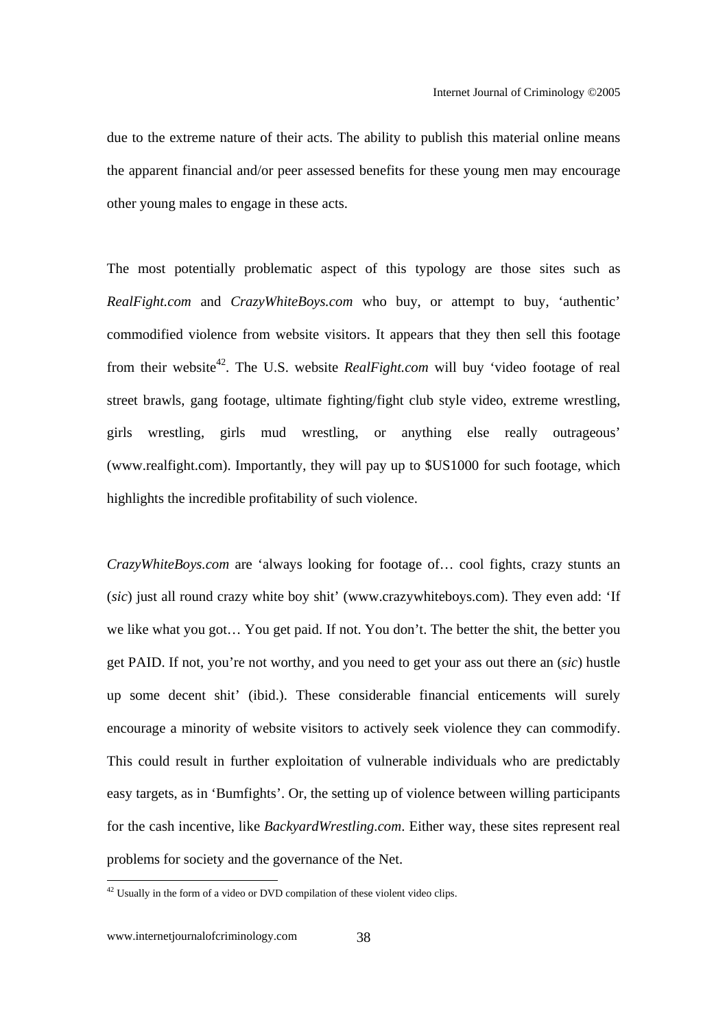due to the extreme nature of their acts. The ability to publish this material online means the apparent financial and/or peer assessed benefits for these young men may encourage other young males to engage in these acts.

The most potentially problematic aspect of this typology are those sites such as *RealFight.com* and *CrazyWhiteBoys.com* who buy, or attempt to buy, 'authentic' commodified violence from website visitors. It appears that they then sell this footage from their website[42]. The U.S. website *RealFight.com* will buy 'video footage of real street brawls, gang footage, ultimate fighting/fight club style video, extreme wrestling, girls wrestling, girls mud wrestling, or anything else really outrageous' (www.realfight.com). Importantly, they will pay up to $US1000 for such footage, which highlights the incredible profitability of such violence.

*CrazyWhiteBoys.com* are 'always looking for footage of… cool fights, crazy stunts an (*sic*) just all round crazy white boy shit' (www.crazywhiteboys.com). They even add: 'If we like what you got… You get paid. If not. You don't. The better the shit, the better you get PAID. If not, you're not worthy, and you need to get your ass out there an (*sic*) hustle up some decent shit' (ibid.). These considerable financial enticements will surely encourage a minority of website visitors to actively seek violence they can commodify. This could result in further exploitation of vulnerable individuals who are predictably easy targets, as in 'Bumfights'. Or, the setting up of violence between willing participants for the cash incentive, like *BackyardWrestling.com*. Either way, these sites represent real problems for society and the governance of the Net.

[42] Usually in the form of a video or DVD compilation of these violent video clips.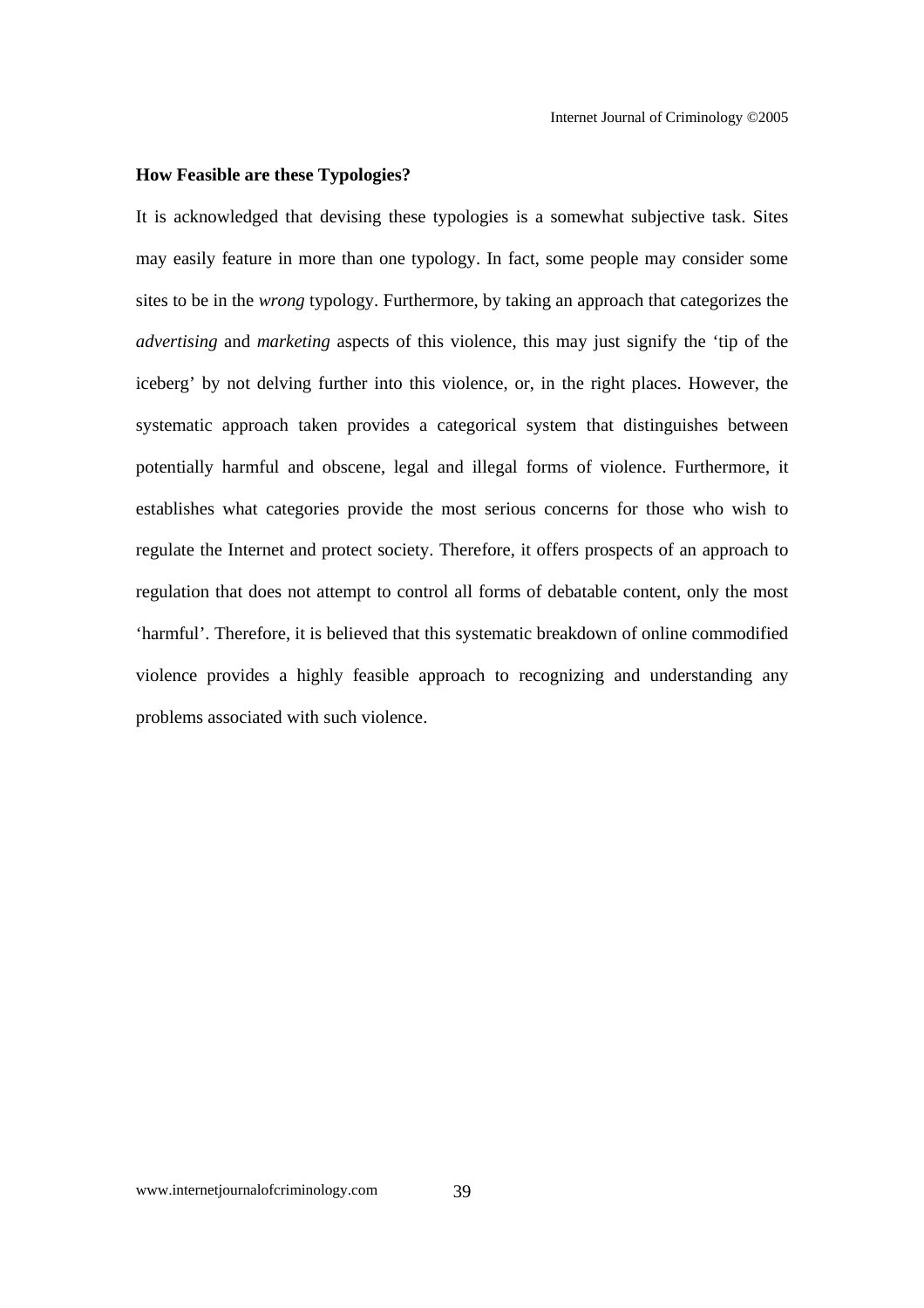**How Feasible are these Typologies?**

It is acknowledged that devising these typologies is a somewhat subjective task. Sites may easily feature in more than one typology. In fact, some people may consider some sites to be in the *wrong* typology. Furthermore, by taking an approach that categorizes the *advertising* and *marketing* aspects of this violence, this may just signify the 'tip of the iceberg' by not delving further into this violence, or, in the right places. However, the systematic approach taken provides a categorical system that distinguishes between potentially harmful and obscene, legal and illegal forms of violence. Furthermore, it establishes what categories provide the most serious concerns for those who wish to regulate the Internet and protect society. Therefore, it offers prospects of an approach to regulation that does not attempt to control all forms of debatable content, only the most 'harmful'. Therefore, it is believed that this systematic breakdown of online commodified violence provides a highly feasible approach to recognizing and understanding any problems associated with such violence.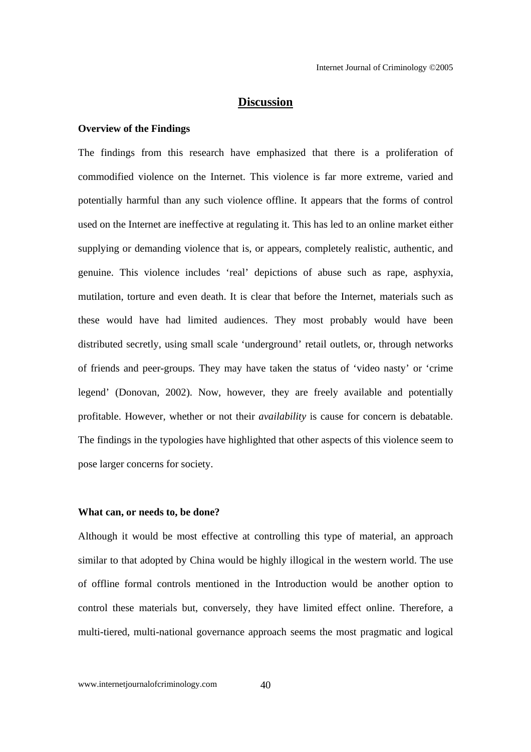## Discussion

### Overview of the Findings

The findings from this research have emphasized that there is a proliferation of commodified violence on the Internet. This violence is far more extreme, varied and potentially harmful than any such violence offline. It appears that the forms of control used on the Internet are ineffective at regulating it. This has led to an online market either supplying or demanding violence that is, or appears, completely realistic, authentic, and genuine. This violence includes 'real' depictions of abuse such as rape, asphyxia, mutilation, torture and even death. It is clear that before the Internet, materials such as these would have had limited audiences. They most probably would have been distributed secretly, using small scale 'underground' retail outlets, or, through networks of friends and peer-groups. They may have taken the status of 'video nasty' or 'crime legend' (Donovan, 2002). Now, however, they are freely available and potentially profitable. However, whether or not their *availability* is cause for concern is debatable. The findings in the typologies have highlighted that other aspects of this violence seem to pose larger concerns for society.

### What can, or needs to, be done?

Although it would be most effective at controlling this type of material, an approach similar to that adopted by China would be highly illogical in the western world. The use of offline formal controls mentioned in the Introduction would be another option to control these materials but, conversely, they have limited effect online. Therefore, a multi-tiered, multi-national governance approach seems the most pragmatic and logical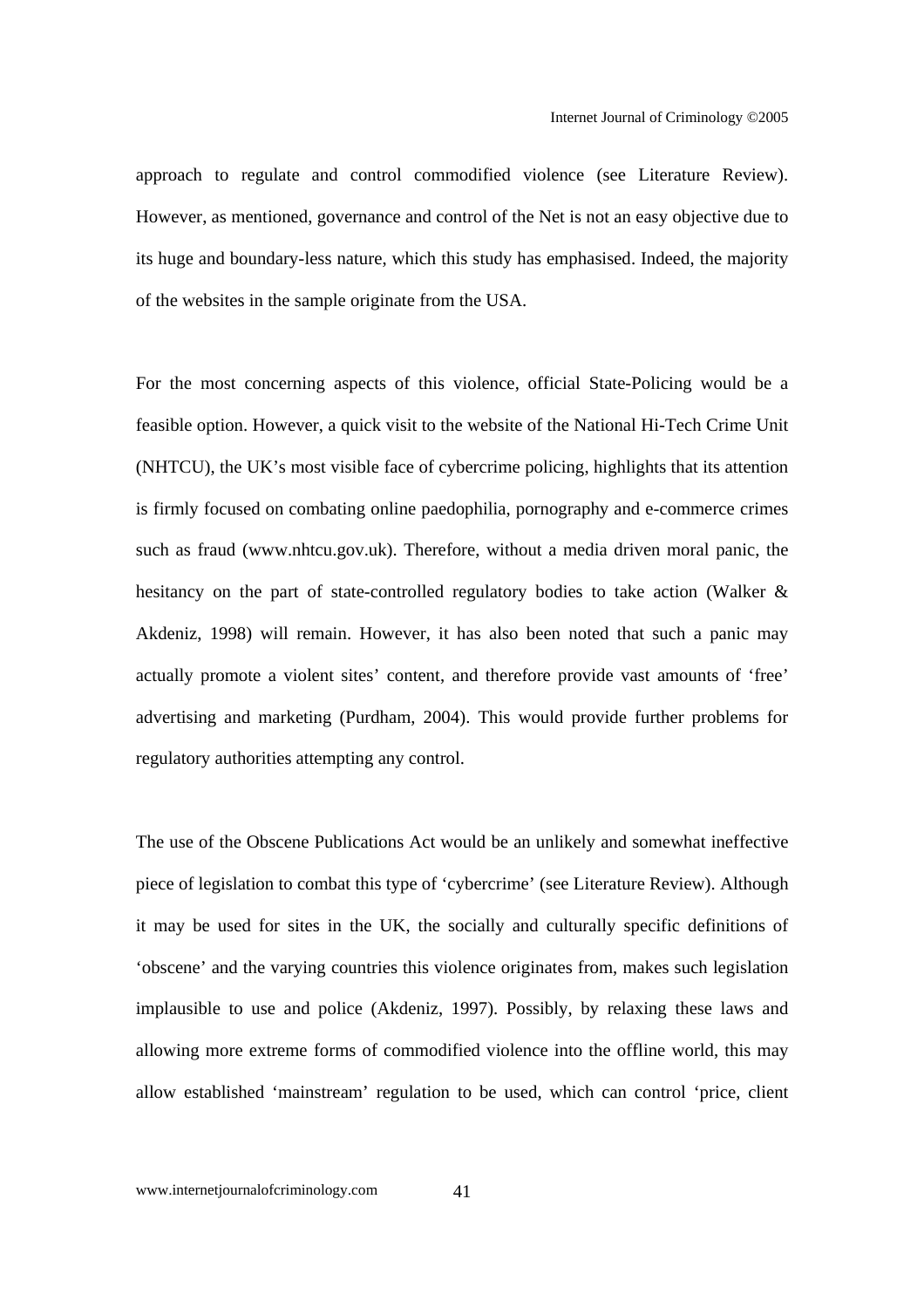approach to regulate and control commodified violence (see Literature Review). However, as mentioned, governance and control of the Net is not an easy objective due to its huge and boundary-less nature, which this study has emphasised. Indeed, the majority of the websites in the sample originate from the USA.

For the most concerning aspects of this violence, official State-Policing would be a feasible option. However, a quick visit to the website of the National Hi-Tech Crime Unit (NHTCU), the UK's most visible face of cybercrime policing, highlights that its attention is firmly focused on combating online paedophilia, pornography and e-commerce crimes such as fraud (www.nhtcu.gov.uk). Therefore, without a media driven moral panic, the hesitancy on the part of state-controlled regulatory bodies to take action (Walker & Akdeniz, 1998) will remain. However, it has also been noted that such a panic may actually promote a violent sites' content, and therefore provide vast amounts of 'free' advertising and marketing (Purdham, 2004). This would provide further problems for regulatory authorities attempting any control.

The use of the Obscene Publications Act would be an unlikely and somewhat ineffective piece of legislation to combat this type of 'cybercrime' (see Literature Review). Although it may be used for sites in the UK, the socially and culturally specific definitions of 'obscene' and the varying countries this violence originates from, makes such legislation implausible to use and police (Akdeniz, 1997). Possibly, by relaxing these laws and allowing more extreme forms of commodified violence into the offline world, this may allow established 'mainstream' regulation to be used, which can control 'price, client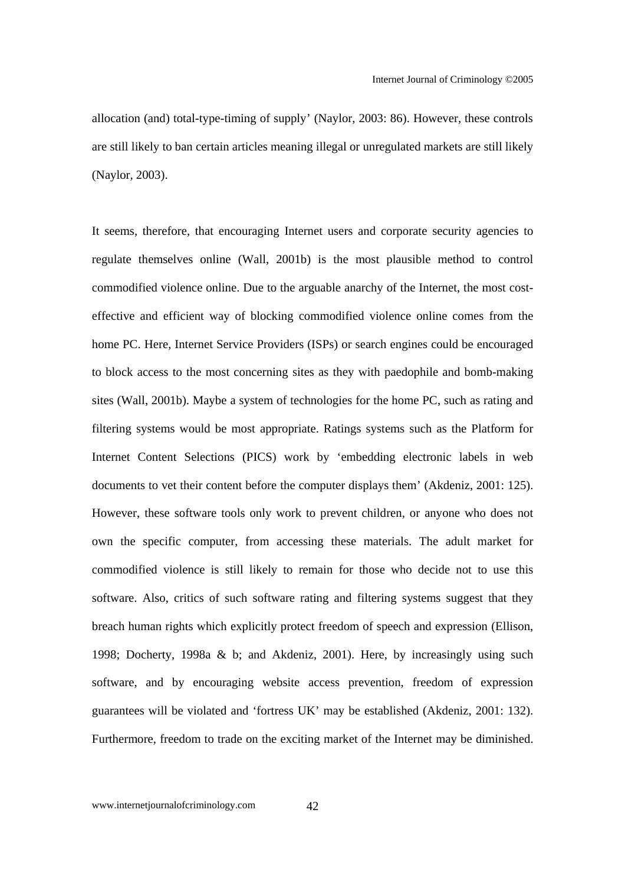allocation (and) total-type-timing of supply' (Naylor, 2003: 86). However, these controls are still likely to ban certain articles meaning illegal or unregulated markets are still likely (Naylor, 2003).

It seems, therefore, that encouraging Internet users and corporate security agencies to regulate themselves online (Wall, 2001b) is the most plausible method to control commodified violence online. Due to the arguable anarchy of the Internet, the most cost-effective and efficient way of blocking commodified violence online comes from the home PC. Here, Internet Service Providers (ISPs) or search engines could be encouraged to block access to the most concerning sites as they with paedophile and bomb-making sites (Wall, 2001b). Maybe a system of technologies for the home PC, such as rating and filtering systems would be most appropriate. Ratings systems such as the Platform for Internet Content Selections (PICS) work by 'embedding electronic labels in web documents to vet their content before the computer displays them' (Akdeniz, 2001: 125). However, these software tools only work to prevent children, or anyone who does not own the specific computer, from accessing these materials. The adult market for commodified violence is still likely to remain for those who decide not to use this software. Also, critics of such software rating and filtering systems suggest that they breach human rights which explicitly protect freedom of speech and expression (Ellison, 1998; Docherty, 1998a & b; and Akdeniz, 2001). Here, by increasingly using such software, and by encouraging website access prevention, freedom of expression guarantees will be violated and 'fortress UK' may be established (Akdeniz, 2001: 132). Furthermore, freedom to trade on the exciting market of the Internet may be diminished.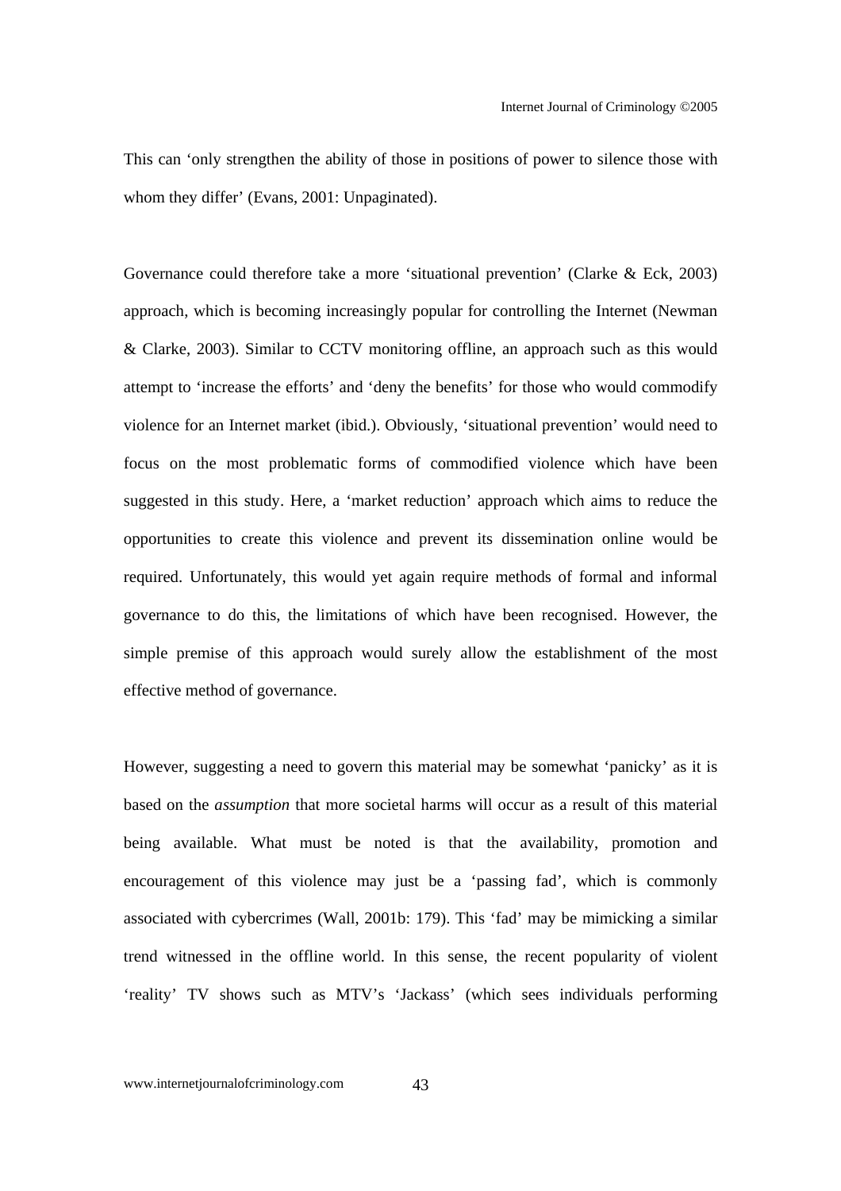This can 'only strengthen the ability of those in positions of power to silence those with whom they differ' (Evans, 2001: Unpaginated).

Governance could therefore take a more 'situational prevention' (Clarke & Eck, 2003) approach, which is becoming increasingly popular for controlling the Internet (Newman & Clarke, 2003). Similar to CCTV monitoring offline, an approach such as this would attempt to 'increase the efforts' and 'deny the benefits' for those who would commodify violence for an Internet market (ibid.). Obviously, 'situational prevention' would need to focus on the most problematic forms of commodified violence which have been suggested in this study. Here, a 'market reduction' approach which aims to reduce the opportunities to create this violence and prevent its dissemination online would be required. Unfortunately, this would yet again require methods of formal and informal governance to do this, the limitations of which have been recognised. However, the simple premise of this approach would surely allow the establishment of the most effective method of governance.

However, suggesting a need to govern this material may be somewhat 'panicky' as it is based on the *assumption* that more societal harms will occur as a result of this material being available. What must be noted is that the availability, promotion and encouragement of this violence may just be a 'passing fad', which is commonly associated with cybercrimes (Wall, 2001b: 179). This 'fad' may be mimicking a similar trend witnessed in the offline world. In this sense, the recent popularity of violent 'reality' TV shows such as MTV's 'Jackass' (which sees individuals performing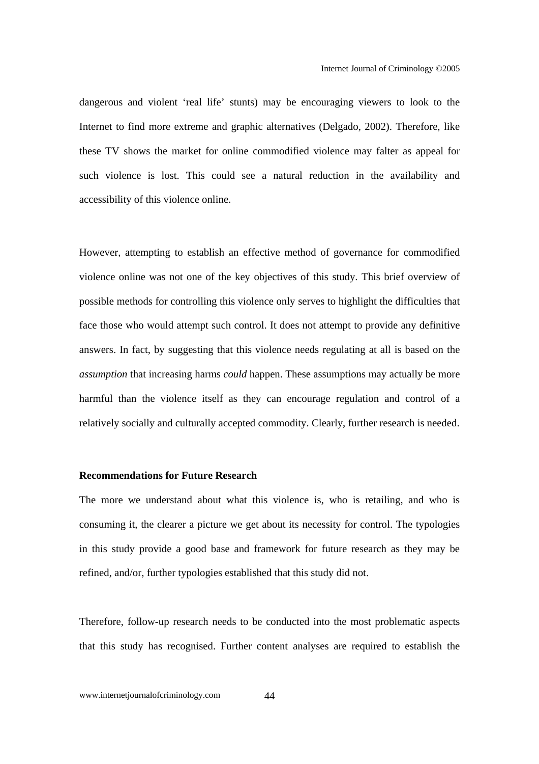dangerous and violent 'real life' stunts) may be encouraging viewers to look to the Internet to find more extreme and graphic alternatives (Delgado, 2002). Therefore, like these TV shows the market for online commodified violence may falter as appeal for such violence is lost. This could see a natural reduction in the availability and accessibility of this violence online.

However, attempting to establish an effective method of governance for commodified violence online was not one of the key objectives of this study. This brief overview of possible methods for controlling this violence only serves to highlight the difficulties that face those who would attempt such control. It does not attempt to provide any definitive answers. In fact, by suggesting that this violence needs regulating at all is based on the *assumption* that increasing harms *could* happen. These assumptions may actually be more harmful than the violence itself as they can encourage regulation and control of a relatively socially and culturally accepted commodity. Clearly, further research is needed.

**Recommendations for Future Research**

The more we understand about what this violence is, who is retailing, and who is consuming it, the clearer a picture we get about its necessity for control. The typologies in this study provide a good base and framework for future research as they may be refined, and/or, further typologies established that this study did not.

Therefore, follow-up research needs to be conducted into the most problematic aspects that this study has recognised. Further content analyses are required to establish the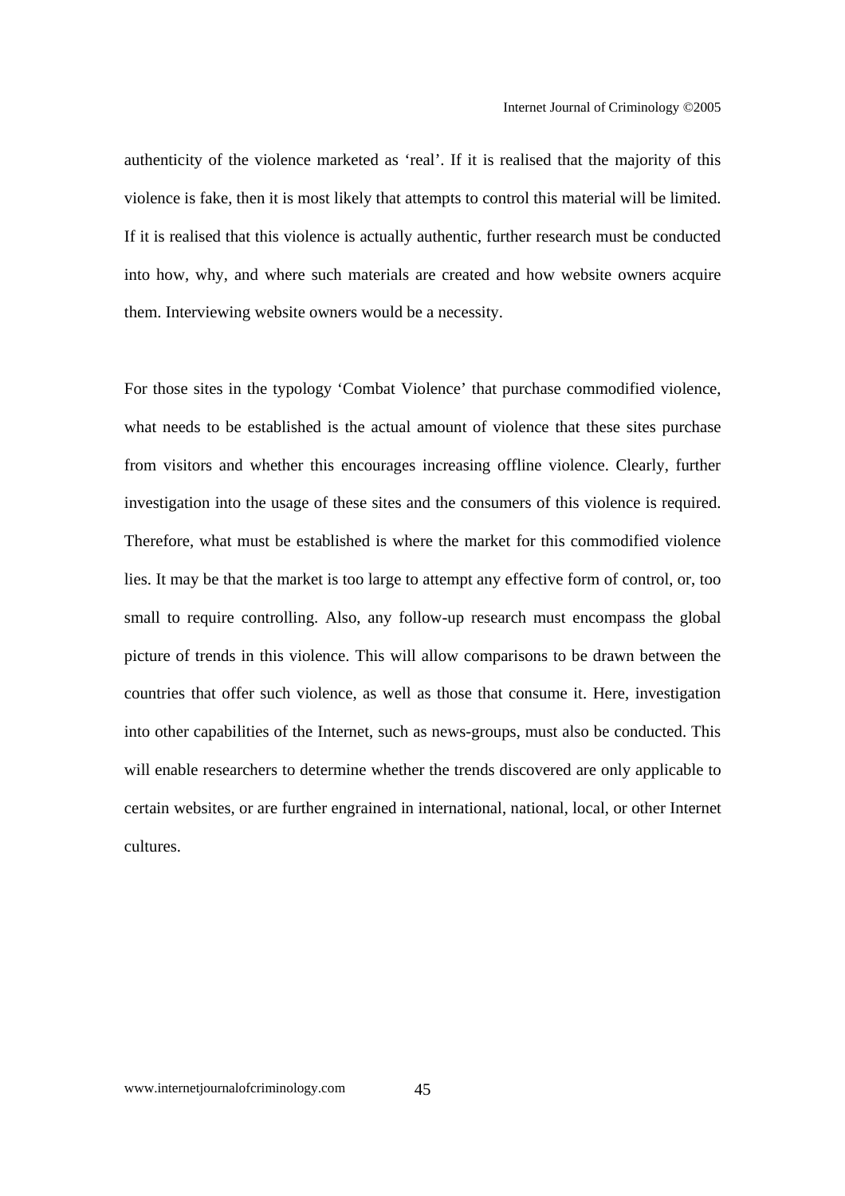authenticity of the violence marketed as 'real'. If it is realised that the majority of this violence is fake, then it is most likely that attempts to control this material will be limited. If it is realised that this violence is actually authentic, further research must be conducted into how, why, and where such materials are created and how website owners acquire them. Interviewing website owners would be a necessity.

For those sites in the typology 'Combat Violence' that purchase commodified violence, what needs to be established is the actual amount of violence that these sites purchase from visitors and whether this encourages increasing offline violence. Clearly, further investigation into the usage of these sites and the consumers of this violence is required. Therefore, what must be established is where the market for this commodified violence lies. It may be that the market is too large to attempt any effective form of control, or, too small to require controlling. Also, any follow-up research must encompass the global picture of trends in this violence. This will allow comparisons to be drawn between the countries that offer such violence, as well as those that consume it. Here, investigation into other capabilities of the Internet, such as news-groups, must also be conducted. This will enable researchers to determine whether the trends discovered are only applicable to certain websites, or are further engrained in international, national, local, or other Internet cultures.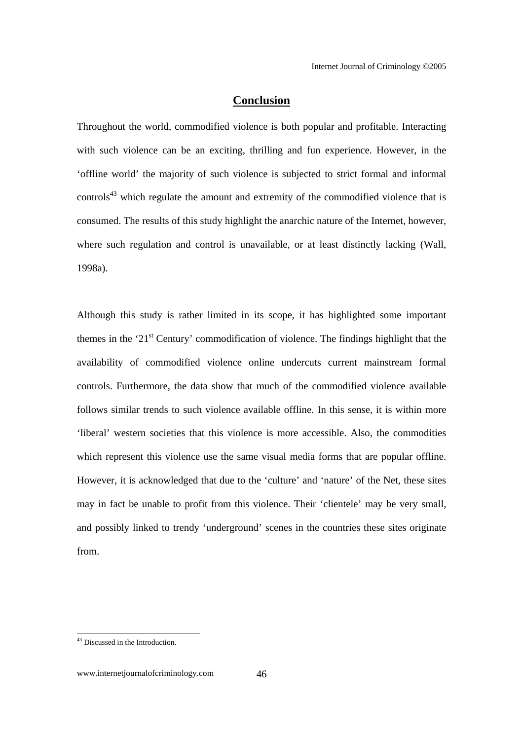## Conclusion

Throughout the world, commodified violence is both popular and profitable. Interacting with such violence can be an exciting, thrilling and fun experience. However, in the 'offline world' the majority of such violence is subjected to strict formal and informal controls[43] which regulate the amount and extremity of the commodified violence that is consumed. The results of this study highlight the anarchic nature of the Internet, however, where such regulation and control is unavailable, or at least distinctly lacking (Wall, 1998a).

Although this study is rather limited in its scope, it has highlighted some important themes in the '21st Century' commodification of violence. The findings highlight that the availability of commodified violence online undercuts current mainstream formal controls. Furthermore, the data show that much of the commodified violence available follows similar trends to such violence available offline. In this sense, it is within more 'liberal' western societies that this violence is more accessible. Also, the commodities which represent this violence use the same visual media forms that are popular offline. However, it is acknowledged that due to the 'culture' and 'nature' of the Net, these sites may in fact be unable to profit from this violence. Their 'clientele' may be very small, and possibly linked to trendy 'underground' scenes in the countries these sites originate from.

[43] Discussed in the Introduction.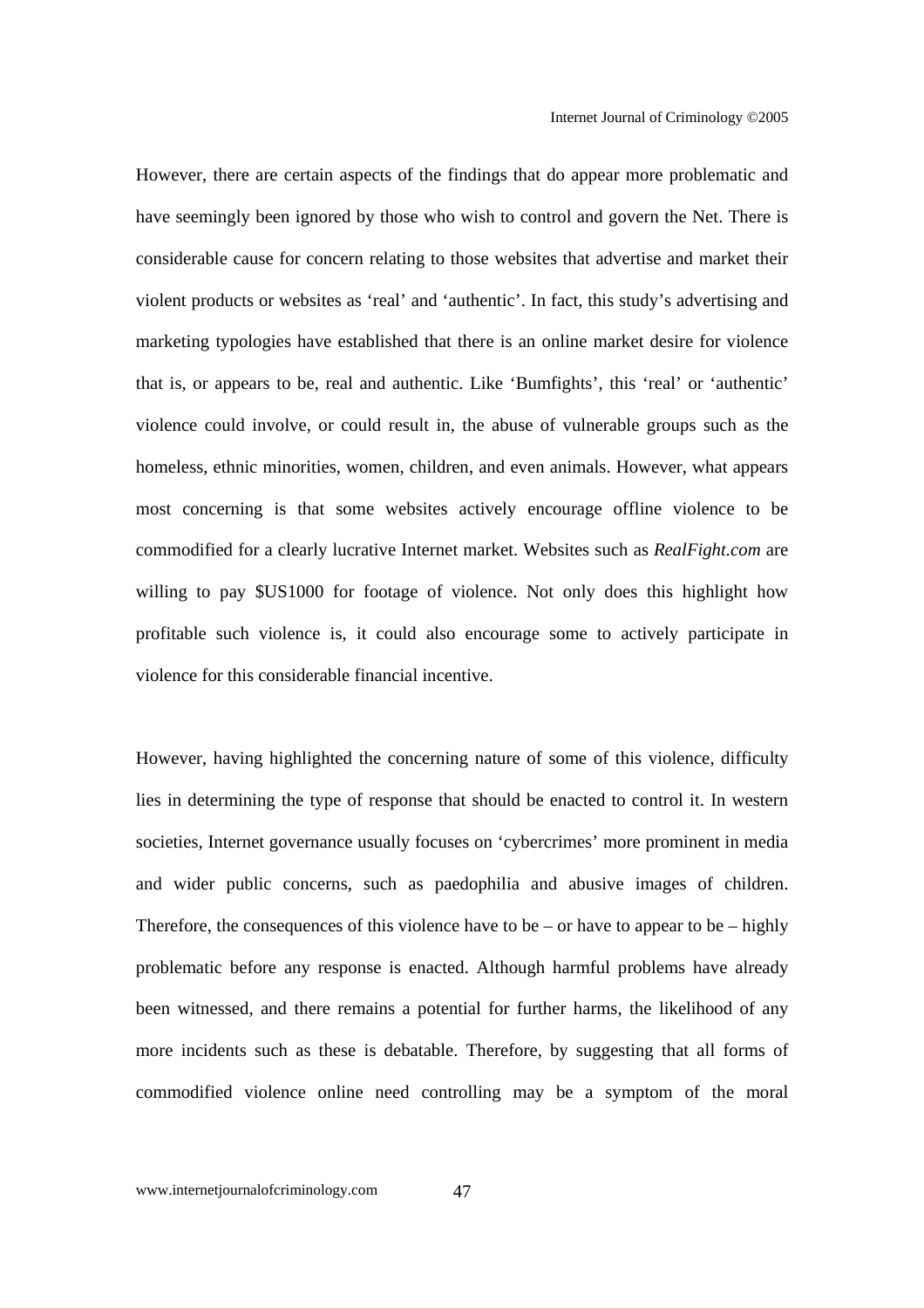However, there are certain aspects of the findings that do appear more problematic and have seemingly been ignored by those who wish to control and govern the Net. There is considerable cause for concern relating to those websites that advertise and market their violent products or websites as 'real' and 'authentic'. In fact, this study's advertising and marketing typologies have established that there is an online market desire for violence that is, or appears to be, real and authentic. Like 'Bumfights', this 'real' or 'authentic' violence could involve, or could result in, the abuse of vulnerable groups such as the homeless, ethnic minorities, women, children, and even animals. However, what appears most concerning is that some websites actively encourage offline violence to be commodified for a clearly lucrative Internet market. Websites such as *RealFight.com* are willing to pay $US1000 for footage of violence. Not only does this highlight how profitable such violence is, it could also encourage some to actively participate in violence for this considerable financial incentive.

However, having highlighted the concerning nature of some of this violence, difficulty lies in determining the type of response that should be enacted to control it. In western societies, Internet governance usually focuses on 'cybercrimes' more prominent in media and wider public concerns, such as paedophilia and abusive images of children. Therefore, the consequences of this violence have to be – or have to appear to be – highly problematic before any response is enacted. Although harmful problems have already been witnessed, and there remains a potential for further harms, the likelihood of any more incidents such as these is debatable. Therefore, by suggesting that all forms of commodified violence online need controlling may be a symptom of the moral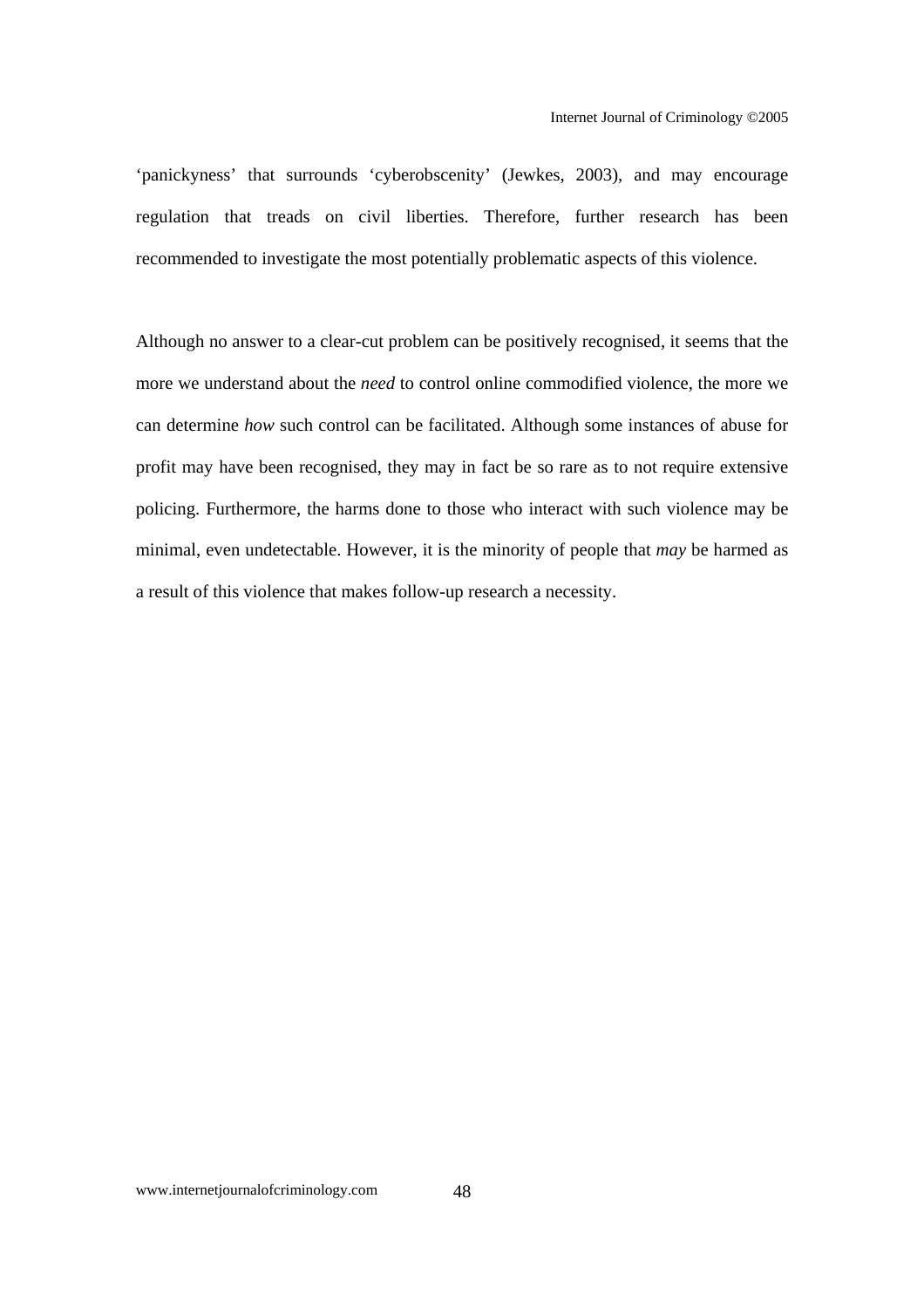'panickyness' that surrounds 'cyberobscenity' (Jewkes, 2003), and may encourage regulation that treads on civil liberties. Therefore, further research has been recommended to investigate the most potentially problematic aspects of this violence.

Although no answer to a clear-cut problem can be positively recognised, it seems that the more we understand about the *need* to control online commodified violence, the more we can determine *how* such control can be facilitated. Although some instances of abuse for profit may have been recognised, they may in fact be so rare as to not require extensive policing. Furthermore, the harms done to those who interact with such violence may be minimal, even undetectable. However, it is the minority of people that *may* be harmed as a result of this violence that makes follow-up research a necessity.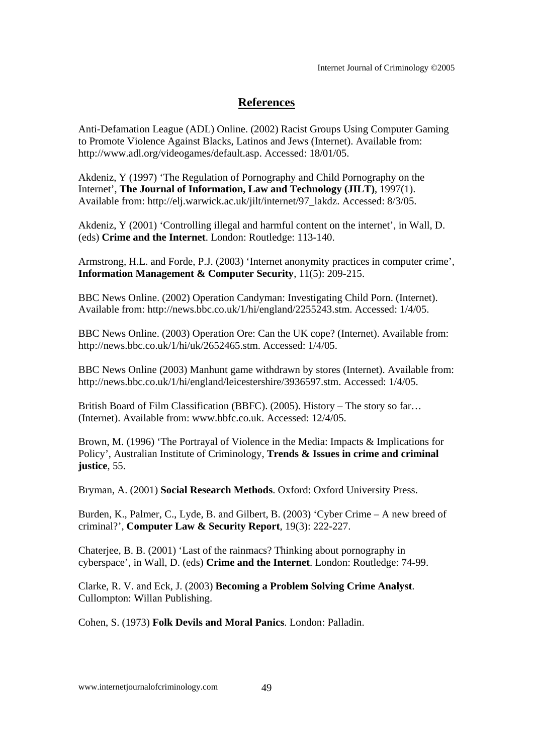# References

Anti-Defamation League (ADL) Online. (2002) Racist Groups Using Computer Gaming to Promote Violence Against Blacks, Latinos and Jews (Internet). Available from: http://www.adl.org/videogames/default.asp. Accessed: 18/01/05.

Akdeniz, Y (1997) 'The Regulation of Pornography and Child Pornography on the Internet', **The Journal of Information, Law and Technology (JILT)**, 1997(1). Available from: http://elj.warwick.ac.uk/jilt/internet/97_lakdz. Accessed: 8/3/05.

Akdeniz, Y (2001) 'Controlling illegal and harmful content on the internet', in Wall, D. (eds) **Crime and the Internet**. London: Routledge: 113-140.

Armstrong, H.L. and Forde, P.J. (2003) 'Internet anonymity practices in computer crime', **Information Management & Computer Security**, 11(5): 209-215.

BBC News Online. (2002) Operation Candyman: Investigating Child Porn. (Internet). Available from: http://news.bbc.co.uk/1/hi/england/2255243.stm. Accessed: 1/4/05.

BBC News Online. (2003) Operation Ore: Can the UK cope? (Internet). Available from: http://news.bbc.co.uk/1/hi/uk/2652465.stm. Accessed: 1/4/05.

BBC News Online (2003) Manhunt game withdrawn by stores (Internet). Available from: http://news.bbc.co.uk/1/hi/england/leicestershire/3936597.stm. Accessed: 1/4/05.

British Board of Film Classification (BBFC). (2005). History – The story so far… (Internet). Available from: www.bbfc.co.uk. Accessed: 12/4/05.

Brown, M. (1996) 'The Portrayal of Violence in the Media: Impacts & Implications for Policy', Australian Institute of Criminology, **Trends & Issues in crime and criminal justice**, 55.

Bryman, A. (2001) **Social Research Methods**. Oxford: Oxford University Press.

Burden, K., Palmer, C., Lyde, B. and Gilbert, B. (2003) 'Cyber Crime – A new breed of criminal?', **Computer Law & Security Report**, 19(3): 222-227.

Chaterjee, B. B. (2001) 'Last of the rainmacs? Thinking about pornography in cyberspace', in Wall, D. (eds) **Crime and the Internet**. London: Routledge: 74-99.

Clarke, R. V. and Eck, J. (2003) **Becoming a Problem Solving Crime Analyst**. Cullompton: Willan Publishing.

Cohen, S. (1973) **Folk Devils and Moral Panics**. London: Palladin.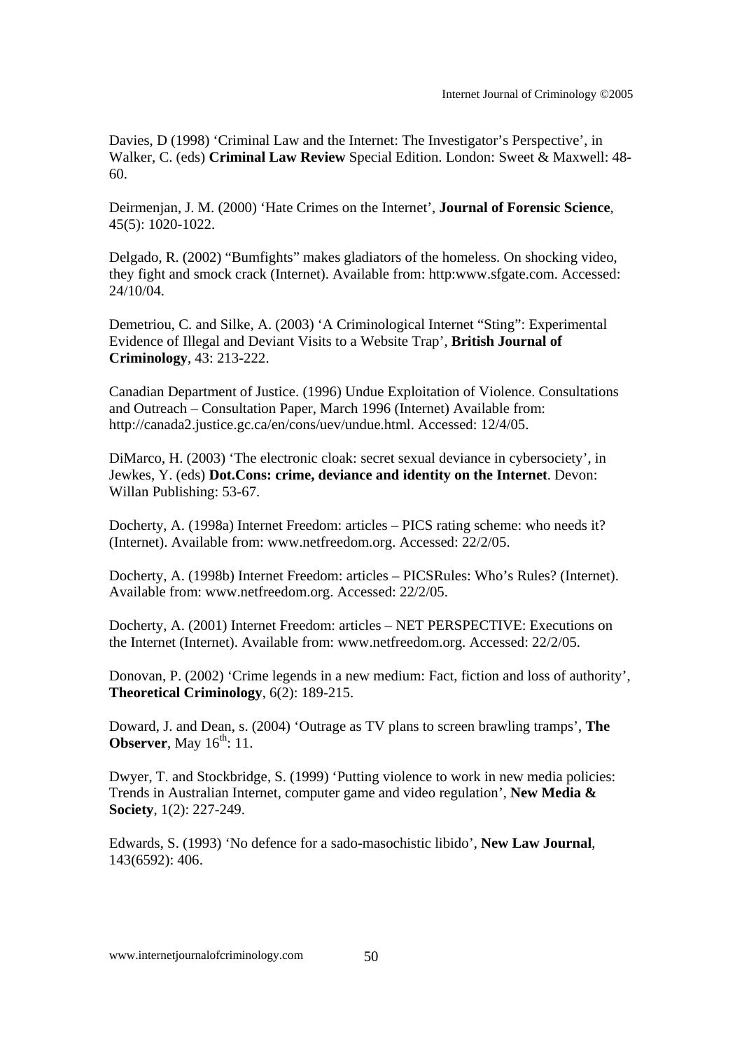Davies, D (1998) 'Criminal Law and the Internet: The Investigator's Perspective', in Walker, C. (eds) **Criminal Law Review** Special Edition. London: Sweet & Maxwell: 48-60.

Deirmenjan, J. M. (2000) 'Hate Crimes on the Internet', **Journal of Forensic Science**, 45(5): 1020-1022.

Delgado, R. (2002) "Bumfights" makes gladiators of the homeless. On shocking video, they fight and smock crack (Internet). Available from: http:www.sfgate.com. Accessed: 24/10/04.

Demetriou, C. and Silke, A. (2003) 'A Criminological Internet "Sting": Experimental Evidence of Illegal and Deviant Visits to a Website Trap', **British Journal of Criminology**, 43: 213-222.

Canadian Department of Justice. (1996) Undue Exploitation of Violence. Consultations and Outreach – Consultation Paper, March 1996 (Internet) Available from: http://canada2.justice.gc.ca/en/cons/uev/undue.html. Accessed: 12/4/05.

DiMarco, H. (2003) 'The electronic cloak: secret sexual deviance in cybersociety', in Jewkes, Y. (eds) **Dot.Cons: crime, deviance and identity on the Internet**. Devon: Willan Publishing: 53-67.

Docherty, A. (1998a) Internet Freedom: articles – PICS rating scheme: who needs it? (Internet). Available from: www.netfreedom.org. Accessed: 22/2/05.

Docherty, A. (1998b) Internet Freedom: articles – PICSRules: Who's Rules? (Internet). Available from: www.netfreedom.org. Accessed: 22/2/05.

Docherty, A. (2001) Internet Freedom: articles – NET PERSPECTIVE: Executions on the Internet (Internet). Available from: www.netfreedom.org. Accessed: 22/2/05.

Donovan, P. (2002) 'Crime legends in a new medium: Fact, fiction and loss of authority', **Theoretical Criminology**, 6(2): 189-215.

Doward, J. and Dean, s. (2004) 'Outrage as TV plans to screen brawling tramps', **The Observer**, May 16th: 11.

Dwyer, T. and Stockbridge, S. (1999) 'Putting violence to work in new media policies: Trends in Australian Internet, computer game and video regulation', **New Media & Society**, 1(2): 227-249.

Edwards, S. (1993) 'No defence for a sado-masochistic libido', **New Law Journal**, 143(6592): 406.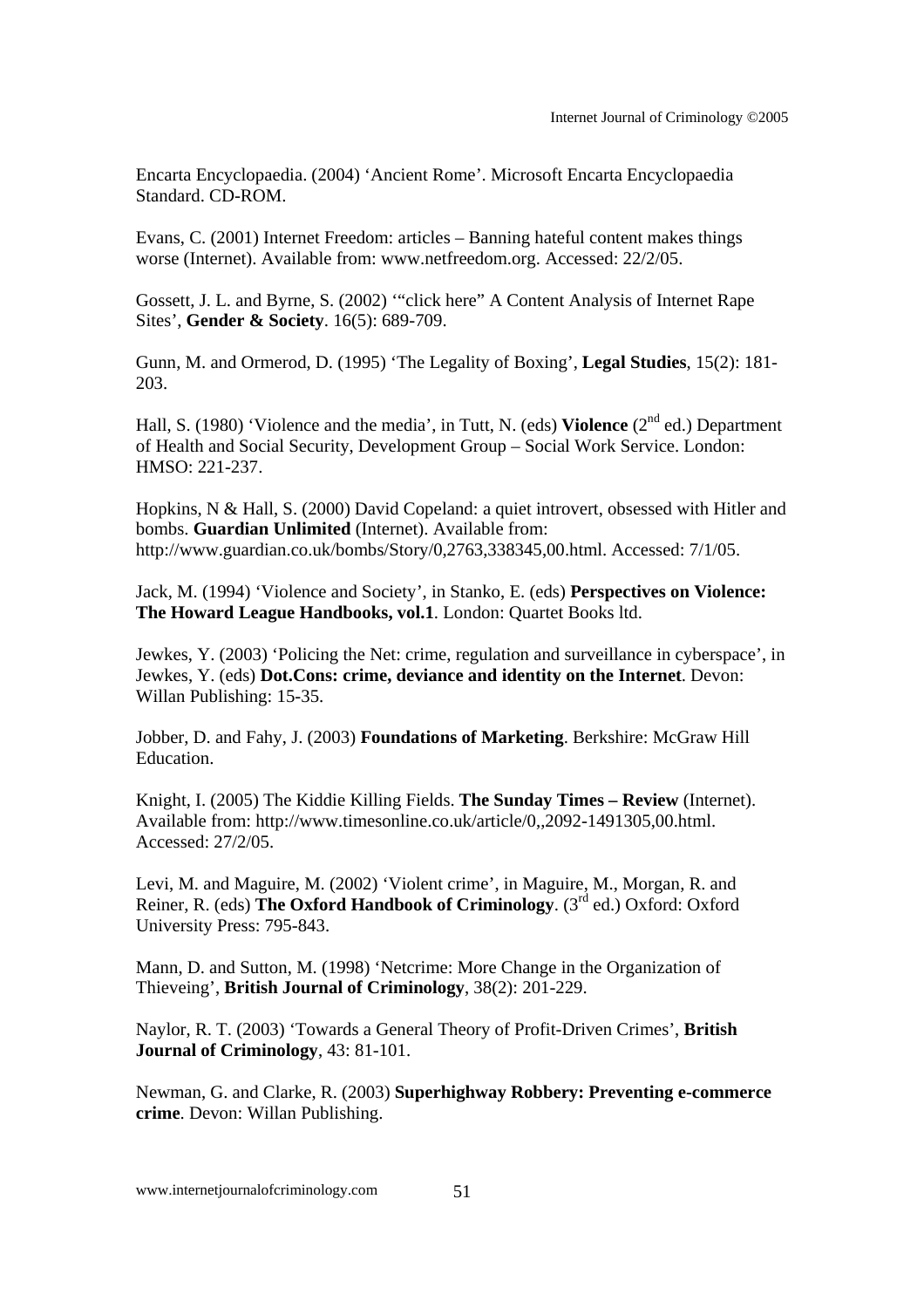Encarta Encyclopaedia. (2004) 'Ancient Rome'. Microsoft Encarta Encyclopaedia Standard. CD-ROM.

Evans, C. (2001) Internet Freedom: articles – Banning hateful content makes things worse (Internet). Available from: www.netfreedom.org. Accessed: 22/2/05.

Gossett, J. L. and Byrne, S. (2002) '"click here" A Content Analysis of Internet Rape Sites', **Gender & Society**. 16(5): 689-709.

Gunn, M. and Ormerod, D. (1995) 'The Legality of Boxing', **Legal Studies**, 15(2): 181-203.

Hall, S. (1980) 'Violence and the media', in Tutt, N. (eds) **Violence** (2nd ed.) Department of Health and Social Security, Development Group – Social Work Service. London: HMSO: 221-237.

Hopkins, N & Hall, S. (2000) David Copeland: a quiet introvert, obsessed with Hitler and bombs. **Guardian Unlimited** (Internet). Available from: http://www.guardian.co.uk/bombs/Story/0,2763,338345,00.html. Accessed: 7/1/05.

Jack, M. (1994) 'Violence and Society', in Stanko, E. (eds) **Perspectives on Violence: The Howard League Handbooks, vol.1**. London: Quartet Books ltd.

Jewkes, Y. (2003) 'Policing the Net: crime, regulation and surveillance in cyberspace', in Jewkes, Y. (eds) **Dot.Cons: crime, deviance and identity on the Internet**. Devon: Willan Publishing: 15-35.

Jobber, D. and Fahy, J. (2003) **Foundations of Marketing**. Berkshire: McGraw Hill Education.

Knight, I. (2005) The Kiddie Killing Fields. **The Sunday Times – Review** (Internet). Available from: http://www.timesonline.co.uk/article/0,,2092-1491305,00.html. Accessed: 27/2/05.

Levi, M. and Maguire, M. (2002) 'Violent crime', in Maguire, M., Morgan, R. and Reiner, R. (eds) **The Oxford Handbook of Criminology**. (3rd ed.) Oxford: Oxford University Press: 795-843.

Mann, D. and Sutton, M. (1998) 'Netcrime: More Change in the Organization of Thieveing', **British Journal of Criminology**, 38(2): 201-229.

Naylor, R. T. (2003) 'Towards a General Theory of Profit-Driven Crimes', **British Journal of Criminology**, 43: 81-101.

Newman, G. and Clarke, R. (2003) **Superhighway Robbery: Preventing e-commerce crime**. Devon: Willan Publishing.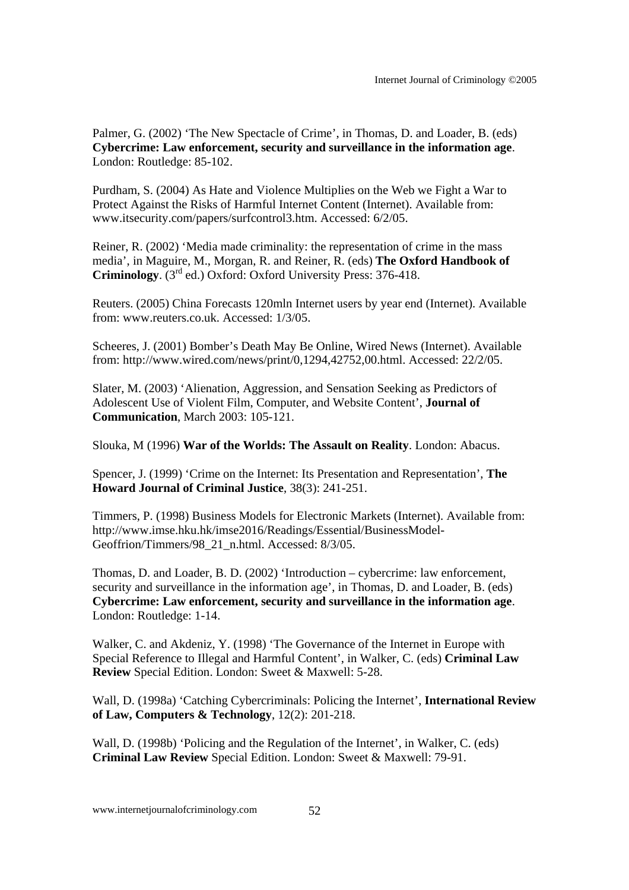Palmer, G. (2002) 'The New Spectacle of Crime', in Thomas, D. and Loader, B. (eds) **Cybercrime: Law enforcement, security and surveillance in the information age**. London: Routledge: 85-102.

Purdham, S. (2004) As Hate and Violence Multiplies on the Web we Fight a War to Protect Against the Risks of Harmful Internet Content (Internet). Available from: www.itsecurity.com/papers/surfcontrol3.htm. Accessed: 6/2/05.

Reiner, R. (2002) 'Media made criminality: the representation of crime in the mass media', in Maguire, M., Morgan, R. and Reiner, R. (eds) **The Oxford Handbook of Criminology**. (3rd ed.) Oxford: Oxford University Press: 376-418.

Reuters. (2005) China Forecasts 120mln Internet users by year end (Internet). Available from: www.reuters.co.uk. Accessed: 1/3/05.

Scheeres, J. (2001) Bomber's Death May Be Online, Wired News (Internet). Available from: http://www.wired.com/news/print/0,1294,42752,00.html. Accessed: 22/2/05.

Slater, M. (2003) 'Alienation, Aggression, and Sensation Seeking as Predictors of Adolescent Use of Violent Film, Computer, and Website Content', **Journal of Communication**, March 2003: 105-121.

Slouka, M (1996) **War of the Worlds: The Assault on Reality**. London: Abacus.

Spencer, J. (1999) 'Crime on the Internet: Its Presentation and Representation', **The Howard Journal of Criminal Justice**, 38(3): 241-251.

Timmers, P. (1998) Business Models for Electronic Markets (Internet). Available from: http://www.imse.hku.hk/imse2016/Readings/Essential/BusinessModel-Geoffrion/Timmers/98_21_n.html. Accessed: 8/3/05.

Thomas, D. and Loader, B. D. (2002) 'Introduction – cybercrime: law enforcement, security and surveillance in the information age', in Thomas, D. and Loader, B. (eds) **Cybercrime: Law enforcement, security and surveillance in the information age**. London: Routledge: 1-14.

Walker, C. and Akdeniz, Y. (1998) 'The Governance of the Internet in Europe with Special Reference to Illegal and Harmful Content', in Walker, C. (eds) **Criminal Law Review** Special Edition. London: Sweet & Maxwell: 5-28.

Wall, D. (1998a) 'Catching Cybercriminals: Policing the Internet', **International Review of Law, Computers & Technology**, 12(2): 201-218.

Wall, D. (1998b) 'Policing and the Regulation of the Internet', in Walker, C. (eds) **Criminal Law Review** Special Edition. London: Sweet & Maxwell: 79-91.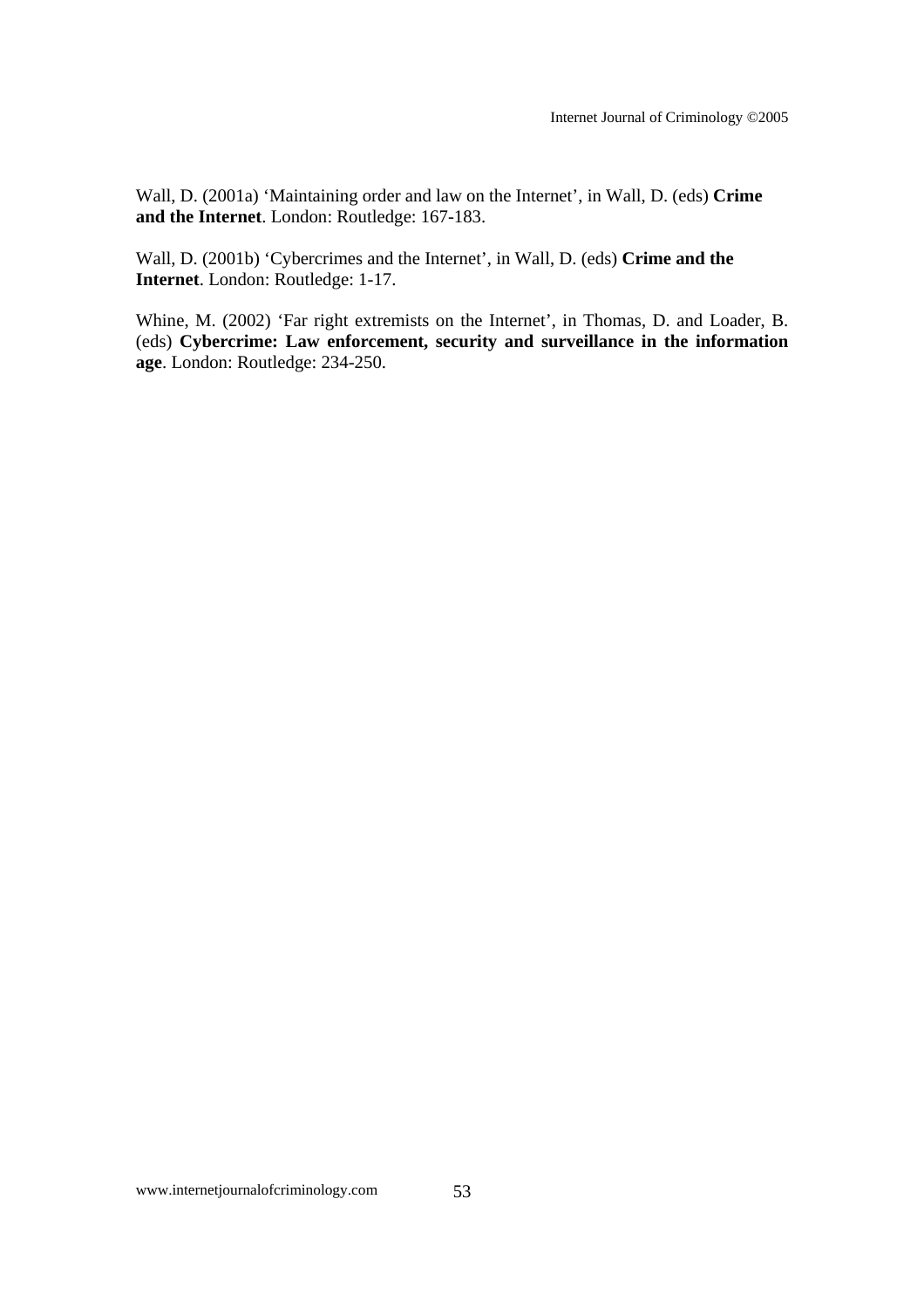Wall, D. (2001a) 'Maintaining order and law on the Internet', in Wall, D. (eds) **Crime and the Internet**. London: Routledge: 167-183.

Wall, D. (2001b) 'Cybercrimes and the Internet', in Wall, D. (eds) **Crime and the Internet**. London: Routledge: 1-17.

Whine, M. (2002) 'Far right extremists on the Internet', in Thomas, D. and Loader, B. (eds) **Cybercrime: Law enforcement, security and surveillance in the information age**. London: Routledge: 234-250.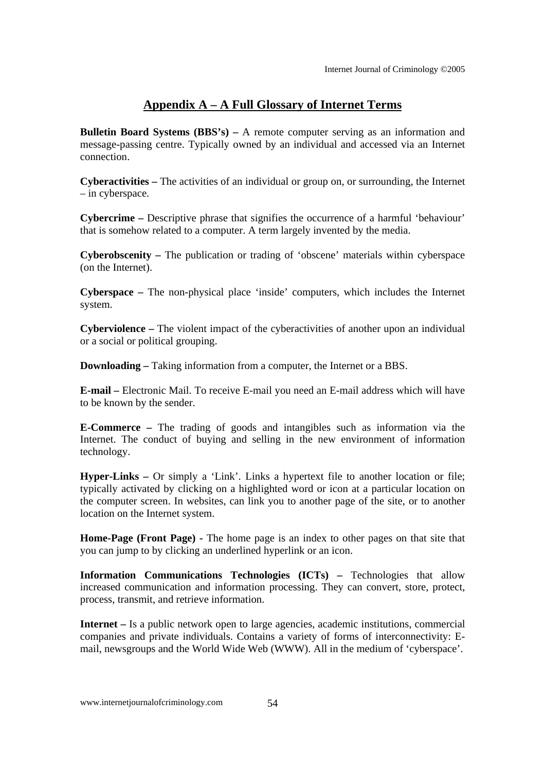## Appendix A – A Full Glossary of Internet Terms

**Bulletin Board Systems (BBS's) –** A remote computer serving as an information and message-passing centre. Typically owned by an individual and accessed via an Internet connection.

**Cyberactivities –** The activities of an individual or group on, or surrounding, the Internet – in cyberspace.

**Cybercrime –** Descriptive phrase that signifies the occurrence of a harmful 'behaviour' that is somehow related to a computer. A term largely invented by the media.

**Cyberobscenity –** The publication or trading of 'obscene' materials within cyberspace (on the Internet).

**Cyberspace –** The non-physical place 'inside' computers, which includes the Internet system.

**Cyberviolence –** The violent impact of the cyberactivities of another upon an individual or a social or political grouping.

**Downloading –** Taking information from a computer, the Internet or a BBS.

**E-mail –** Electronic Mail. To receive E-mail you need an E-mail address which will have to be known by the sender.

**E-Commerce –** The trading of goods and intangibles such as information via the Internet. The conduct of buying and selling in the new environment of information technology.

**Hyper-Links –** Or simply a 'Link'. Links a hypertext file to another location or file; typically activated by clicking on a highlighted word or icon at a particular location on the computer screen. In websites, can link you to another page of the site, or to another location on the Internet system.

**Home-Page (Front Page) -** The home page is an index to other pages on that site that you can jump to by clicking an underlined hyperlink or an icon.

**Information Communications Technologies (ICTs) –** Technologies that allow increased communication and information processing. They can convert, store, protect, process, transmit, and retrieve information.

**Internet –** Is a public network open to large agencies, academic institutions, commercial companies and private individuals. Contains a variety of forms of interconnectivity: E-mail, newsgroups and the World Wide Web (WWW). All in the medium of 'cyberspace'.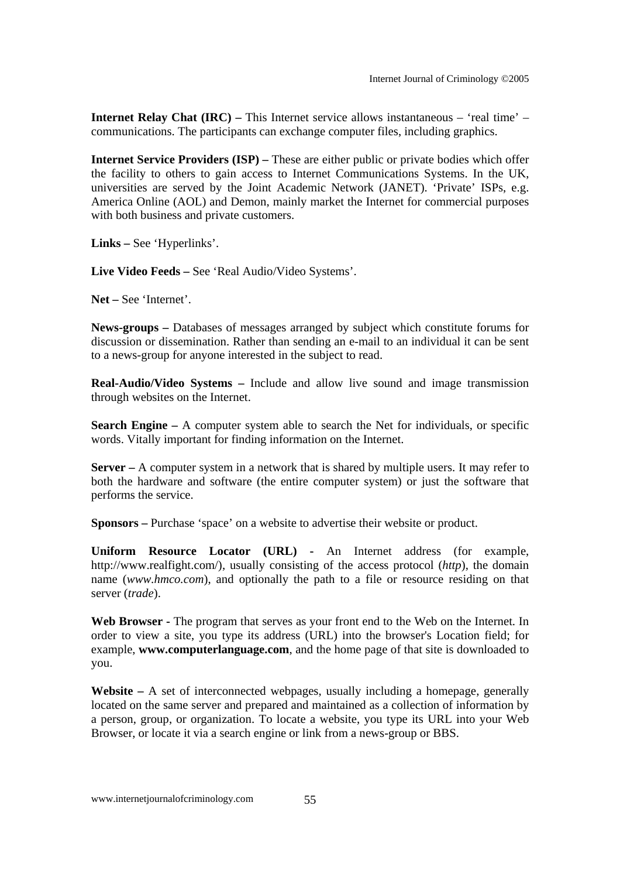**Internet Relay Chat (IRC) –** This Internet service allows instantaneous – 'real time' – communications. The participants can exchange computer files, including graphics.

**Internet Service Providers (ISP) –** These are either public or private bodies which offer the facility to others to gain access to Internet Communications Systems. In the UK, universities are served by the Joint Academic Network (JANET). 'Private' ISPs, e.g. America Online (AOL) and Demon, mainly market the Internet for commercial purposes with both business and private customers.

**Links –** See 'Hyperlinks'.

**Live Video Feeds –** See 'Real Audio/Video Systems'.

**Net –** See 'Internet'.

**News-groups –** Databases of messages arranged by subject which constitute forums for discussion or dissemination. Rather than sending an e-mail to an individual it can be sent to a news-group for anyone interested in the subject to read.

**Real-Audio/Video Systems –** Include and allow live sound and image transmission through websites on the Internet.

**Search Engine –** A computer system able to search the Net for individuals, or specific words. Vitally important for finding information on the Internet.

**Server –** A computer system in a network that is shared by multiple users. It may refer to both the hardware and software (the entire computer system) or just the software that performs the service.

**Sponsors –** Purchase 'space' on a website to advertise their website or product.

**Uniform Resource Locator (URL) -** An Internet address (for example, http://www.realfight.com/), usually consisting of the access protocol (*http*), the domain name (*www.hmco.com*), and optionally the path to a file or resource residing on that server (*trade*).

**Web Browser -** The program that serves as your front end to the Web on the Internet. In order to view a site, you type its address (URL) into the browser's Location field; for example, **www.computerlanguage.com**, and the home page of that site is downloaded to you.

**Website –** A set of interconnected webpages, usually including a homepage, generally located on the same server and prepared and maintained as a collection of information by a person, group, or organization. To locate a website, you type its URL into your Web Browser, or locate it via a search engine or link from a news-group or BBS.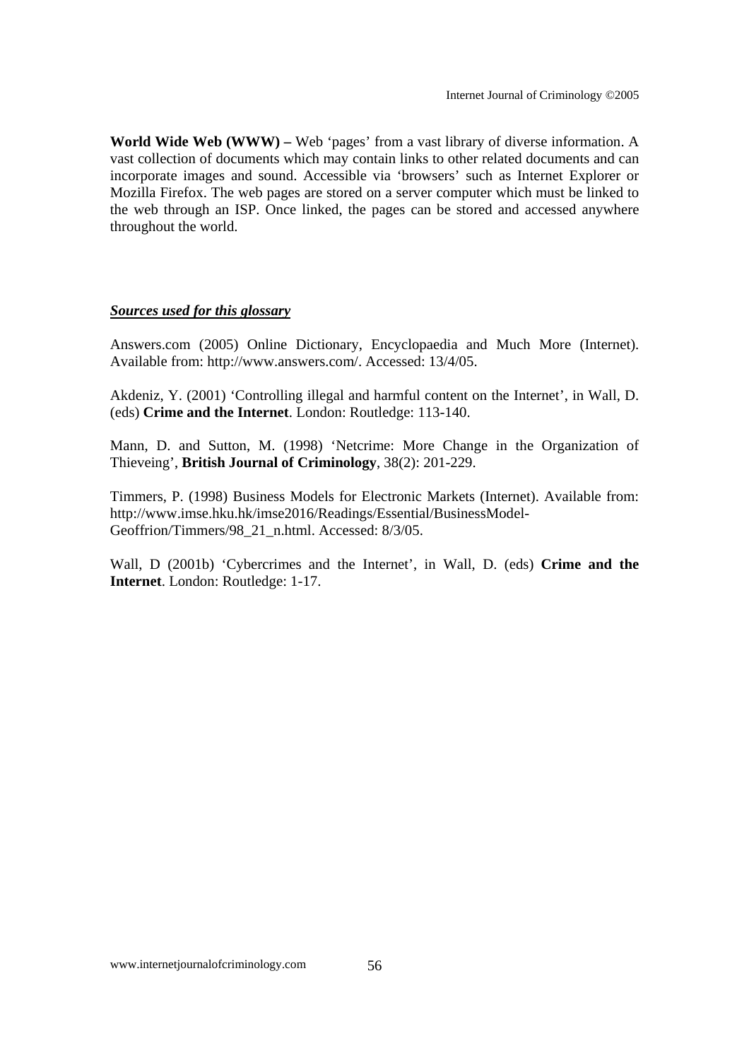**World Wide Web (WWW) –** Web 'pages' from a vast library of diverse information. A vast collection of documents which may contain links to other related documents and can incorporate images and sound. Accessible via 'browsers' such as Internet Explorer or Mozilla Firefox. The web pages are stored on a server computer which must be linked to the web through an ISP. Once linked, the pages can be stored and accessed anywhere throughout the world.

***Sources used for this glossary***

Answers.com (2005) Online Dictionary, Encyclopaedia and Much More (Internet). Available from: http://www.answers.com/. Accessed: 13/4/05.

Akdeniz, Y. (2001) 'Controlling illegal and harmful content on the Internet', in Wall, D. (eds) **Crime and the Internet**. London: Routledge: 113-140.

Mann, D. and Sutton, M. (1998) 'Netcrime: More Change in the Organization of Thieveing', **British Journal of Criminology**, 38(2): 201-229.

Timmers, P. (1998) Business Models for Electronic Markets (Internet). Available from: http://www.imse.hku.hk/imse2016/Readings/Essential/BusinessModel-Geoffrion/Timmers/98_21_n.html. Accessed: 8/3/05.

Wall, D (2001b) 'Cybercrimes and the Internet', in Wall, D. (eds) **Crime and the Internet**. London: Routledge: 1-17.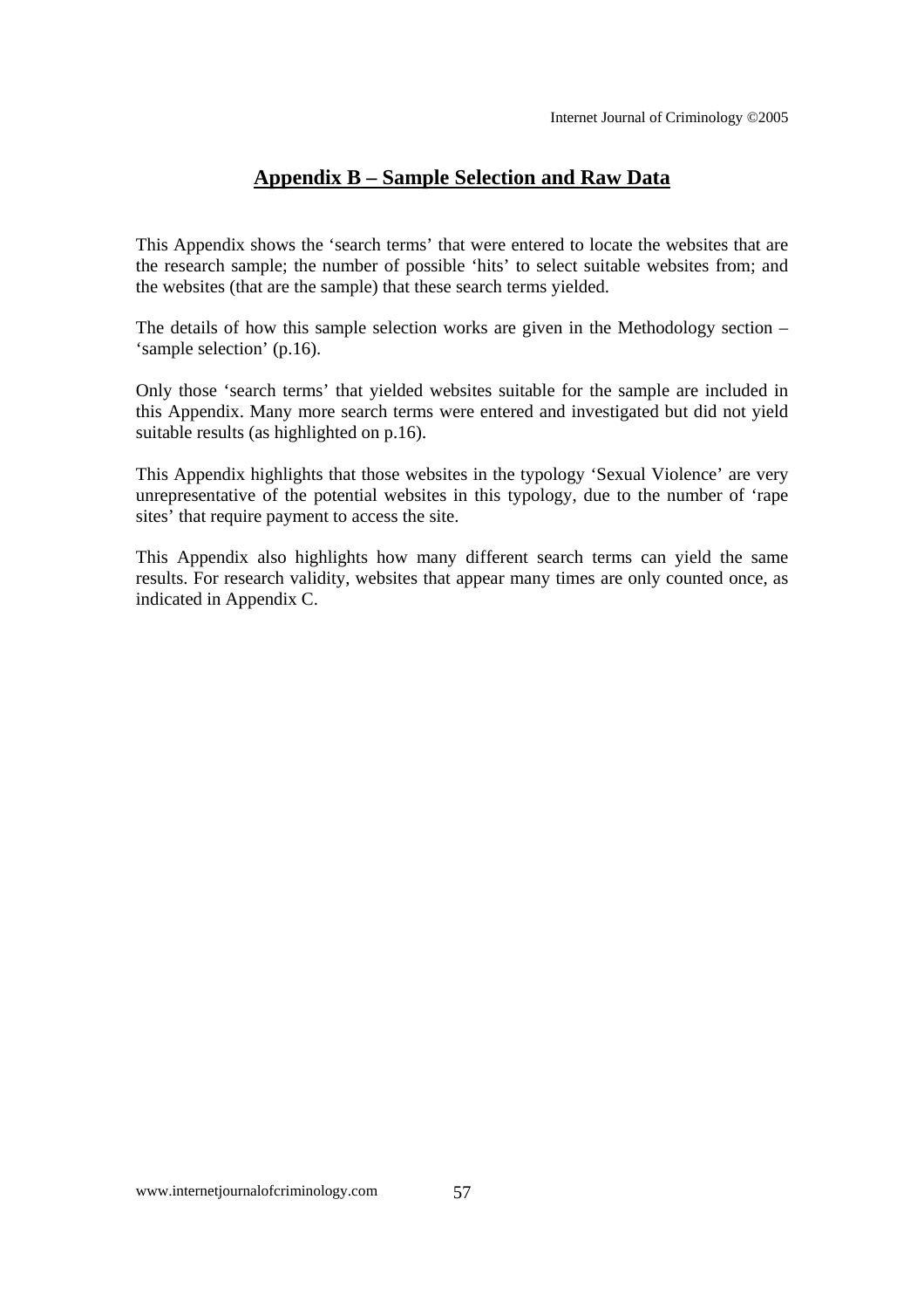## Appendix B – Sample Selection and Raw Data

This Appendix shows the 'search terms' that were entered to locate the websites that are the research sample; the number of possible 'hits' to select suitable websites from; and the websites (that are the sample) that these search terms yielded.

The details of how this sample selection works are given in the Methodology section – 'sample selection' (p.16).

Only those 'search terms' that yielded websites suitable for the sample are included in this Appendix. Many more search terms were entered and investigated but did not yield suitable results (as highlighted on p.16).

This Appendix highlights that those websites in the typology 'Sexual Violence' are very unrepresentative of the potential websites in this typology, due to the number of 'rape sites' that require payment to access the site.

This Appendix also highlights how many different search terms can yield the same results. For research validity, websites that appear many times are only counted once, as indicated in Appendix C.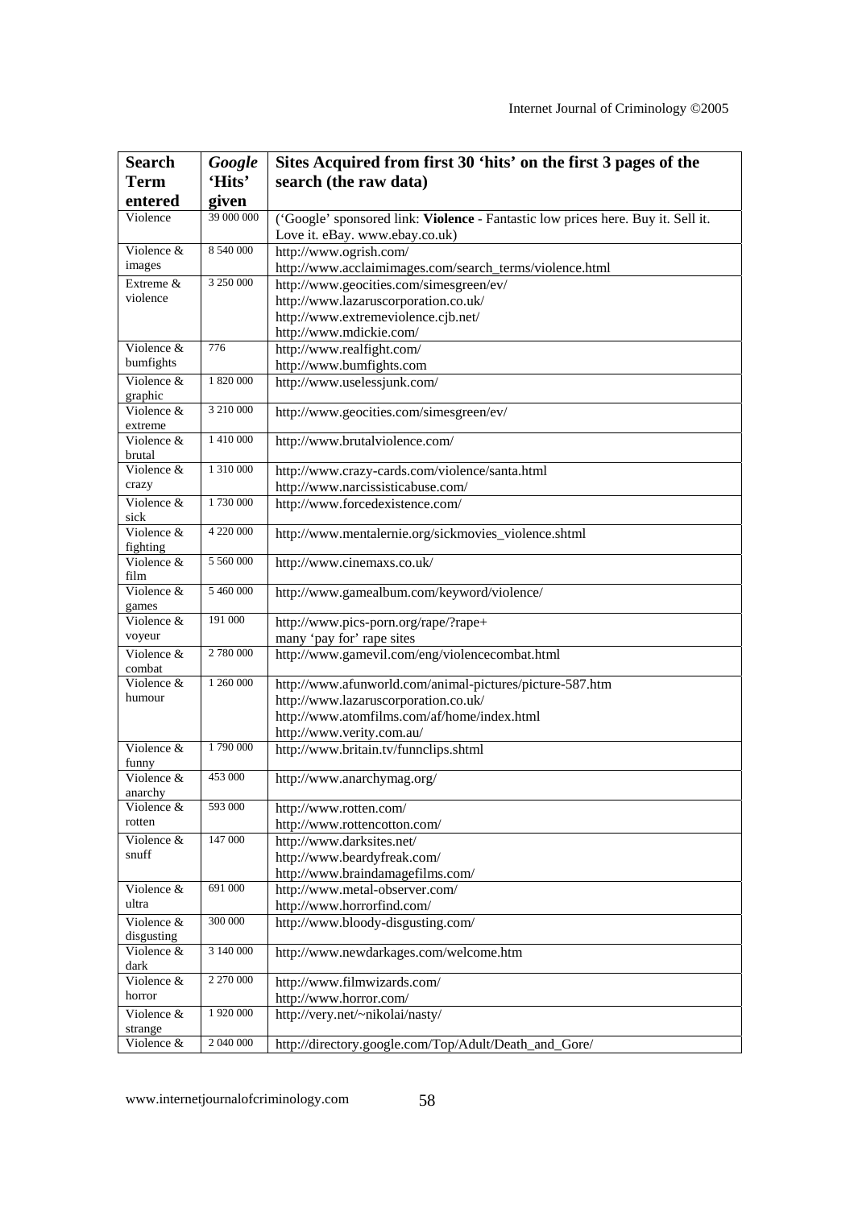| Search Term entered | *Google* 'Hits' given | Sites Acquired from first 30 'hits' on the first 3 pages of the search (the raw data) |
|---|---|---|
| Violence | 39 000 000 | ('Google' sponsored link: **Violence** - Fantastic low prices here. Buy it. Sell it. Love it. eBay. www.ebay.co.uk) |
| Violence & images | 8 540 000 | http://www.ogrish.com/ http://www.acclaimimages.com/search_terms/violence.html |
| Extreme & violence | 3 250 000 | http://www.geocities.com/simesgreen/ev/ http://www.lazaruscorporation.co.uk/ http://www.extremeviolence.cjb.net/ http://www.mdickie.com/ |
| Violence & bumfights | 776 | http://www.realfight.com/ http://www.bumfights.com |
| Violence & graphic | 1 820 000 | http://www.uselessjunk.com/ |
| Violence & extreme | 3 210 000 | http://www.geocities.com/simesgreen/ev/ |
| Violence & brutal | 1 410 000 | http://www.brutalviolence.com/ |
| Violence & crazy | 1 310 000 | http://www.crazy-cards.com/violence/santa.html http://www.narcissisticabuse.com/ |
| Violence & sick | 1 730 000 | http://www.forcedexistence.com/ |
| Violence & fighting | 4 220 000 | http://www.mentalernie.org/sickmovies_violence.shtml |
| Violence & film | 5 560 000 | http://www.cinemaxs.co.uk/ |
| Violence & games | 5 460 000 | http://www.gamealbum.com/keyword/violence/ |
| Violence & voyeur | 191 000 | http://www.pics-porn.org/rape/?rape+ many 'pay for' rape sites |
| Violence & combat | 2 780 000 | http://www.gamevil.com/eng/violencecombat.html |
| Violence & humour | 1 260 000 | http://www.afunworld.com/animal-pictures/picture-587.htm http://www.lazaruscorporation.co.uk/ http://www.atomfilms.com/af/home/index.html http://www.verity.com.au/ |
| Violence & funny | 1 790 000 | http://www.britain.tv/funnclips.shtml |
| Violence & anarchy | 453 000 | http://www.anarchymag.org/ |
| Violence & rotten | 593 000 | http://www.rotten.com/ http://www.rottencotton.com/ |
| Violence & snuff | 147 000 | http://www.darksites.net/ http://www.beardyfreak.com/ http://www.braindamagefilms.com/ |
| Violence & ultra | 691 000 | http://www.metal-observer.com/ http://www.horrorfind.com/ |
| Violence & disgusting | 300 000 | http://www.bloody-disgusting.com/ |
| Violence & dark | 3 140 000 | http://www.newdarkages.com/welcome.htm |
| Violence & horror | 2 270 000 | http://www.filmwizards.com/ http://www.horror.com/ |
| Violence & strange | 1 920 000 | http://very.net/~nikolai/nasty/ |
| Violence & | 2 040 000 | http://directory.google.com/Top/Adult/Death_and_Gore/ |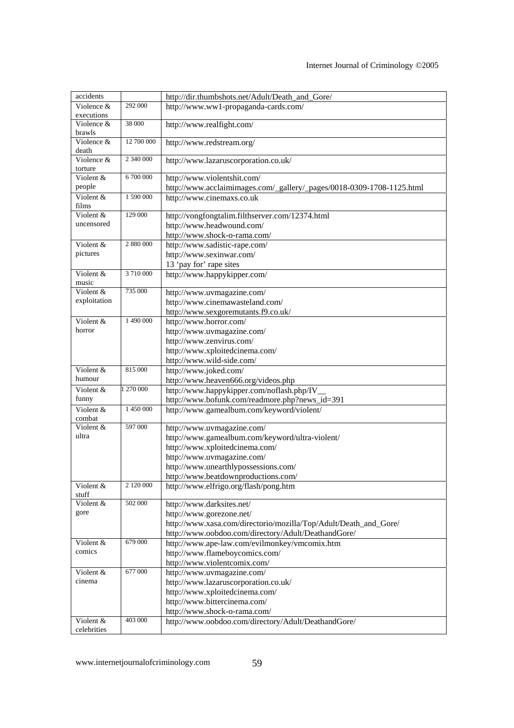| | | |
|---|---|---|
| accidents | | http://dir.thumbshots.net/Adult/Death_and_Gore/ |
| Violence & executions | 292 000 | http://www.ww1-propaganda-cards.com/ |
| Violence & brawls | 38 000 | http://www.realfight.com/ |
| Violence & death | 12 700 000 | http://www.redstream.org/ |
| Violence & torture | 2 340 000 | http://www.lazaruscorporation.co.uk/ |
| Violent & people | 6 700 000 | http://www.violentshit.com/<br>http://www.acclaimimages.com/_gallery/_pages/0018-0309-1708-1125.html |
| Violent & films | 1 590 000 | http://www.cinemaxs.co.uk |
| Violent & uncensored | 129 000 | http://vongfongtalim.filthserver.com/12374.html<br>http://www.headwound.com/<br>http://www.shock-o-rama.com/ |
| Violent & pictures | 2 880 000 | http://www.sadistic-rape.com/<br>http://www.sexinwar.com/<br>13 'pay for' rape sites |
| Violent & music | 3 710 000 | http://www.happykipper.com/ |
| Violent & exploitation | 735 000 | http://www.uvmagazine.com/<br>http://www.cinemawasteland.com/<br>http://www.sexgoremutants.f9.co.uk/ |
| Violent & horror | 1 490 000 | http://www.horror.com/<br>http://www.uvmagazine.com/<br>http://www.zenvirus.com/<br>http://www.xploitedcinema.com/<br>http://www.wild-side.com/ |
| Violent & humour | 815 000 | http://www.joked.com/<br>http://www.heaven666.org/videos.php |
| Violent & funny | 1 270 000 | http://www.happykipper.com/noflash.php/IV__<br>http://www.bofunk.com/readmore.php?news_id=391 |
| Violent & combat | 1 450 000 | http://www.gamealbum.com/keyword/violent/ |
| Violent & ultra | 597 000 | http://www.uvmagazine.com/<br>http://www.gamealbum.com/keyword/ultra-violent/<br>http://www.xploitedcinema.com/<br>http://www.uvmagazine.com/<br>http://www.unearthlypossessions.com/<br>http://www.beatdownproductions.com/ |
| Violent & stuff | 2 120 000 | http://www.elfrigo.org/flash/pong.htm |
| Violent & gore | 502 000 | http://www.darksites.net/<br>http://www.gorezone.net/<br>http://www.xasa.com/directorio/mozilla/Top/Adult/Death_and_Gore/<br>http://www.oobdoo.com/directory/Adult/DeathandGore/ |
| Violent & comics | 679 000 | http://www.ape-law.com/evilmonkey/vmcomix.htm<br>http://www.flameboycomics.com/<br>http://www.violentcomix.com/ |
| Violent & cinema | 677 000 | http://www.uvmagazine.com/<br>http://www.lazaruscorporation.co.uk/<br>http://www.xploitedcinema.com/<br>http://www.bittercinema.com/<br>http://www.shock-o-rama.com/ |
| Violent & celebrities | 403 000 | http://www.oobdoo.com/directory/Adult/DeathandGore/ |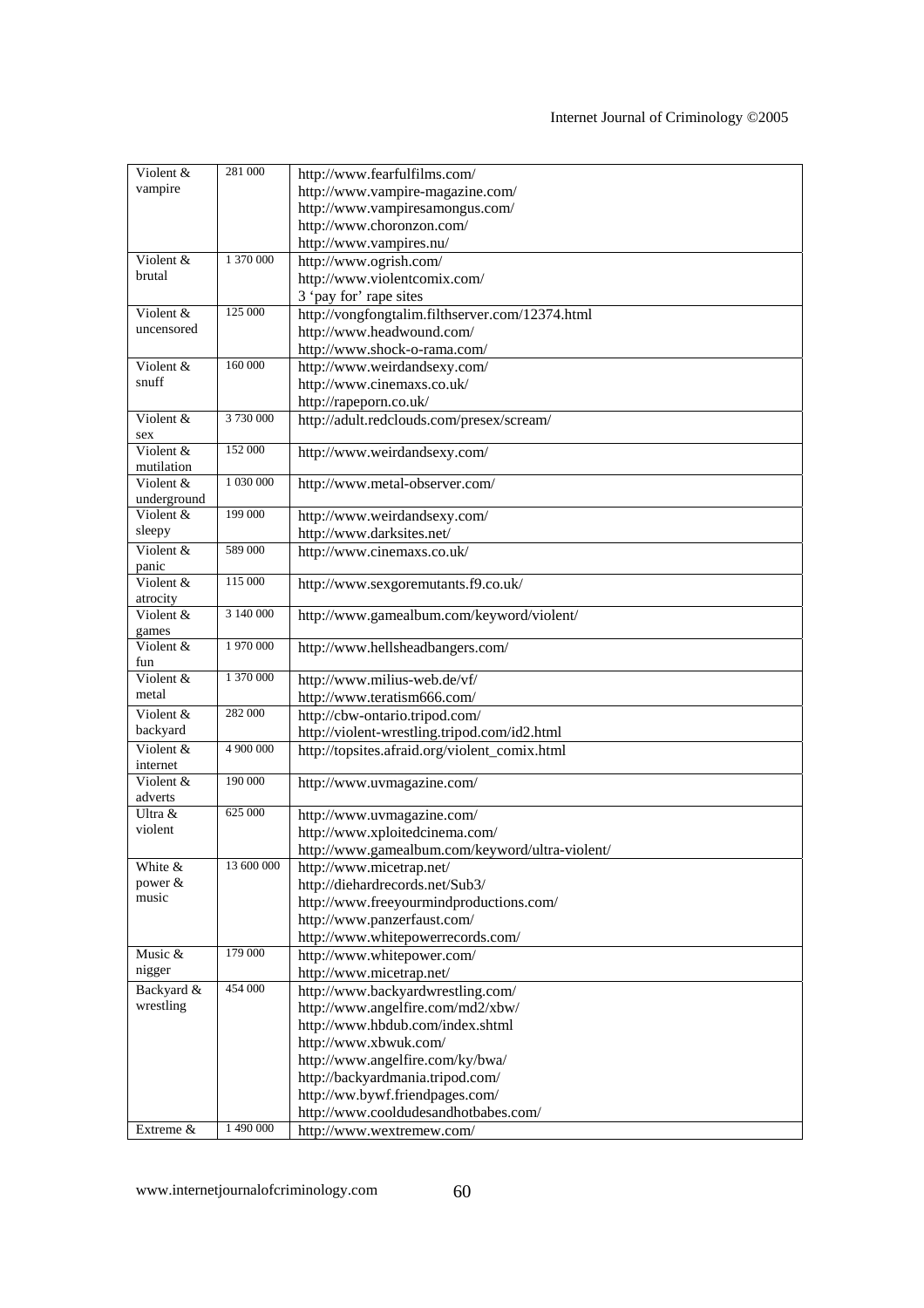| Violent & vampire | 281 000 | http://www.fearfulfilms.com/<br>http://www.vampire-magazine.com/<br>http://www.vampiresamongus.com/<br>http://www.choronzon.com/<br>http://www.vampires.nu/ |
|---|---|---|
| Violent & brutal | 1 370 000 | http://www.ogrish.com/<br>http://www.violentcomix.com/<br>3 'pay for' rape sites |
| Violent & uncensored | 125 000 | http://vongfongtalim.filthserver.com/12374.html<br>http://www.headwound.com/<br>http://www.shock-o-rama.com/ |
| Violent & snuff | 160 000 | http://www.weirdandsexy.com/<br>http://www.cinemaxs.co.uk/<br>http://rapeporn.co.uk/ |
| Violent & sex | 3 730 000 | http://adult.redclouds.com/presex/scream/ |
| Violent & mutilation | 152 000 | http://www.weirdandsexy.com/ |
| Violent & underground | 1 030 000 | http://www.metal-observer.com/ |
| Violent & sleepy | 199 000 | http://www.weirdandsexy.com/<br>http://www.darksites.net/ |
| Violent & panic | 589 000 | http://www.cinemaxs.co.uk/ |
| Violent & atrocity | 115 000 | http://www.sexgoremutants.f9.co.uk/ |
| Violent & games | 3 140 000 | http://www.gamealbum.com/keyword/violent/ |
| Violent & fun | 1 970 000 | http://www.hellsheadbangers.com/ |
| Violent & metal | 1 370 000 | http://www.milius-web.de/vf/<br>http://www.teratism666.com/ |
| Violent & backyard | 282 000 | http://cbw-ontario.tripod.com/<br>http://violent-wrestling.tripod.com/id2.html |
| Violent & internet | 4 900 000 | http://topsites.afraid.org/violent_comix.html |
| Violent & adverts | 190 000 | http://www.uvmagazine.com/ |
| Ultra & violent | 625 000 | http://www.uvmagazine.com/<br>http://www.xploitedcinema.com/<br>http://www.gamealbum.com/keyword/ultra-violent/ |
| White & power & music | 13 600 000 | http://www.micetrap.net/<br>http://diehardrecords.net/Sub3/<br>http://www.freeyourmindproductions.com/<br>http://www.panzerfaust.com/<br>http://www.whitepowerrecords.com/ |
| Music & nigger | 179 000 | http://www.whitepower.com/<br>http://www.micetrap.net/ |
| Backyard & wrestling | 454 000 | http://www.backyardwrestling.com/<br>http://www.angelfire.com/md2/xbw/<br>http://www.hbdub.com/index.shtml<br>http://www.xbwuk.com/<br>http://www.angelfire.com/ky/bwa/<br>http://backyardmania.tripod.com/<br>http://ww.bywf.friendpages.com/<br>http://www.cooldudesandhotbabes.com/ |
| Extreme & | 1 490 000 | http://www.wextremew.com/ |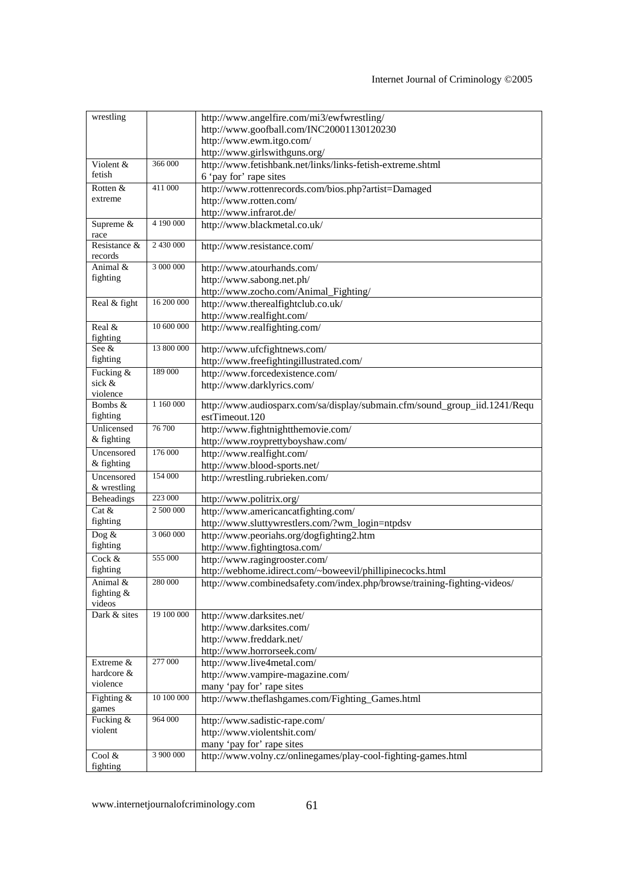| wrestling | | http://www.angelfire.com/mi3/ewfwrestling/<br>http://www.goofball.com/INC20001130120230<br>http://www.ewm.itgo.com/<br>http://www.girlswithguns.org/ |
|---|---|---|
| Violent & fetish | 366 000 | http://www.fetishbank.net/links/links-fetish-extreme.shtml<br>6 'pay for' rape sites |
| Rotten & extreme | 411 000 | http://www.rottenrecords.com/bios.php?artist=Damaged<br>http://www.rotten.com/<br>http://www.infrarot.de/ |
| Supreme & race | 4 190 000 | http://www.blackmetal.co.uk/ |
| Resistance & records | 2 430 000 | http://www.resistance.com/ |
| Animal & fighting | 3 000 000 | http://www.atourhands.com/<br>http://www.sabong.net.ph/<br>http://www.zocho.com/Animal_Fighting/ |
| Real & fight | 16 200 000 | http://www.therealfightclub.co.uk/<br>http://www.realfight.com/ |
| Real & fighting | 10 600 000 | http://www.realfighting.com/ |
| See & fighting | 13 800 000 | http://www.ufcfightnews.com/<br>http://www.freefightingillustrated.com/ |
| Fucking & sick & violence | 189 000 | http://www.forcedexistence.com/<br>http://www.darklyrics.com/ |
| Bombs & fighting | 1 160 000 | http://www.audiosparx.com/sa/display/submain.cfm/sound_group_iid.1241/RequestTimeout.120 |
| Unlicensed & fighting | 76 700 | http://www.fightnightthemovie.com/<br>http://www.royprettyboyshaw.com/ |
| Uncensored & fighting | 176 000 | http://www.realfight.com/<br>http://www.blood-sports.net/ |
| Uncensored & wrestling | 154 000 | http://wrestling.rubrieken.com/ |
| Beheadings | 223 000 | http://www.politrix.org/ |
| Cat & fighting | 2 500 000 | http://www.americancatfighting.com/<br>http://www.sluttywrestlers.com/?wm_login=ntpdsv |
| Dog & fighting | 3 060 000 | http://www.peoriahs.org/dogfighting2.htm<br>http://www.fightingtosa.com/ |
| Cock & fighting | 555 000 | http://www.ragingrooster.com/<br>http://webhome.idirect.com/~boweevil/phillipinecocks.html |
| Animal & fighting & videos | 280 000 | http://www.combinedsafety.com/index.php/browse/training-fighting-videos/ |
| Dark & sites | 19 100 000 | http://www.darksites.net/<br>http://www.darksites.com/<br>http://www.freddark.net/<br>http://www.horrorseek.com/ |
| Extreme & hardcore & violence | 277 000 | http://www.live4metal.com/<br>http://www.vampire-magazine.com/<br>many 'pay for' rape sites |
| Fighting & games | 10 100 000 | http://www.theflashgames.com/Fighting_Games.html |
| Fucking & violent | 964 000 | http://www.sadistic-rape.com/<br>http://www.violentshit.com/<br>many 'pay for' rape sites |
| Cool & fighting | 3 900 000 | http://www.volny.cz/onlinegames/play-cool-fighting-games.html |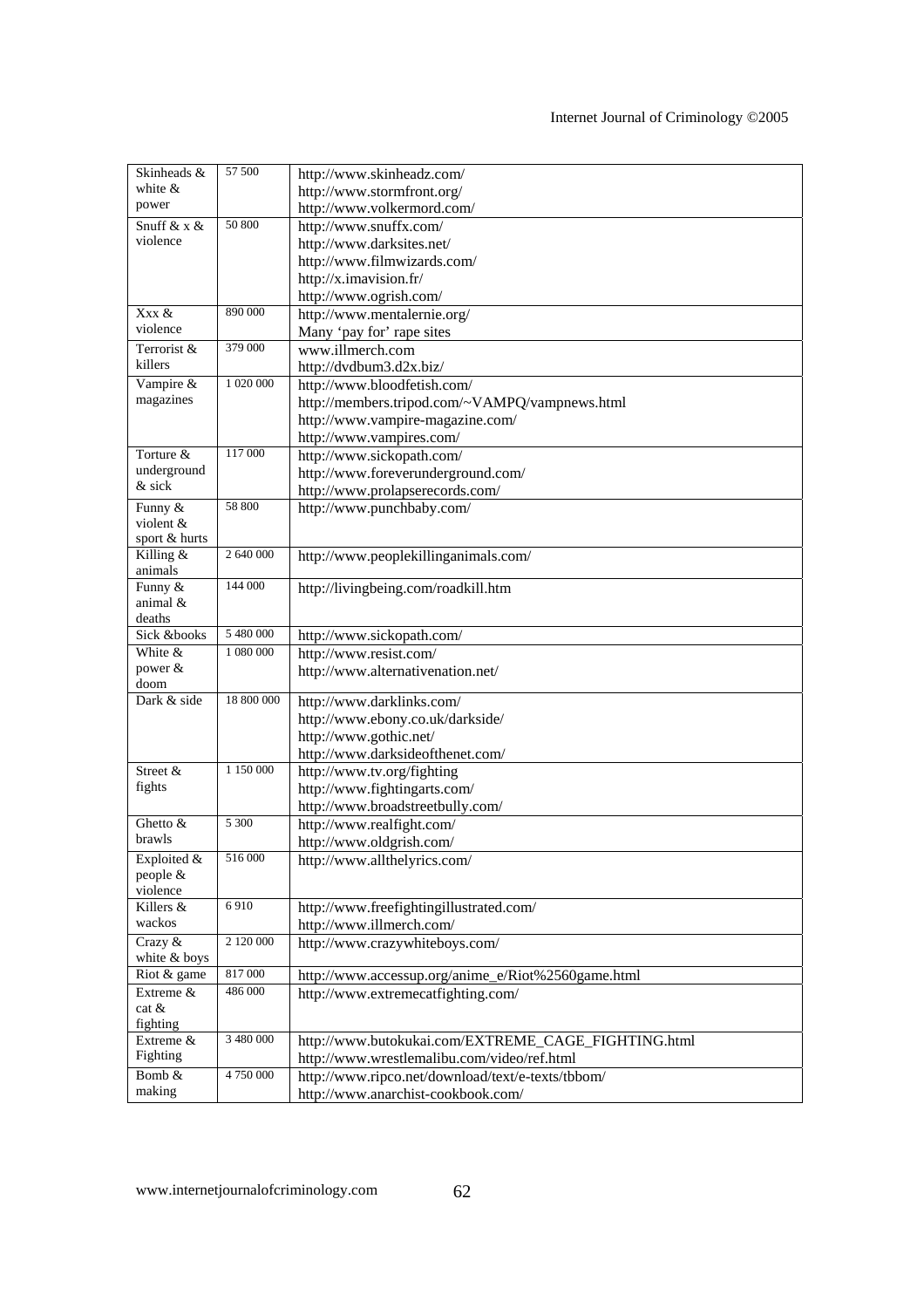| Skinheads & white & power | 57 500 | http://www.skinheadz.com/<br>http://www.stormfront.org/<br>http://www.volkermord.com/ |
|---|---|---|
| Snuff & x & violence | 50 800 | http://www.snuffx.com/<br>http://www.darksites.net/<br>http://www.filmwizards.com/<br>http://x.imavision.fr/<br>http://www.ogrish.com/ |
| Xxx & violence | 890 000 | http://www.mentalernie.org/<br>Many 'pay for' rape sites |
| Terrorist & killers | 379 000 | www.illmerch.com<br>http://dvdbum3.d2x.biz/ |
| Vampire & magazines | 1 020 000 | http://www.bloodfetish.com/<br>http://members.tripod.com/~VAMPQ/vampnews.html<br>http://www.vampire-magazine.com/<br>http://www.vampires.com/ |
| Torture & underground & sick | 117 000 | http://www.sickopath.com/<br>http://www.foreverunderground.com/<br>http://www.prolapserecords.com/ |
| Funny & violent & sport & hurts | 58 800 | http://www.punchbaby.com/ |
| Killing & animals | 2 640 000 | http://www.peoplekillinganimals.com/ |
| Funny & animal & deaths | 144 000 | http://livingbeing.com/roadkill.htm |
| Sick &books | 5 480 000 | http://www.sickopath.com/ |
| White & power & doom | 1 080 000 | http://www.resist.com/<br>http://www.alternativenation.net/ |
| Dark & side | 18 800 000 | http://www.darklinks.com/<br>http://www.ebony.co.uk/darkside/<br>http://www.gothic.net/<br>http://www.darksideofthenet.com/ |
| Street & fights | 1 150 000 | http://www.tv.org/fighting<br>http://www.fightingarts.com/<br>http://www.broadstreetbully.com/ |
| Ghetto & brawls | 5 300 | http://www.realfight.com/<br>http://www.oldgrish.com/ |
| Exploited & people & violence | 516 000 | http://www.allthelyrics.com/ |
| Killers & wackos | 6 910 | http://www.freefightingillustrated.com/<br>http://www.illmerch.com/ |
| Crazy & white & boys | 2 120 000 | http://www.crazywhiteboys.com/ |
| Riot & game | 817 000 | http://www.accessup.org/anime_e/Riot%2560game.html |
| Extreme & cat & fighting | 486 000 | http://www.extremecatfighting.com/ |
| Extreme & Fighting | 3 480 000 | http://www.butokukai.com/EXTREME_CAGE_FIGHTING.html<br>http://www.wrestlemalibu.com/video/ref.html |
| Bomb & making | 4 750 000 | http://www.ripco.net/download/text/e-texts/tbbom/<br>http://www.anarchist-cookbook.com/ |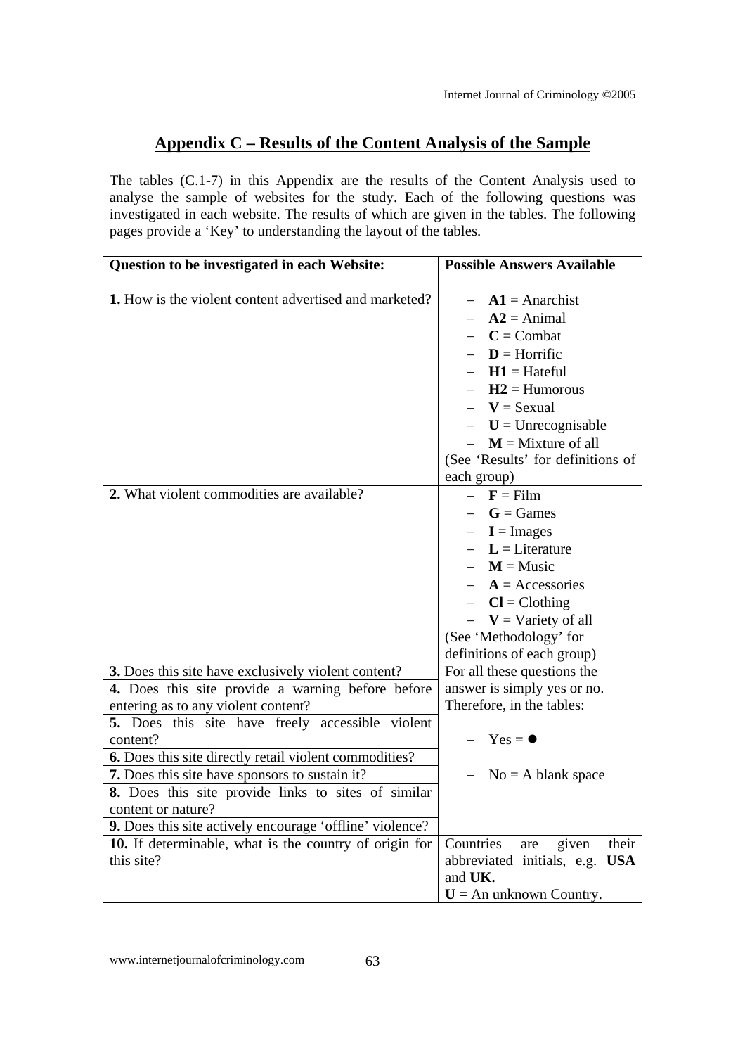## Appendix C – Results of the Content Analysis of the Sample

The tables (C.1-7) in this Appendix are the results of the Content Analysis used to analyse the sample of websites for the study. Each of the following questions was investigated in each website. The results of which are given in the tables. The following pages provide a 'Key' to understanding the layout of the tables.

| Question to be investigated in each Website: | Possible Answers Available |
|---|---|
| **1.** How is the violent content advertised and marketed? | – **A1** = Anarchist<br>– **A2** = Animal<br>– **C** = Combat<br>– **D** = Horrific<br>– **H1** = Hateful<br>– **H2** = Humorous<br>– **V** = Sexual<br>– **U** = Unrecognisable<br>– **M** = Mixture of all<br>(See 'Results' for definitions of each group) |
| **2.** What violent commodities are available? | – **F** = Film<br>– **G** = Games<br>– **I** = Images<br>– **L** = Literature<br>– **M** = Music<br>– **A** = Accessories<br>– **Cl** = Clothing<br>– **V** = Variety of all<br>(See 'Methodology' for definitions of each group) |
| **3.** Does this site have exclusively violent content? | For all these questions the answer is simply yes or no. Therefore, in the tables:<br><br>– Yes = ●<br><br>– No = A blank space |
| **4.** Does this site provide a warning before before entering as to any violent content? | |
| **5.** Does this site have freely accessible violent content? | |
| **6.** Does this site directly retail violent commodities? | |
| **7.** Does this site have sponsors to sustain it? | |
| **8.** Does this site provide links to sites of similar content or nature? | |
| **9.** Does this site actively encourage 'offline' violence? | |
| **10.** If determinable, what is the country of origin for this site? | Countries are given their abbreviated initials, e.g. **USA** and **UK.**<br>**U =** An unknown Country. |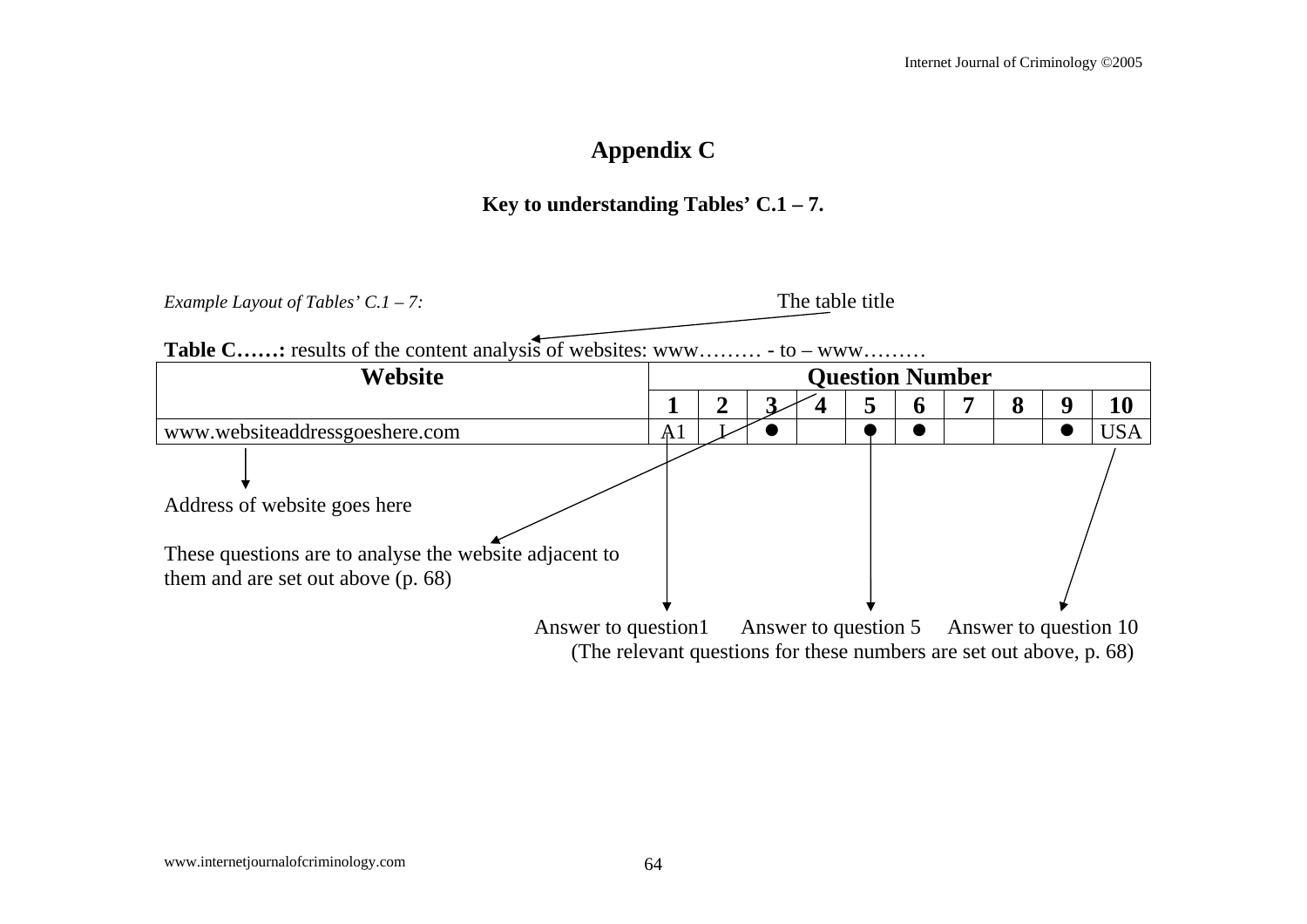# Appendix C

### Key to understanding Tables' C.1 – 7.

*Example Layout of Tables' C.1 – 7:*

The table title

**Table C……:** results of the content analysis of websites: www……… - to – www………

| Website | Question Number | | | | | | | | | |
|---|---|---|---|---|---|---|---|---|---|---|
| | **1** | **2** | **3** | **4** | **5** | **6** | **7** | **8** | **9** | **10** |
| www.websiteaddressgoeshere.com | A1 | I | ● | | ● | ● | | | ● | USA |

Address of website goes here

These questions are to analyse the website adjacent to them and are set out above (p. 68)

Answer to question1 Answer to question 5 Answer to question 10

(The relevant questions for these numbers are set out above, p. 68)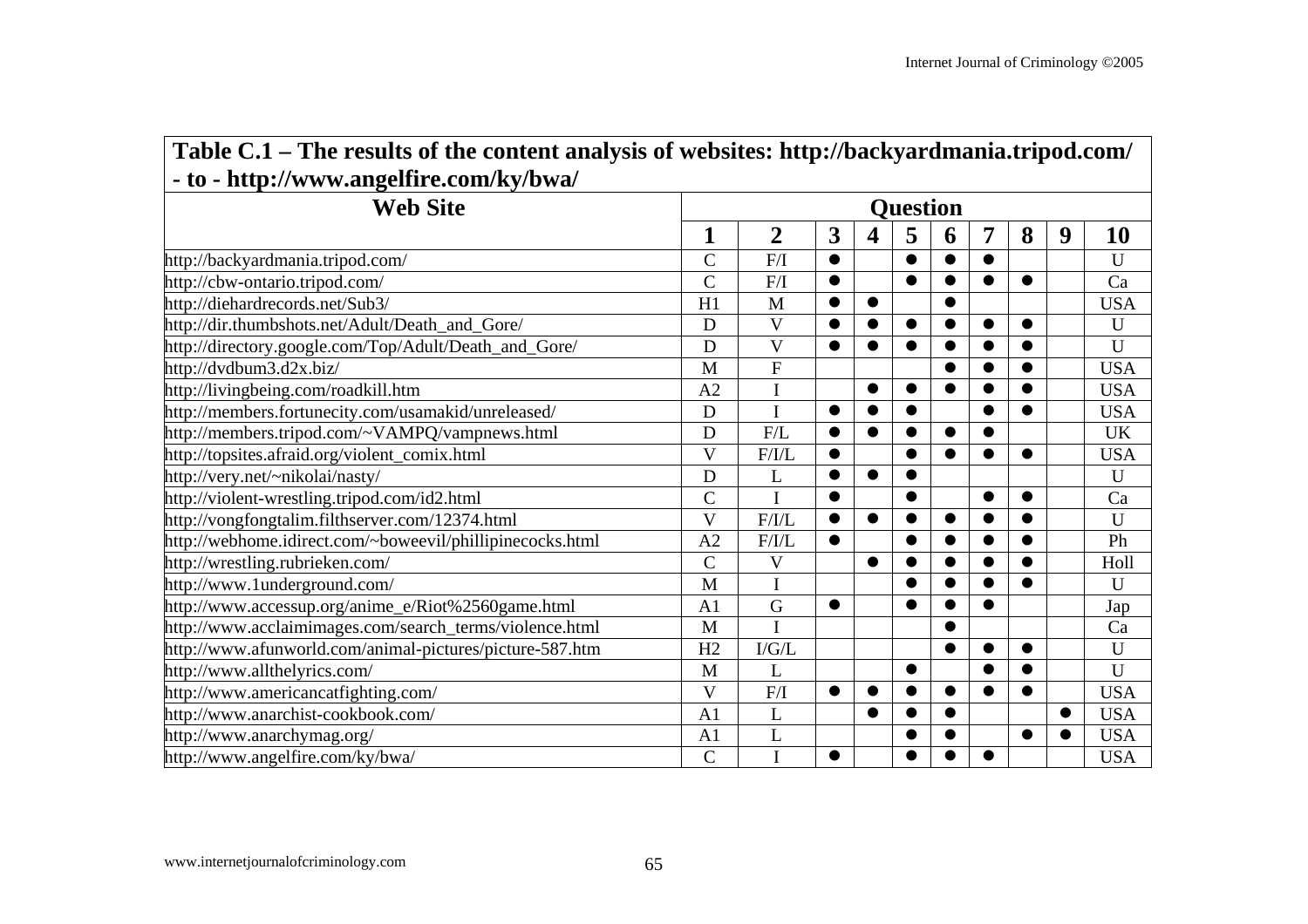**Table C.1 – The results of the content analysis of websites: http://backyardmania.tripod.com/ - to - http://www.angelfire.com/ky/bwa/**

| Web Site | Question | | | | | | | | | |
|---|---|---|---|---|---|---|---|---|---|---|
| | 1 | 2 | 3 | 4 | 5 | 6 | 7 | 8 | 9 | 10 |
| http://backyardmania.tripod.com/ | C | F/I | ● | | ● | ● | ● | | | U |
| http://cbw-ontario.tripod.com/ | C | F/I | ● | | ● | ● | ● | ● | | Ca |
| http://diehardrecords.net/Sub3/ | H1 | M | ● | ● | | ● | | | | USA |
| http://dir.thumbshots.net/Adult/Death_and_Gore/ | D | V | ● | ● | ● | ● | ● | ● | | U |
| http://directory.google.com/Top/Adult/Death_and_Gore/ | D | V | ● | ● | ● | ● | ● | ● | | U |
| http://dvdbum3.d2x.biz/ | M | F | | | | ● | ● | ● | | USA |
| http://livingbeing.com/roadkill.htm | A2 | I | | ● | ● | ● | ● | ● | | USA |
| http://members.fortunecity.com/usamakid/unreleased/ | D | I | ● | ● | ● | | ● | ● | | USA |
| http://members.tripod.com/~VAMPQ/vampnews.html | D | F/L | ● | ● | ● | ● | ● | | | UK |
| http://topsites.afraid.org/violent_comix.html | V | F/I/L | ● | | ● | ● | ● | ● | | USA |
| http://very.net/~nikolai/nasty/ | D | L | ● | ● | ● | | | | | U |
| http://violent-wrestling.tripod.com/id2.html | C | I | ● | | ● | | ● | ● | | Ca |
| http://vongfongtalim.filthserver.com/12374.html | V | F/I/L | ● | ● | ● | ● | ● | ● | | U |
| http://webhome.idirect.com/~boweevil/phillipinecocks.html | A2 | F/I/L | ● | | ● | ● | ● | ● | | Ph |
| http://wrestling.rubrieken.com/ | C | V | | ● | ● | ● | ● | ● | | Holl |
| http://www.1underground.com/ | M | I | | | ● | ● | ● | ● | | U |
| http://www.accessup.org/anime_e/Riot%2560game.html | A1 | G | ● | | ● | ● | ● | | | Jap |
| http://www.acclaimimages.com/search_terms/violence.html | M | I | | | | ● | | | | Ca |
| http://www.afunworld.com/animal-pictures/picture-587.htm | H2 | I/G/L | | | | ● | ● | ● | | U |
| http://www.allthelyrics.com/ | M | L | | | ● | | ● | ● | | U |
| http://www.americancatfighting.com/ | V | F/I | ● | ● | ● | ● | ● | ● | | USA |
| http://www.anarchist-cookbook.com/ | A1 | L | | ● | ● | ● | | | ● | USA |
| http://www.anarchymag.org/ | A1 | L | | | ● | ● | | ● | ● | USA |
| http://www.angelfire.com/ky/bwa/ | C | I | ● | | ● | ● | ● | | | USA |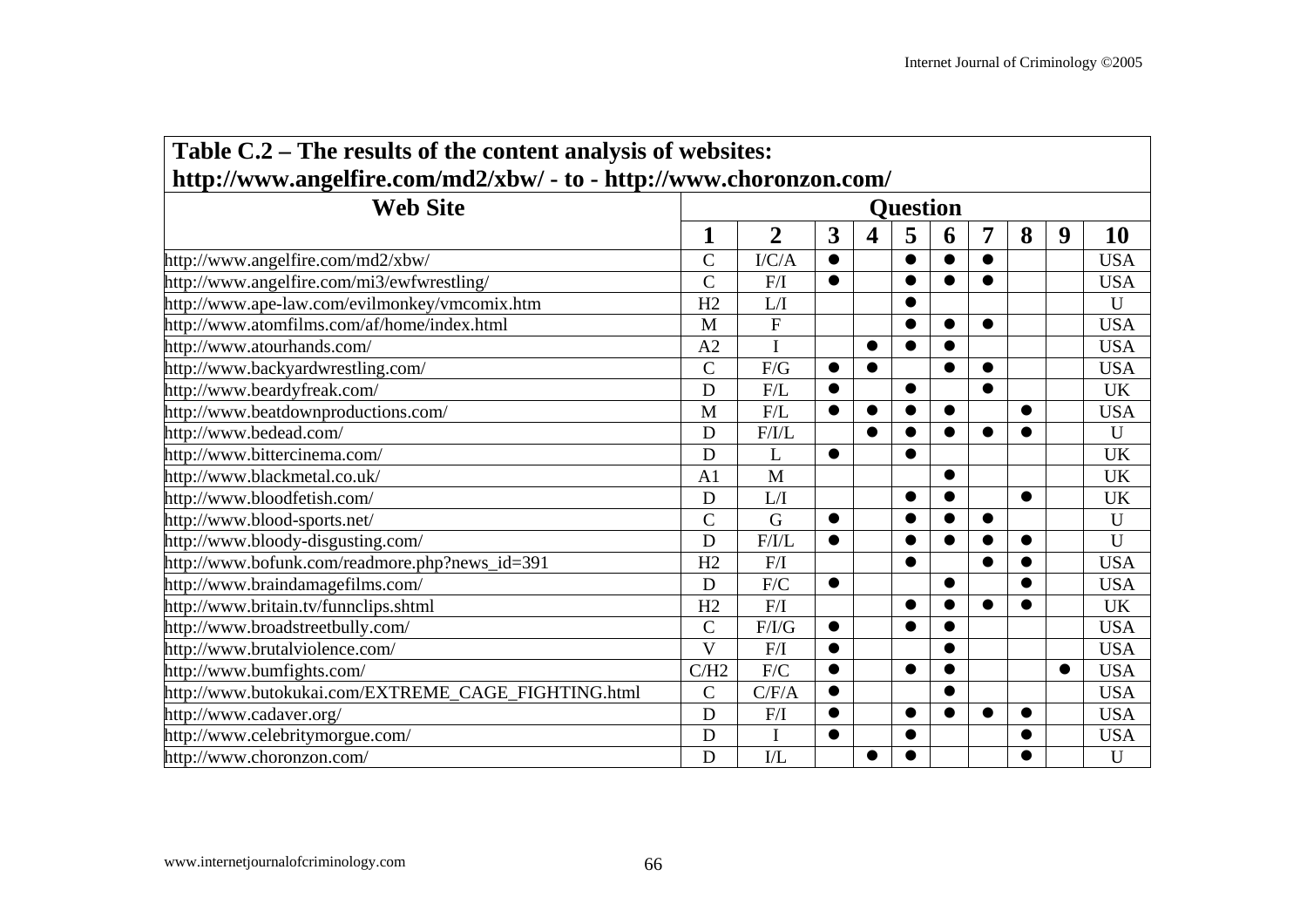| Table C.2 – The results of the content analysis of websites: http://www.angelfire.com/md2/xbw/ - to - http://www.choronzon.com/ | | | | | | | | | | |
|---|---|---|---|---|---|---|---|---|---|---|
| **Web Site** | **Question** | | | | | | | | | |
| | **1** | **2** | **3** | **4** | **5** | **6** | **7** | **8** | **9** | **10** |
| http://www.angelfire.com/md2/xbw/ | C | I/C/A | ● | | ● | ● | ● | | | USA |
| http://www.angelfire.com/mi3/ewfwrestling/ | C | F/I | ● | | ● | ● | ● | | | USA |
| http://www.ape-law.com/evilmonkey/vmcomix.htm | H2 | L/I | | | ● | | | | | U |
| http://www.atomfilms.com/af/home/index.html | M | F | | | ● | ● | ● | | | USA |
| http://www.atourhands.com/ | A2 | I | | ● | ● | ● | | | | USA |
| http://www.backyardwrestling.com/ | C | F/G | ● | ● | | ● | ● | | | USA |
| http://www.beardyfreak.com/ | D | F/L | ● | | ● | | ● | | | UK |
| http://www.beatdownproductions.com/ | M | F/L | ● | ● | ● | ● | | ● | | USA |
| http://www.bedead.com/ | D | F/I/L | | ● | ● | ● | ● | ● | | U |
| http://www.bittercinema.com/ | D | L | ● | | ● | | | | | UK |
| http://www.blackmetal.co.uk/ | A1 | M | | | | ● | | | | UK |
| http://www.bloodfetish.com/ | D | L/I | | | ● | ● | | ● | | UK |
| http://www.blood-sports.net/ | C | G | ● | | ● | ● | ● | | | U |
| http://www.bloody-disgusting.com/ | D | F/I/L | ● | | ● | ● | ● | ● | | U |
| http://www.bofunk.com/readmore.php?news_id=391 | H2 | F/I | | | ● | | ● | ● | | USA |
| http://www.braindamagefilms.com/ | D | F/C | ● | | | ● | | ● | | USA |
| http://www.britain.tv/funnclips.shtml | H2 | F/I | | | ● | ● | ● | ● | | UK |
| http://www.broadstreetbully.com/ | C | F/I/G | ● | | ● | ● | | | | USA |
| http://www.brutalviolence.com/ | V | F/I | ● | | | ● | | | | USA |
| http://www.bumfights.com/ | C/H2 | F/C | ● | | ● | ● | | | ● | USA |
| http://www.butokukai.com/EXTREME_CAGE_FIGHTING.html | C | C/F/A | ● | | | ● | | | | USA |
| http://www.cadaver.org/ | D | F/I | ● | | ● | ● | ● | ● | | USA |
| http://www.celebritymorgue.com/ | D | I | ● | | ● | | | ● | | USA |
| http://www.choronzon.com/ | D | I/L | | ● | ● | | | ● | | U |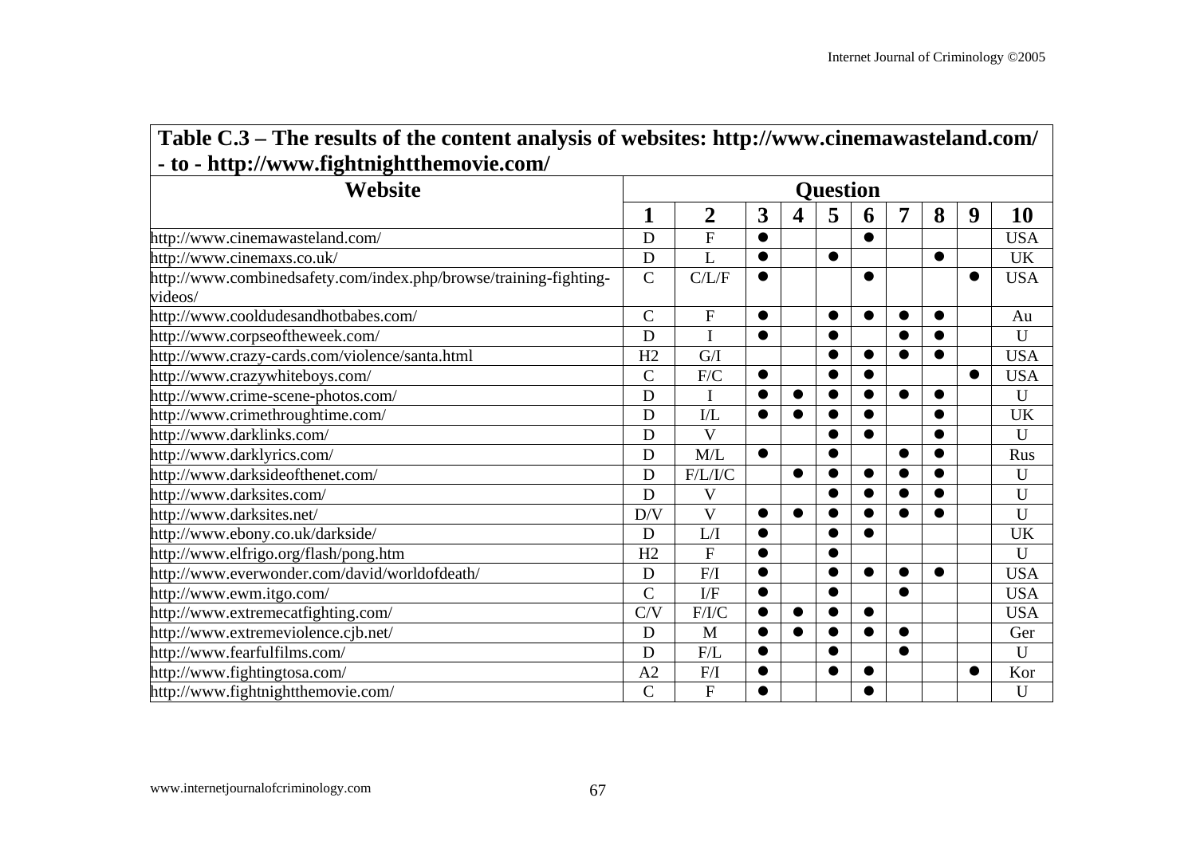| **Table C.3 – The results of the content analysis of websites: http://www.cinemawasteland.com/ - to - http://www.fightnightthemovie.com/** | | | | | | | | | | |
|---|---|---|---|---|---|---|---|---|---|---|
| **Website** | **Question** | | | | | | | | | |
| | **1** | **2** | **3** | **4** | **5** | **6** | **7** | **8** | **9** | **10** |
| http://www.cinemawasteland.com/ | D | F | ● | | | ● | | | | USA |
| http://www.cinemaxs.co.uk/ | D | L | ● | | ● | | | ● | | UK |
| http://www.combinedsafety.com/index.php/browse/training-fighting-videos/ | C | C/L/F | ● | | | ● | | | ● | USA |
| http://www.cooldudesandhotbabes.com/ | C | F | ● | | ● | ● | ● | ● | | Au |
| http://www.corpseoftheweek.com/ | D | I | ● | | ● | | ● | ● | | U |
| http://www.crazy-cards.com/violence/santa.html | H2 | G/I | | | ● | ● | ● | ● | | USA |
| http://www.crazywhiteboys.com/ | C | F/C | ● | | ● | ● | | | ● | USA |
| http://www.crime-scene-photos.com/ | D | I | ● | ● | ● | ● | ● | ● | | U |
| http://www.crimethroughtime.com/ | D | I/L | ● | ● | ● | ● | | ● | | UK |
| http://www.darklinks.com/ | D | V | | | ● | ● | | ● | | U |
| http://www.darklyrics.com/ | D | M/L | ● | | ● | | ● | ● | | Rus |
| http://www.darksideofthenet.com/ | D | F/L/I/C | | ● | ● | ● | ● | ● | | U |
| http://www.darksites.com/ | D | V | | | ● | ● | ● | ● | | U |
| http://www.darksites.net/ | D/V | V | ● | ● | ● | ● | ● | ● | | U |
| http://www.ebony.co.uk/darkside/ | D | L/I | ● | | ● | ● | | | | UK |
| http://www.elfrigo.org/flash/pong.htm | H2 | F | ● | | ● | | | | | U |
| http://www.everwonder.com/david/worldofdeath/ | D | F/I | ● | | ● | ● | ● | ● | | USA |
| http://www.ewm.itgo.com/ | C | I/F | ● | | ● | | ● | | | USA |
| http://www.extremecatfighting.com/ | C/V | F/I/C | ● | ● | ● | ● | | | | USA |
| http://www.extremeviolence.cjb.net/ | D | M | ● | ● | ● | ● | ● | | | Ger |
| http://www.fearfulfilms.com/ | D | F/L | ● | | ● | | ● | | | U |
| http://www.fightingtosa.com/ | A2 | F/I | ● | | ● | ● | | | ● | Kor |
| http://www.fightnightthemovie.com/ | C | F | ● | | | ● | | | | U |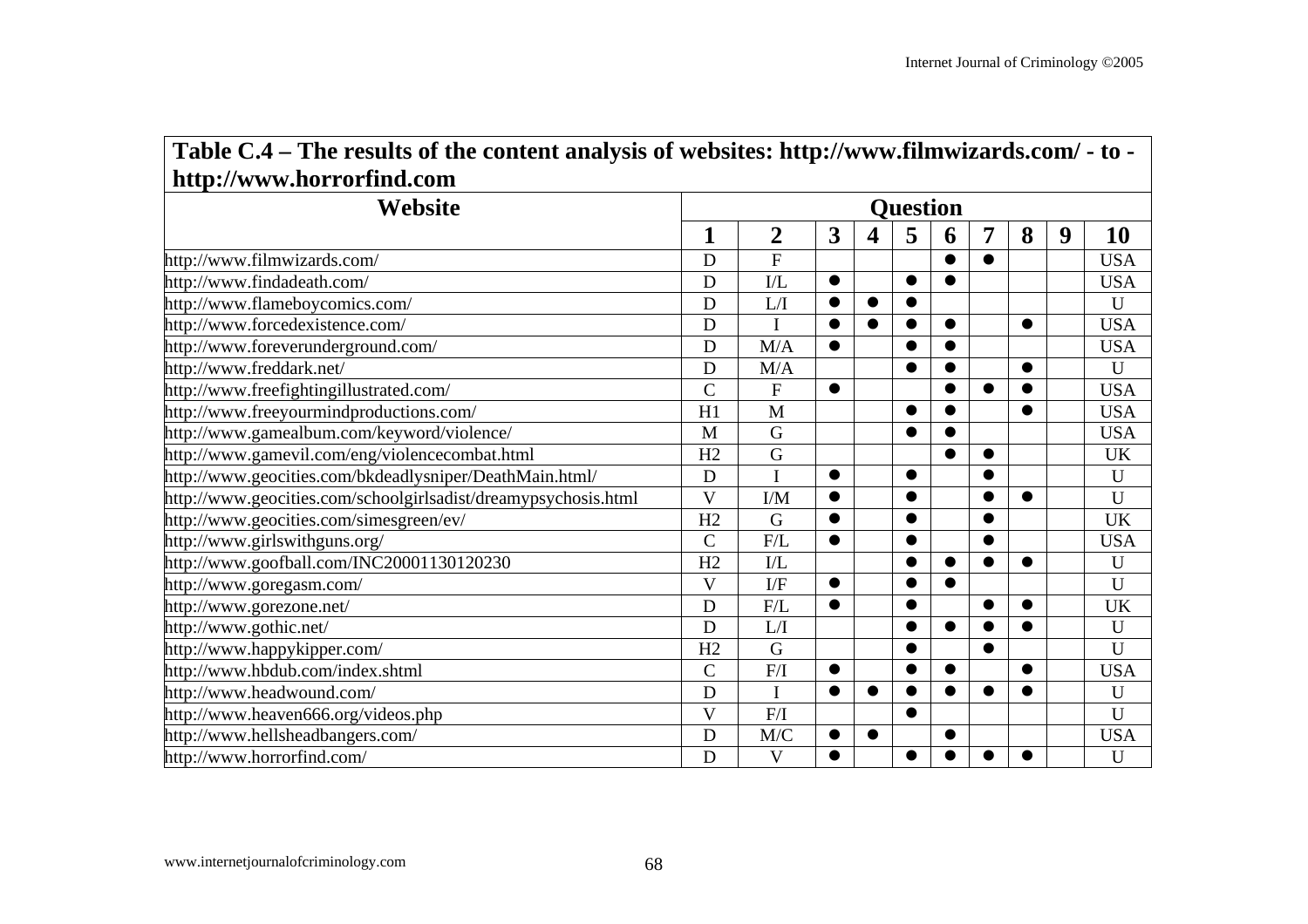**Table C.4 – The results of the content analysis of websites: http://www.filmwizards.com/ - to - http://www.horrorfind.com**

| Website | Question | | | | | | | | | |
|---|---|---|---|---|---|---|---|---|---|---|
| | 1 | 2 | 3 | 4 | 5 | 6 | 7 | 8 | 9 | 10 |
| http://www.filmwizards.com/ | D | F | | | | ● | ● | | | USA |
| http://www.findadeath.com/ | D | I/L | ● | | ● | ● | | | | USA |
| http://www.flameboycomics.com/ | D | L/I | ● | ● | ● | | | | | U |
| http://www.forcedexistence.com/ | D | I | ● | ● | ● | ● | | ● | | USA |
| http://www.foreverunderground.com/ | D | M/A | ● | | ● | ● | | | | USA |
| http://www.freddark.net/ | D | M/A | | | ● | ● | | ● | | U |
| http://www.freefightingillustrated.com/ | C | F | ● | | | ● | ● | ● | | USA |
| http://www.freeyourmindproductions.com/ | H1 | M | | | ● | ● | | ● | | USA |
| http://www.gamealbum.com/keyword/violence/ | M | G | | | ● | ● | | | | USA |
| http://www.gamevil.com/eng/violencecombat.html | H2 | G | | | | ● | ● | | | UK |
| http://www.geocities.com/bkdeadlysniper/DeathMain.html/ | D | I | ● | | ● | | ● | | | U |
| http://www.geocities.com/schoolgirlsadist/dreamypsychosis.html | V | I/M | ● | | ● | | ● | ● | | U |
| http://www.geocities.com/simesgreen/ev/ | H2 | G | ● | | ● | | ● | | | UK |
| http://www.girlswithguns.org/ | C | F/L | ● | | ● | | ● | | | USA |
| http://www.goofball.com/INC20001130120230 | H2 | I/L | | | ● | ● | ● | ● | | U |
| http://www.goregasm.com/ | V | I/F | ● | | ● | ● | | | | U |
| http://www.gorezone.net/ | D | F/L | ● | | ● | | ● | ● | | UK |
| http://www.gothic.net/ | D | L/I | | | ● | ● | ● | ● | | U |
| http://www.happykipper.com/ | H2 | G | | | ● | | ● | | | U |
| http://www.hbdub.com/index.shtml | C | F/I | ● | | ● | ● | | ● | | USA |
| http://www.headwound.com/ | D | I | ● | ● | ● | ● | ● | ● | | U |
| http://www.heaven666.org/videos.php | V | F/I | | | ● | | | | | U |
| http://www.hellsheadbangers.com/ | D | M/C | ● | ● | | ● | | | | USA |
| http://www.horrorfind.com/ | D | V | ● | | ● | ● | ● | ● | | U |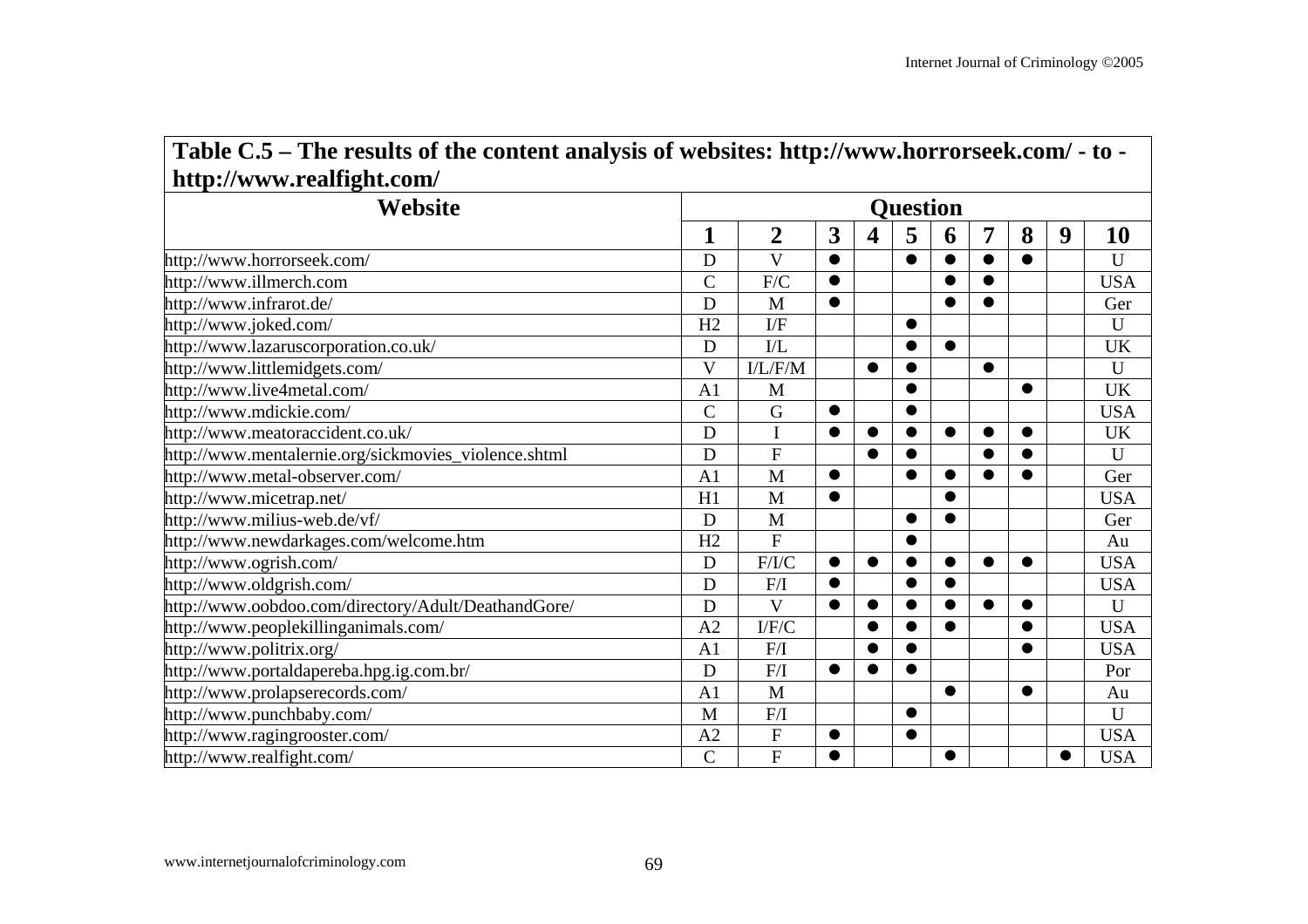**Table C.5 – The results of the content analysis of websites: http://www.horrorseek.com/ - to - http://www.realfight.com/**

| Website | Question | | | | | | | | | |
|---|---|---|---|---|---|---|---|---|---|---|
| | 1 | 2 | 3 | 4 | 5 | 6 | 7 | 8 | 9 | 10 |
| http://www.horrorseek.com/ | D | V | ● | | ● | ● | ● | ● | | U |
| http://www.illmerch.com | C | F/C | ● | | | ● | ● | | | USA |
| http://www.infrarot.de/ | D | M | ● | | | ● | ● | | | Ger |
| http://www.joked.com/ | H2 | I/F | | | ● | | | | | U |
| http://www.lazaruscorporation.co.uk/ | D | I/L | | | ● | ● | | | | UK |
| http://www.littlemidgets.com/ | V | I/L/F/M | | ● | ● | | ● | | | U |
| http://www.live4metal.com/ | A1 | M | | | ● | | | ● | | UK |
| http://www.mdickie.com/ | C | G | ● | | ● | | | | | USA |
| http://www.meatoraccident.co.uk/ | D | I | ● | ● | ● | ● | ● | ● | | UK |
| http://www.mentalernie.org/sickmovies_violence.shtml | D | F | | ● | ● | | ● | ● | | U |
| http://www.metal-observer.com/ | A1 | M | ● | | ● | ● | ● | ● | | Ger |
| http://www.micetrap.net/ | H1 | M | ● | | | ● | | | | USA |
| http://www.milius-web.de/vf/ | D | M | | | ● | ● | | | | Ger |
| http://www.newdarkages.com/welcome.htm | H2 | F | | | ● | | | | | Au |
| http://www.ogrish.com/ | D | F/I/C | ● | ● | ● | ● | ● | ● | | USA |
| http://www.oldgrish.com/ | D | F/I | ● | | ● | ● | | | | USA |
| http://www.oobdoo.com/directory/Adult/DeathandGore/ | D | V | ● | ● | ● | ● | ● | ● | | U |
| http://www.peoplekillinganimals.com/ | A2 | I/F/C | | ● | ● | ● | | ● | | USA |
| http://www.politrix.org/ | A1 | F/I | | ● | ● | | | ● | | USA |
| http://www.portaldapereba.hpg.ig.com.br/ | D | F/I | ● | ● | ● | | | | | Por |
| http://www.prolapserecords.com/ | A1 | M | | | | ● | | ● | | Au |
| http://www.punchbaby.com/ | M | F/I | | | ● | | | | | U |
| http://www.ragingrooster.com/ | A2 | F | ● | | ● | | | | | USA |
| http://www.realfight.com/ | C | F | ● | | | ● | | | ● | USA |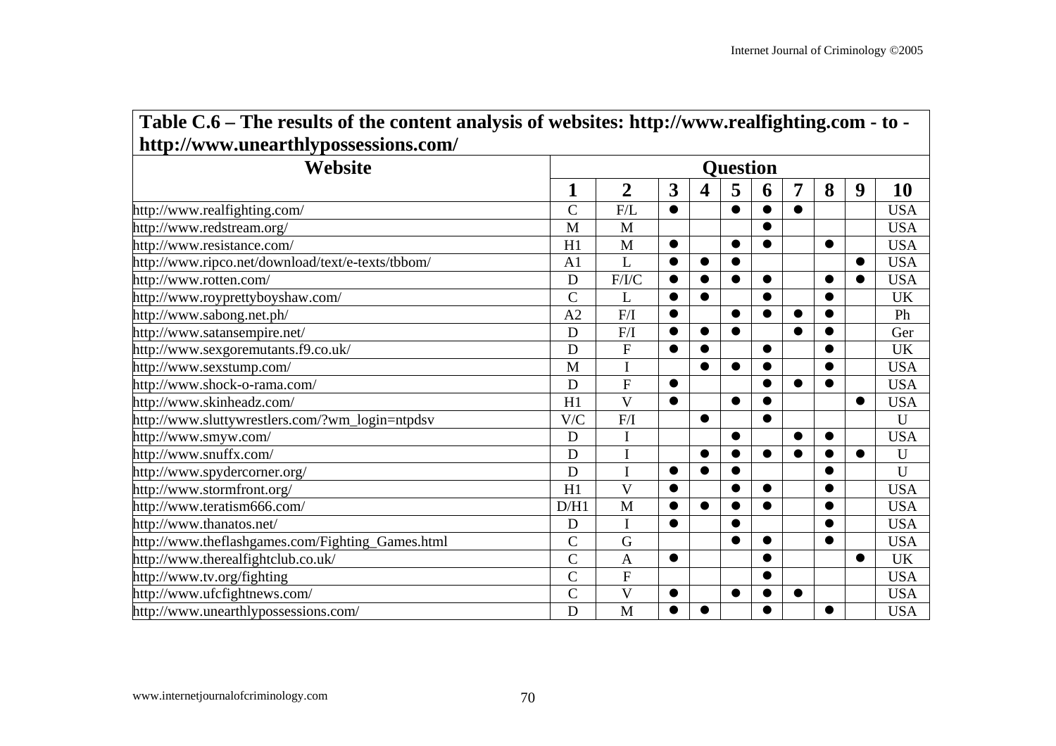**Table C.6 – The results of the content analysis of websites: http://www.realfighting.com - to - http://www.unearthlypossessions.com/**

| Website | Question | | | | | | | | | |
|---|---|---|---|---|---|---|---|---|---|---|
| | 1 | 2 | 3 | 4 | 5 | 6 | 7 | 8 | 9 | 10 |
| http://www.realfighting.com/ | C | F/L | ● | | ● | ● | ● | | | USA |
| http://www.redstream.org/ | M | M | | | | ● | | | | USA |
| http://www.resistance.com/ | H1 | M | ● | | ● | ● | | ● | | USA |
| http://www.ripco.net/download/text/e-texts/tbbom/ | A1 | L | ● | ● | ● | | | | ● | USA |
| http://www.rotten.com/ | D | F/I/C | ● | ● | ● | ● | | ● | ● | USA |
| http://www.royprettyboyshaw.com/ | C | L | ● | ● | | ● | | ● | | UK |
| http://www.sabong.net.ph/ | A2 | F/I | ● | | ● | ● | ● | ● | | Ph |
| http://www.satansempire.net/ | D | F/I | ● | ● | ● | | ● | ● | | Ger |
| http://www.sexgoremutants.f9.co.uk/ | D | F | ● | ● | | ● | | ● | | UK |
| http://www.sexstump.com/ | M | I | | ● | ● | ● | | ● | | USA |
| http://www.shock-o-rama.com/ | D | F | ● | | | ● | ● | ● | | USA |
| http://www.skinheadz.com/ | H1 | V | ● | | ● | ● | | | ● | USA |
| http://www.sluttywrestlers.com/?wm_login=ntpdsv | V/C | F/I | | ● | | ● | | | | U |
| http://www.smyw.com/ | D | I | | | ● | | ● | ● | | USA |
| http://www.snuffx.com/ | D | I | | ● | ● | ● | ● | ● | ● | U |
| http://www.spydercorner.org/ | D | I | ● | ● | ● | | | ● | | U |
| http://www.stormfront.org/ | H1 | V | ● | | ● | ● | | ● | | USA |
| http://www.teratism666.com/ | D/H1 | M | ● | ● | ● | ● | | ● | | USA |
| http://www.thanatos.net/ | D | I | ● | | ● | | | ● | | USA |
| http://www.theflashgames.com/Fighting_Games.html | C | G | | | ● | ● | | ● | | USA |
| http://www.therealfightclub.co.uk/ | C | A | ● | | | ● | | | ● | UK |
| http://www.tv.org/fighting | C | F | | | | ● | | | | USA |
| http://www.ufcfightnews.com/ | C | V | ● | | ● | ● | ● | | | USA |
| http://www.unearthlypossessions.com/ | D | M | ● | ● | | ● | | ● | | USA |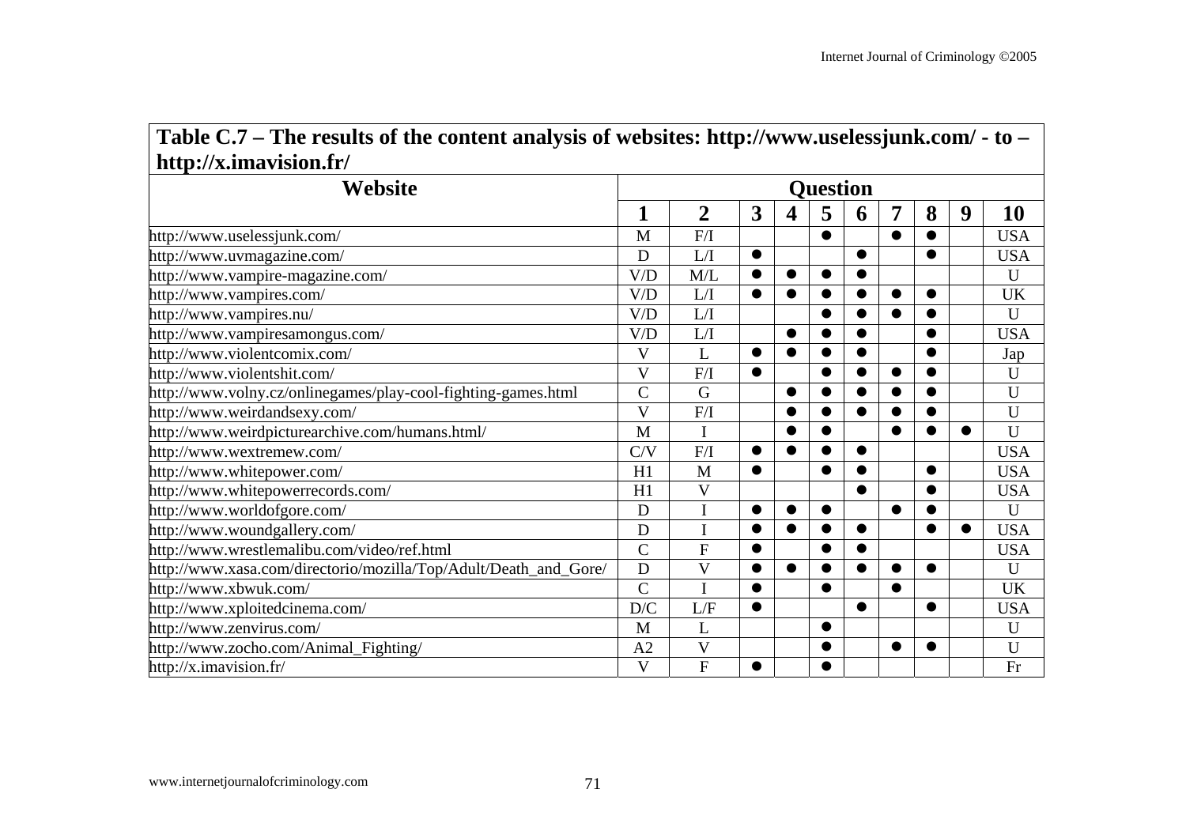| Table C.7 – The results of the content analysis of websites: http://www.uselessjunk.com/ - to – http://x.imavision.fr/ | | | | | | | | | | |
|---|---|---|---|---|---|---|---|---|---|---|
| **Website** | **Question** | | | | | | | | | |
| | **1** | **2** | **3** | **4** | **5** | **6** | **7** | **8** | **9** | **10** |
| http://www.uselessjunk.com/ | M | F/I | | | ● | | ● | ● | | USA |
| http://www.uvmagazine.com/ | D | L/I | ● | | | ● | | ● | | USA |
| http://www.vampire-magazine.com/ | V/D | M/L | ● | ● | ● | ● | | | | U |
| http://www.vampires.com/ | V/D | L/I | ● | ● | ● | ● | ● | ● | | UK |
| http://www.vampires.nu/ | V/D | L/I | | | ● | ● | ● | ● | | U |
| http://www.vampiresamongus.com/ | V/D | L/I | | ● | ● | ● | | ● | | USA |
| http://www.violentcomix.com/ | V | L | ● | ● | ● | ● | | ● | | Jap |
| http://www.violentshit.com/ | V | F/I | ● | | ● | ● | ● | ● | | U |
| http://www.volny.cz/onlinegames/play-cool-fighting-games.html | C | G | | ● | ● | ● | ● | ● | | U |
| http://www.weirdandsexy.com/ | V | F/I | | ● | ● | ● | ● | ● | | U |
| http://www.weirdpicturearchive.com/humans.html/ | M | I | | ● | ● | | ● | ● | ● | U |
| http://www.wextremew.com/ | C/V | F/I | ● | ● | ● | ● | | | | USA |
| http://www.whitepower.com/ | H1 | M | ● | | ● | ● | | ● | | USA |
| http://www.whitepowerrecords.com/ | H1 | V | | | | ● | | ● | | USA |
| http://www.worldofgore.com/ | D | I | ● | ● | ● | | ● | ● | | U |
| http://www.woundgallery.com/ | D | I | ● | ● | ● | ● | | ● | ● | USA |
| http://www.wrestlemalibu.com/video/ref.html | C | F | ● | | ● | ● | | | | USA |
| http://www.xasa.com/directorio/mozilla/Top/Adult/Death_and_Gore/ | D | V | ● | ● | ● | ● | ● | ● | | U |
| http://www.xbwuk.com/ | C | I | ● | | ● | | ● | | | UK |
| http://www.xploitedcinema.com/ | D/C | L/F | ● | | | ● | | ● | | USA |
| http://www.zenvirus.com/ | M | L | | | ● | | | | | U |
| http://www.zocho.com/Animal_Fighting/ | A2 | V | | | ● | | ● | ● | | U |
| http://x.imavision.fr/ | V | F | ● | | ● | | | | | Fr |